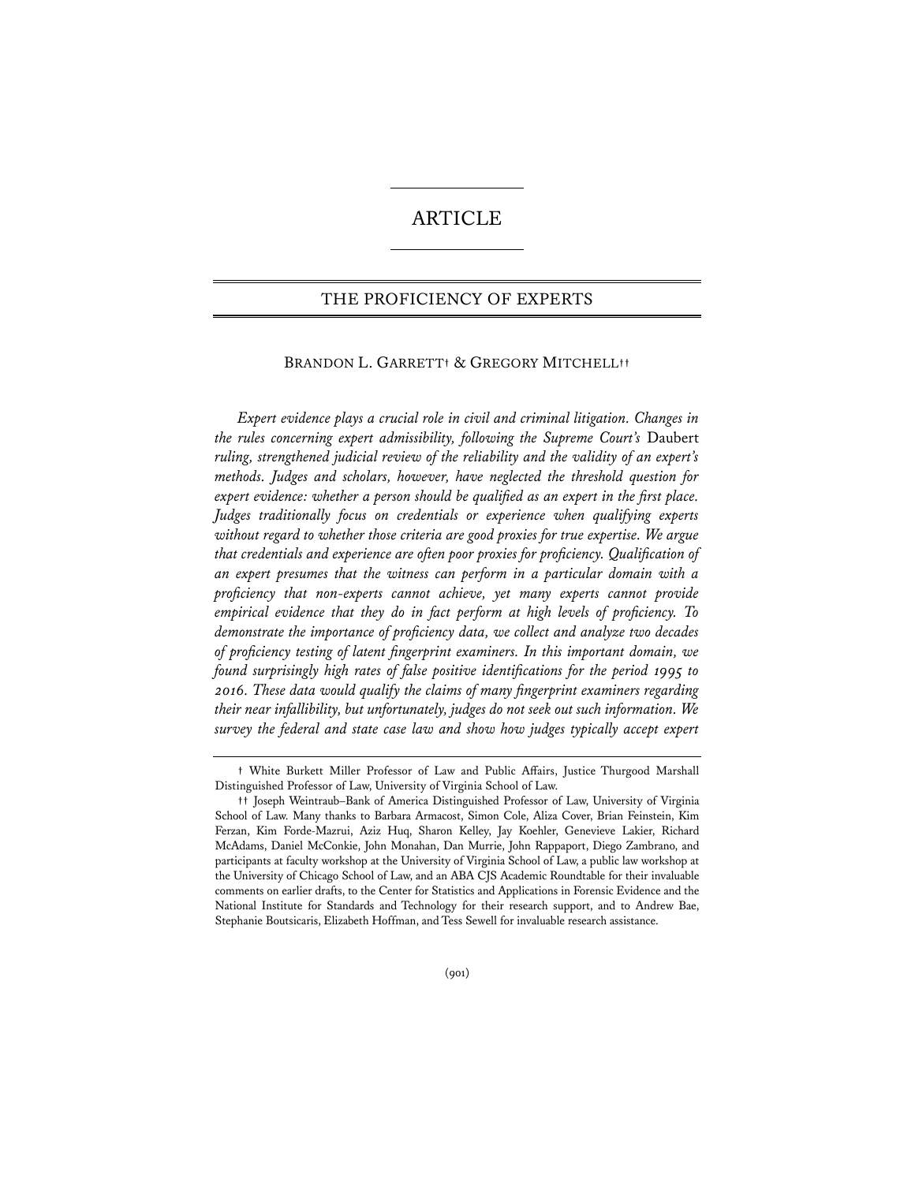# ARTICLE

## THE PROFICIENCY OF EXPERTS

BRANDON L. GARRETT† & GREGORY MITCHELL††

*Expert evidence plays a crucial role in civil and criminal litigation. Changes in the rules concerning expert admissibility, following the Supreme Court's* Daubert *ruling, strengthened judicial review of the reliability and the validity of an expert's methods. Judges and scholars, however, have neglected the threshold question for expert evidence: whether a person should be qualified as an expert in the first place. Judges traditionally focus on credentials or experience when qualifying experts without regard to whether those criteria are good proxies for true expertise. We argue that credentials and experience are often poor proxies for proficiency. Qualification of an expert presumes that the witness can perform in a particular domain with a proficiency that non-experts cannot achieve, yet many experts cannot provide empirical evidence that they do in fact perform at high levels of proficiency. To demonstrate the importance of proficiency data, we collect and analyze two decades of proficiency testing of latent fingerprint examiners. In this important domain, we found surprisingly high rates of false positive identifications for the period 1995 to 2016. These data would qualify the claims of many fingerprint examiners regarding their near infallibility, but unfortunately, judges do not seek out such information. We survey the federal and state case law and show how judges typically accept expert*

† White Burkett Miller Professor of Law and Public Affairs, Justice Thurgood Marshall Distinguished Professor of Law, University of Virginia School of Law.

†† Joseph Weintraub–Bank of America Distinguished Professor of Law, University of Virginia School of Law. Many thanks to Barbara Armacost, Simon Cole, Aliza Cover, Brian Feinstein, Kim Ferzan, Kim Forde-Mazrui, Aziz Huq, Sharon Kelley, Jay Koehler, Genevieve Lakier, Richard McAdams, Daniel McConkie, John Monahan, Dan Murrie, John Rappaport, Diego Zambrano, and participants at faculty workshop at the University of Virginia School of Law, a public law workshop at the University of Chicago School of Law, and an ABA CJS Academic Roundtable for their invaluable comments on earlier drafts, to the Center for Statistics and Applications in Forensic Evidence and the National Institute for Standards and Technology for their research support, and to Andrew Bae, Stephanie Boutsicaris, Elizabeth Hoffman, and Tess Sewell for invaluable research assistance.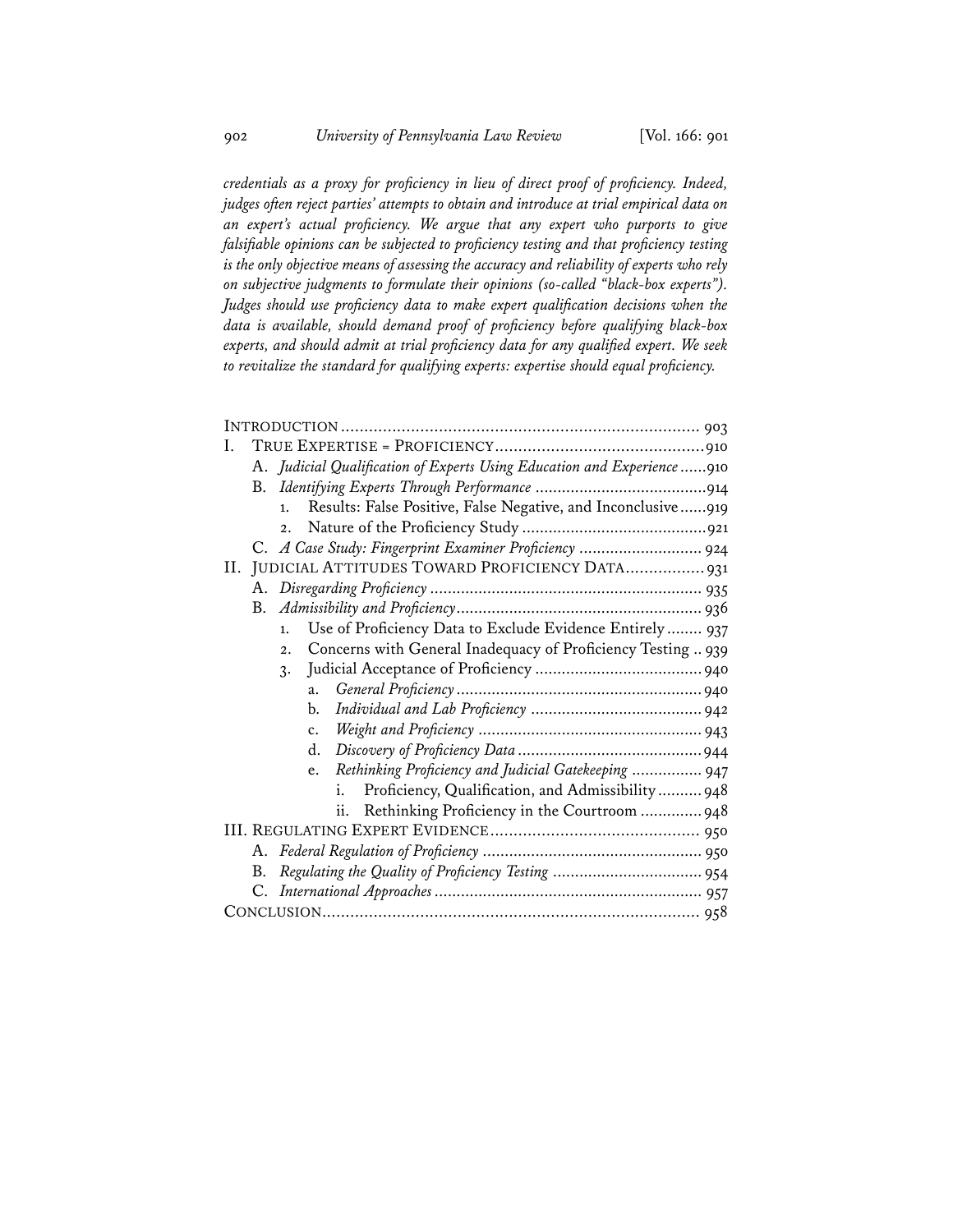*credentials as a proxy for proficiency in lieu of direct proof of proficiency. Indeed, judges often reject parties' attempts to obtain and introduce at trial empirical data on an expert's actual proficiency. We argue that any expert who purports to give falsifiable opinions can be subjected to proficiency testing and that proficiency testing is the only objective means of assessing the accuracy and reliability of experts who rely on subjective judgments to formulate their opinions (so-called "black-box experts"). Judges should use proficiency data to make expert qualification decisions when the data is available, should demand proof of proficiency before qualifying black-box experts, and should admit at trial proficiency data for any qualified expert. We seek to revitalize the standard for qualifying experts: expertise should equal proficiency.*

- INTRODUCTION ..... 903
- I. TRUE EXPERTISE = PROFICIENCY ..... 910
  - A. *Judicial Qualification of Experts Using Education and Experience* ..... 910
  - B. *Identifying Experts Through Performance* ..... 914
    - 1. Results: False Positive, False Negative, and Inconclusive ..... 919
    - 2. Nature of the Proficiency Study ..... 921
  - C. *A Case Study: Fingerprint Examiner Proficiency* ..... 924
- II. JUDICIAL ATTITUDES TOWARD PROFICIENCY DATA ..... 931
  - A. *Disregarding Proficiency* ..... 935
  - B. *Admissibility and Proficiency* ..... 936
    - 1. Use of Proficiency Data to Exclude Evidence Entirely ..... 937
    - 2. Concerns with General Inadequacy of Proficiency Testing ..... 939
    - 3. Judicial Acceptance of Proficiency ..... 940
      - a. *General Proficiency* ..... 940
      - b. *Individual and Lab Proficiency* ..... 942
      - c. *Weight and Proficiency* ..... 943
      - d. *Discovery of Proficiency Data* ..... 944
      - e. *Rethinking Proficiency and Judicial Gatekeeping* ..... 947
        - i. Proficiency, Qualification, and Admissibility ..... 948
        - ii. Rethinking Proficiency in the Courtroom ..... 948
- III. REGULATING EXPERT EVIDENCE ..... 950
  - A. *Federal Regulation of Proficiency* ..... 950
  - B. *Regulating the Quality of Proficiency Testing* ..... 954
  - C. *International Approaches* ..... 957
- CONCLUSION ..... 958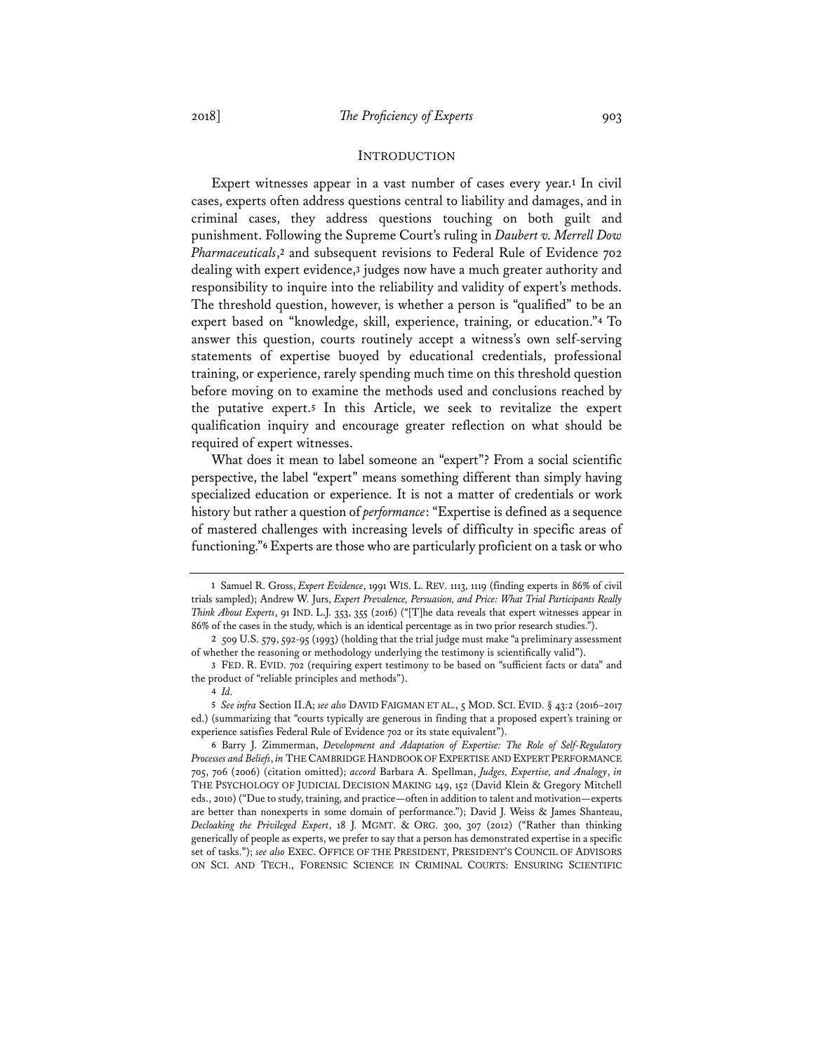## INTRODUCTION

Expert witnesses appear in a vast number of cases every year.[1] In civil cases, experts often address questions central to liability and damages, and in criminal cases, they address questions touching on both guilt and punishment. Following the Supreme Court's ruling in *Daubert v. Merrell Dow Pharmaceuticals*,[2] and subsequent revisions to Federal Rule of Evidence 702 dealing with expert evidence,[3] judges now have a much greater authority and responsibility to inquire into the reliability and validity of expert's methods. The threshold question, however, is whether a person is "qualified" to be an expert based on "knowledge, skill, experience, training, or education."[4] To answer this question, courts routinely accept a witness's own self-serving statements of expertise buoyed by educational credentials, professional training, or experience, rarely spending much time on this threshold question before moving on to examine the methods used and conclusions reached by the putative expert.[5] In this Article, we seek to revitalize the expert qualification inquiry and encourage greater reflection on what should be required of expert witnesses.

What does it mean to label someone an "expert"? From a social scientific perspective, the label "expert" means something different than simply having specialized education or experience. It is not a matter of credentials or work history but rather a question of *performance*: "Expertise is defined as a sequence of mastered challenges with increasing levels of difficulty in specific areas of functioning."[6] Experts are those who are particularly proficient on a task or who

---

1 Samuel R. Gross, *Expert Evidence*, 1991 WIS. L. REV. 1113, 1119 (finding experts in 86% of civil trials sampled); Andrew W. Jurs, *Expert Prevalence, Persuasion, and Price: What Trial Participants Really Think About Experts*, 91 IND. L.J. 353, 355 (2016) ("[T]he data reveals that expert witnesses appear in 86% of the cases in the study, which is an identical percentage as in two prior research studies.").

2 509 U.S. 579, 592-95 (1993) (holding that the trial judge must make "a preliminary assessment of whether the reasoning or methodology underlying the testimony is scientifically valid").

3 FED. R. EVID. 702 (requiring expert testimony to be based on "sufficient facts or data" and the product of "reliable principles and methods").

4 *Id.*

5 *See infra* Section II.A; *see also* DAVID FAIGMAN ET AL., 5 MOD. SCI. EVID. § 43:2 (2016–2017 ed.) (summarizing that "courts typically are generous in finding that a proposed expert's training or experience satisfies Federal Rule of Evidence 702 or its state equivalent").

6 Barry J. Zimmerman, *Development and Adaptation of Expertise: The Role of Self-Regulatory Processes and Beliefs*, *in* THE CAMBRIDGE HANDBOOK OF EXPERTISE AND EXPERT PERFORMANCE 705, 706 (2006) (citation omitted); *accord* Barbara A. Spellman, *Judges, Expertise, and Analogy*, *in* THE PSYCHOLOGY OF JUDICIAL DECISION MAKING 149, 152 (David Klein & Gregory Mitchell eds., 2010) ("Due to study, training, and practice—often in addition to talent and motivation—experts are better than nonexperts in some domain of performance."); David J. Weiss & James Shanteau, *Decloaking the Privileged Expert*, 18 J. MGMT. & ORG. 300, 307 (2012) ("Rather than thinking generically of people as experts, we prefer to say that a person has demonstrated expertise in a specific set of tasks."); *see also* EXEC. OFFICE OF THE PRESIDENT, PRESIDENT'S COUNCIL OF ADVISORS ON SCI. AND TECH., FORENSIC SCIENCE IN CRIMINAL COURTS: ENSURING SCIENTIFIC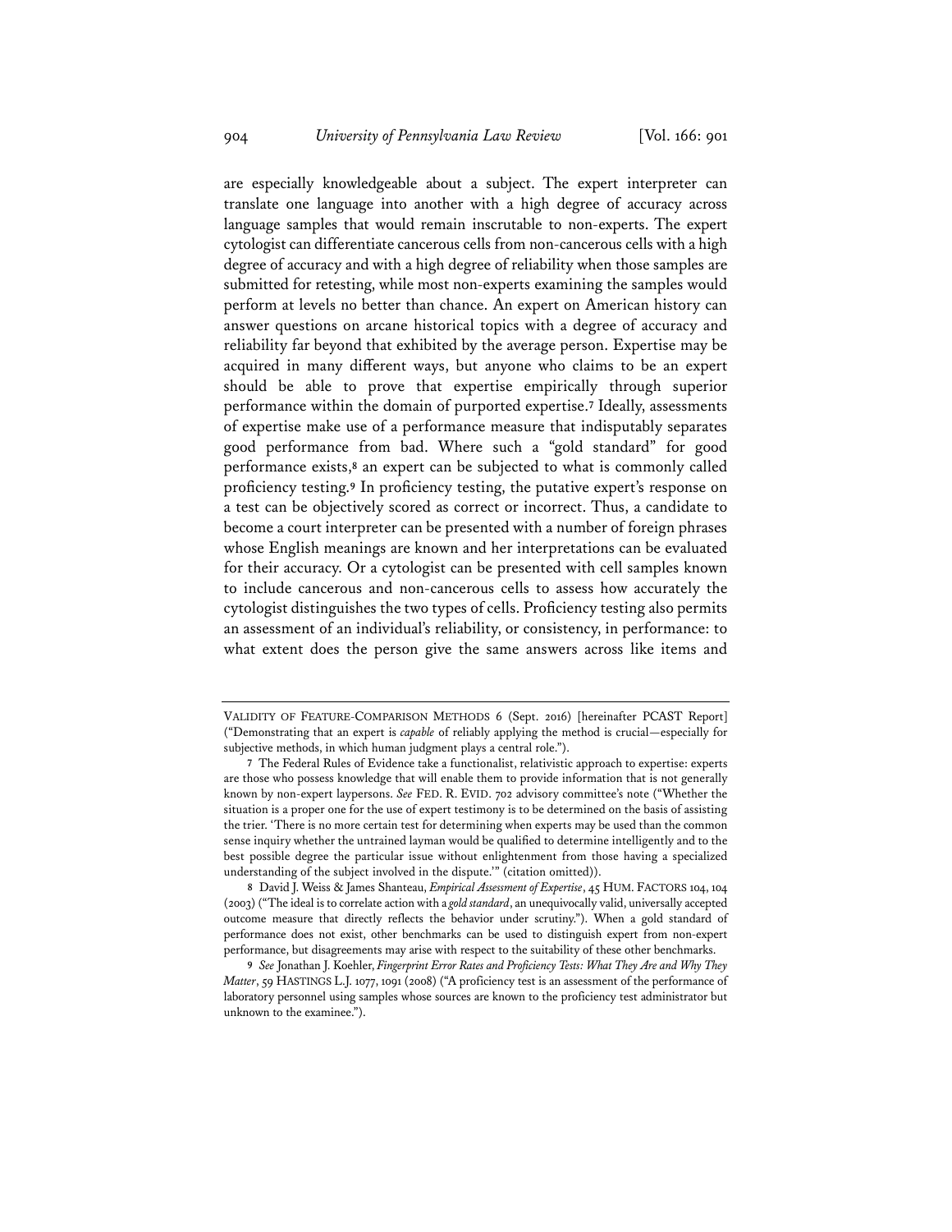are especially knowledgeable about a subject. The expert interpreter can translate one language into another with a high degree of accuracy across language samples that would remain inscrutable to non-experts. The expert cytologist can differentiate cancerous cells from non-cancerous cells with a high degree of accuracy and with a high degree of reliability when those samples are submitted for retesting, while most non-experts examining the samples would perform at levels no better than chance. An expert on American history can answer questions on arcane historical topics with a degree of accuracy and reliability far beyond that exhibited by the average person. Expertise may be acquired in many different ways, but anyone who claims to be an expert should be able to prove that expertise empirically through superior performance within the domain of purported expertise.[7] Ideally, assessments of expertise make use of a performance measure that indisputably separates good performance from bad. Where such a "gold standard" for good performance exists,[8] an expert can be subjected to what is commonly called proficiency testing.[9] In proficiency testing, the putative expert's response on a test can be objectively scored as correct or incorrect. Thus, a candidate to become a court interpreter can be presented with a number of foreign phrases whose English meanings are known and her interpretations can be evaluated for their accuracy. Or a cytologist can be presented with cell samples known to include cancerous and non-cancerous cells to assess how accurately the cytologist distinguishes the two types of cells. Proficiency testing also permits an assessment of an individual's reliability, or consistency, in performance: to what extent does the person give the same answers across like items and

---

VALIDITY OF FEATURE-COMPARISON METHODS 6 (Sept. 2016) [hereinafter PCAST Report] ("Demonstrating that an expert is *capable* of reliably applying the method is crucial—especially for subjective methods, in which human judgment plays a central role.").

7 The Federal Rules of Evidence take a functionalist, relativistic approach to expertise: experts are those who possess knowledge that will enable them to provide information that is not generally known by non-expert laypersons. *See* FED. R. EVID. 702 advisory committee's note ("Whether the situation is a proper one for the use of expert testimony is to be determined on the basis of assisting the trier. 'There is no more certain test for determining when experts may be used than the common sense inquiry whether the untrained layman would be qualified to determine intelligently and to the best possible degree the particular issue without enlightenment from those having a specialized understanding of the subject involved in the dispute.'" (citation omitted)).

8 David J. Weiss & James Shanteau, *Empirical Assessment of Expertise*, 45 HUM. FACTORS 104, 104 (2003) ("The ideal is to correlate action with a *gold standard*, an unequivocally valid, universally accepted outcome measure that directly reflects the behavior under scrutiny."). When a gold standard of performance does not exist, other benchmarks can be used to distinguish expert from non-expert performance, but disagreements may arise with respect to the suitability of these other benchmarks.

9 *See* Jonathan J. Koehler, *Fingerprint Error Rates and Proficiency Tests: What They Are and Why They Matter*, 59 HASTINGS L.J. 1077, 1091 (2008) ("A proficiency test is an assessment of the performance of laboratory personnel using samples whose sources are known to the proficiency test administrator but unknown to the examinee.").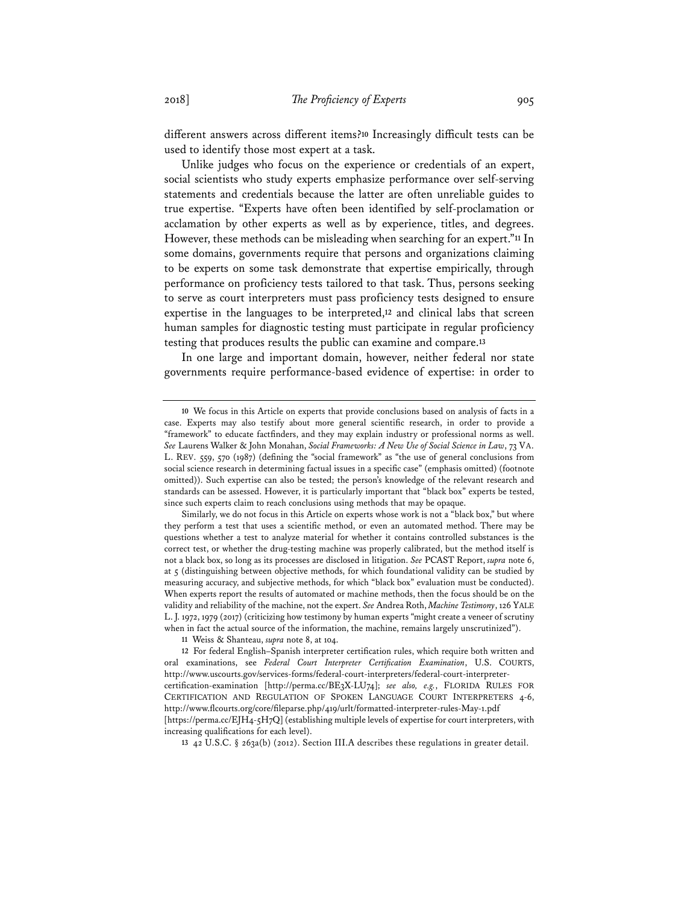different answers across different items?[10] Increasingly difficult tests can be used to identify those most expert at a task.

Unlike judges who focus on the experience or credentials of an expert, social scientists who study experts emphasize performance over self-serving statements and credentials because the latter are often unreliable guides to true expertise. "Experts have often been identified by self-proclamation or acclamation by other experts as well as by experience, titles, and degrees. However, these methods can be misleading when searching for an expert."[11] In some domains, governments require that persons and organizations claiming to be experts on some task demonstrate that expertise empirically, through performance on proficiency tests tailored to that task. Thus, persons seeking to serve as court interpreters must pass proficiency tests designed to ensure expertise in the languages to be interpreted,[12] and clinical labs that screen human samples for diagnostic testing must participate in regular proficiency testing that produces results the public can examine and compare.[13]

In one large and important domain, however, neither federal nor state governments require performance-based evidence of expertise: in order to

---

[10] We focus in this Article on experts that provide conclusions based on analysis of facts in a case. Experts may also testify about more general scientific research, in order to provide a "framework" to educate factfinders, and they may explain industry or professional norms as well. *See* Laurens Walker & John Monahan, *Social Frameworks: A New Use of Social Science in Law*, 73 VA. L. REV. 559, 570 (1987) (defining the "social framework" as "the use of general conclusions from social science research in determining factual issues in a specific case" (emphasis omitted) (footnote omitted)). Such expertise can also be tested; the person's knowledge of the relevant research and standards can be assessed. However, it is particularly important that "black box" experts be tested, since such experts claim to reach conclusions using methods that may be opaque.

Similarly, we do not focus in this Article on experts whose work is not a "black box," but where they perform a test that uses a scientific method, or even an automated method. There may be questions whether a test to analyze material for whether it contains controlled substances is the correct test, or whether the drug-testing machine was properly calibrated, but the method itself is not a black box, so long as its processes are disclosed in litigation. *See* PCAST Report, *supra* note 6, at 5 (distinguishing between objective methods, for which foundational validity can be studied by measuring accuracy, and subjective methods, for which "black box" evaluation must be conducted). When experts report the results of automated or machine methods, then the focus should be on the validity and reliability of the machine, not the expert. *See* Andrea Roth, *Machine Testimony*, 126 YALE L. J. 1972, 1979 (2017) (criticizing how testimony by human experts "might create a veneer of scrutiny when in fact the actual source of the information, the machine, remains largely unscrutinized").

[11] Weiss & Shanteau, *supra* note 8, at 104.

[12] For federal English–Spanish interpreter certification rules, which require both written and oral examinations, see *Federal Court Interpreter Certification Examination*, U.S. COURTS, http://www.uscourts.gov/services-forms/federal-court-interpreters/federal-court-interpreter-certification-examination [http://perma.cc/BE3X-LU74]; *see also, e.g.*, FLORIDA RULES FOR CERTIFICATION AND REGULATION OF SPOKEN LANGUAGE COURT INTERPRETERS 4-6, http://www.flcourts.org/core/fileparse.php/419/urlt/formatted-interpreter-rules-May-1.pdf [https://perma.cc/EJH4-5H7Q] (establishing multiple levels of expertise for court interpreters, with increasing qualifications for each level).

[13] 42 U.S.C. § 263a(b) (2012). Section III.A describes these regulations in greater detail.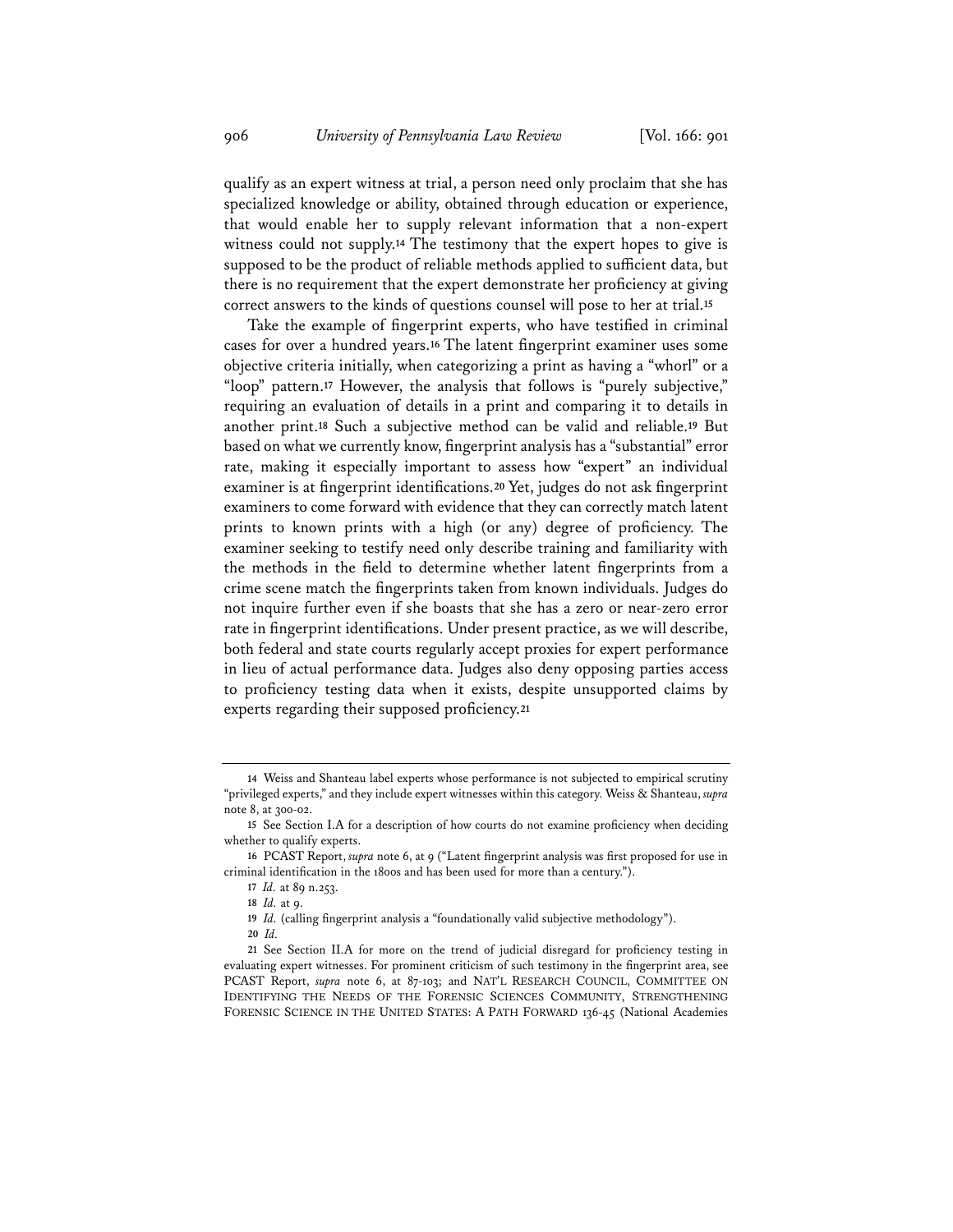qualify as an expert witness at trial, a person need only proclaim that she has specialized knowledge or ability, obtained through education or experience, that would enable her to supply relevant information that a non-expert witness could not supply.[14] The testimony that the expert hopes to give is supposed to be the product of reliable methods applied to sufficient data, but there is no requirement that the expert demonstrate her proficiency at giving correct answers to the kinds of questions counsel will pose to her at trial.[15]

Take the example of fingerprint experts, who have testified in criminal cases for over a hundred years.[16] The latent fingerprint examiner uses some objective criteria initially, when categorizing a print as having a "whorl" or a "loop" pattern.[17] However, the analysis that follows is "purely subjective," requiring an evaluation of details in a print and comparing it to details in another print.[18] Such a subjective method can be valid and reliable.[19] But based on what we currently know, fingerprint analysis has a "substantial" error rate, making it especially important to assess how "expert" an individual examiner is at fingerprint identifications.[20] Yet, judges do not ask fingerprint examiners to come forward with evidence that they can correctly match latent prints to known prints with a high (or any) degree of proficiency. The examiner seeking to testify need only describe training and familiarity with the methods in the field to determine whether latent fingerprints from a crime scene match the fingerprints taken from known individuals. Judges do not inquire further even if she boasts that she has a zero or near-zero error rate in fingerprint identifications. Under present practice, as we will describe, both federal and state courts regularly accept proxies for expert performance in lieu of actual performance data. Judges also deny opposing parties access to proficiency testing data when it exists, despite unsupported claims by experts regarding their supposed proficiency.[21]

---

[14] Weiss and Shanteau label experts whose performance is not subjected to empirical scrutiny "privileged experts," and they include expert witnesses within this category. Weiss & Shanteau, *supra* note 8, at 300-02.

[15] See Section I.A for a description of how courts do not examine proficiency when deciding whether to qualify experts.

[16] PCAST Report, *supra* note 6, at 9 ("Latent fingerprint analysis was first proposed for use in criminal identification in the 1800s and has been used for more than a century.").

[17] *Id.* at 89 n.253.

[18] *Id.* at 9.

[19] *Id.* (calling fingerprint analysis a "foundationally valid subjective methodology").

[20] *Id.*

[21] See Section II.A for more on the trend of judicial disregard for proficiency testing in evaluating expert witnesses. For prominent criticism of such testimony in the fingerprint area, see PCAST Report, *supra* note 6, at 87-103; and NAT'L RESEARCH COUNCIL, COMMITTEE ON IDENTIFYING THE NEEDS OF THE FORENSIC SCIENCES COMMUNITY, STRENGTHENING FORENSIC SCIENCE IN THE UNITED STATES: A PATH FORWARD 136-45 (National Academies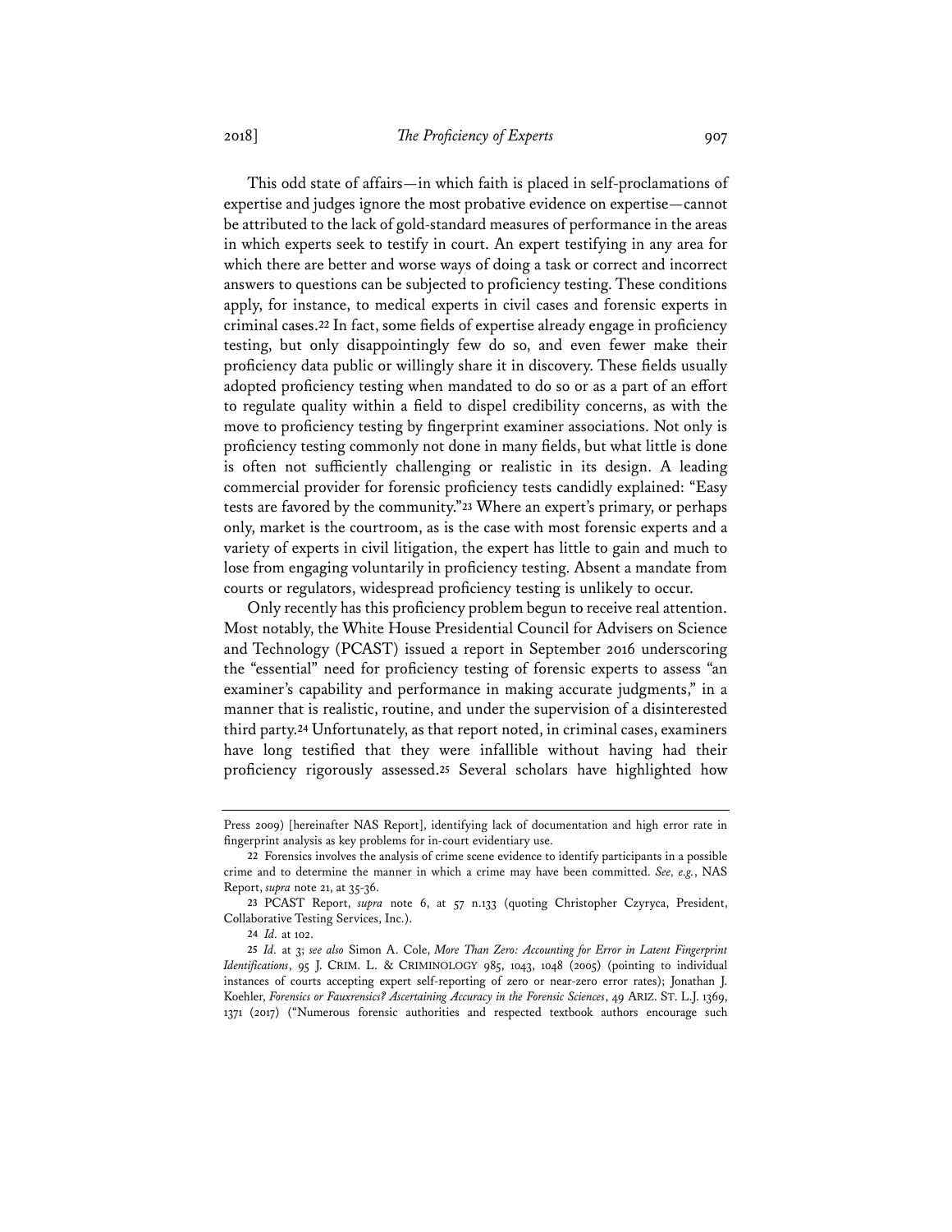This odd state of affairs—in which faith is placed in self-proclamations of expertise and judges ignore the most probative evidence on expertise—cannot be attributed to the lack of gold-standard measures of performance in the areas in which experts seek to testify in court. An expert testifying in any area for which there are better and worse ways of doing a task or correct and incorrect answers to questions can be subjected to proficiency testing. These conditions apply, for instance, to medical experts in civil cases and forensic experts in criminal cases.[22] In fact, some fields of expertise already engage in proficiency testing, but only disappointingly few do so, and even fewer make their proficiency data public or willingly share it in discovery. These fields usually adopted proficiency testing when mandated to do so or as a part of an effort to regulate quality within a field to dispel credibility concerns, as with the move to proficiency testing by fingerprint examiner associations. Not only is proficiency testing commonly not done in many fields, but what little is done is often not sufficiently challenging or realistic in its design. A leading commercial provider for forensic proficiency tests candidly explained: "Easy tests are favored by the community."[23] Where an expert's primary, or perhaps only, market is the courtroom, as is the case with most forensic experts and a variety of experts in civil litigation, the expert has little to gain and much to lose from engaging voluntarily in proficiency testing. Absent a mandate from courts or regulators, widespread proficiency testing is unlikely to occur.

Only recently has this proficiency problem begun to receive real attention. Most notably, the White House Presidential Council for Advisers on Science and Technology (PCAST) issued a report in September 2016 underscoring the "essential" need for proficiency testing of forensic experts to assess "an examiner's capability and performance in making accurate judgments," in a manner that is realistic, routine, and under the supervision of a disinterested third party.[24] Unfortunately, as that report noted, in criminal cases, examiners have long testified that they were infallible without having had their proficiency rigorously assessed.[25] Several scholars have highlighted how

---

Press 2009) [hereinafter NAS Report], identifying lack of documentation and high error rate in fingerprint analysis as key problems for in-court evidentiary use.

22 Forensics involves the analysis of crime scene evidence to identify participants in a possible crime and to determine the manner in which a crime may have been committed. *See, e.g.*, NAS Report, *supra* note 21, at 35-36.

23 PCAST Report, *supra* note 6, at 57 n.133 (quoting Christopher Czyryca, President, Collaborative Testing Services, Inc.).

24 *Id.* at 102.

25 *Id.* at 3; *see also* Simon A. Cole, *More Than Zero: Accounting for Error in Latent Fingerprint Identifications*, 95 J. CRIM. L. & CRIMINOLOGY 985, 1043, 1048 (2005) (pointing to individual instances of courts accepting expert self-reporting of zero or near-zero error rates); Jonathan J. Koehler, *Forensics or Fauxrensics? Ascertaining Accuracy in the Forensic Sciences*, 49 ARIZ. ST. L.J. 1369, 1371 (2017) ("Numerous forensic authorities and respected textbook authors encourage such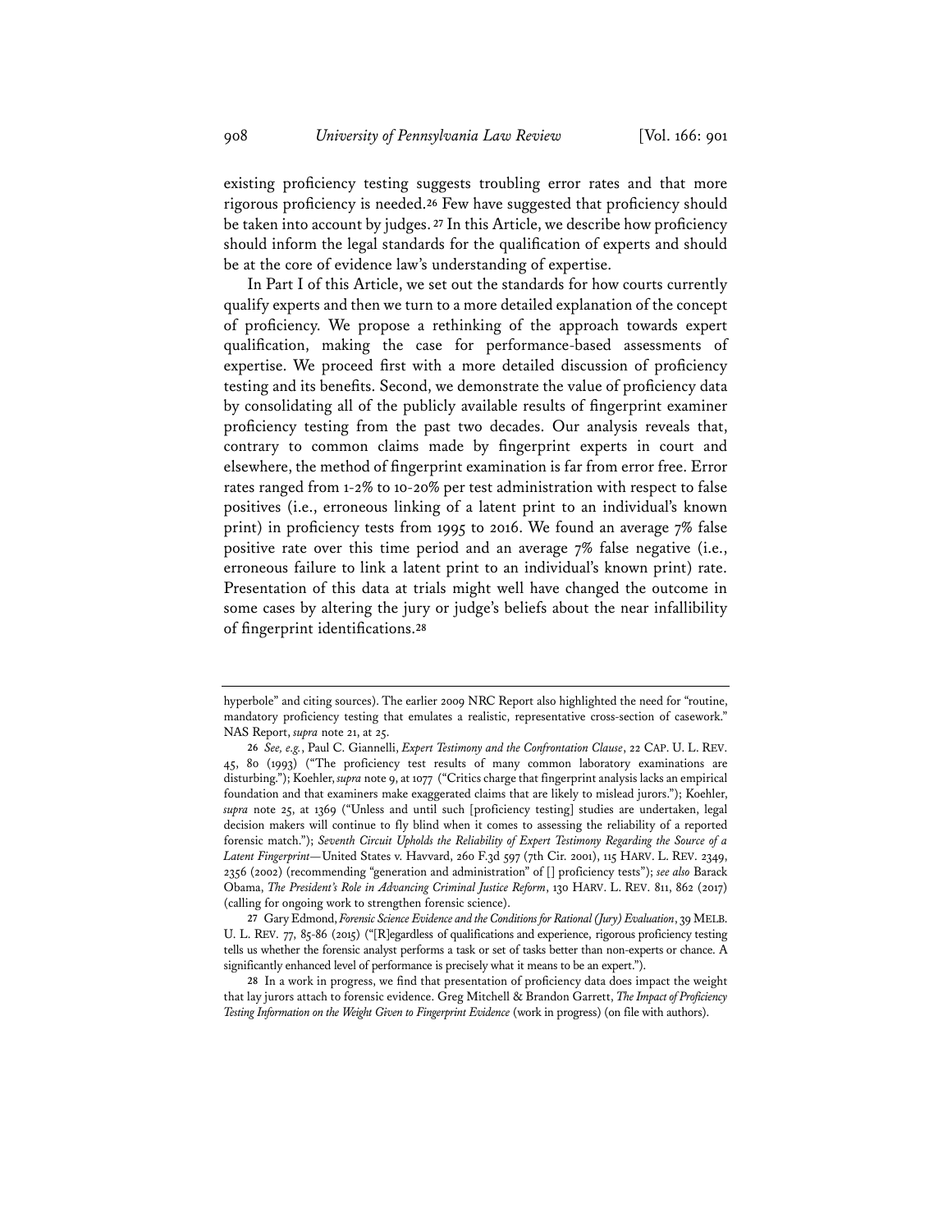existing proficiency testing suggests troubling error rates and that more rigorous proficiency is needed.[26] Few have suggested that proficiency should be taken into account by judges.[27] In this Article, we describe how proficiency should inform the legal standards for the qualification of experts and should be at the core of evidence law's understanding of expertise.

In Part I of this Article, we set out the standards for how courts currently qualify experts and then we turn to a more detailed explanation of the concept of proficiency. We propose a rethinking of the approach towards expert qualification, making the case for performance-based assessments of expertise. We proceed first with a more detailed discussion of proficiency testing and its benefits. Second, we demonstrate the value of proficiency data by consolidating all of the publicly available results of fingerprint examiner proficiency testing from the past two decades. Our analysis reveals that, contrary to common claims made by fingerprint experts in court and elsewhere, the method of fingerprint examination is far from error free. Error rates ranged from 1-2% to 10-20% per test administration with respect to false positives (i.e., erroneous linking of a latent print to an individual's known print) in proficiency tests from 1995 to 2016. We found an average 7% false positive rate over this time period and an average 7% false negative (i.e., erroneous failure to link a latent print to an individual's known print) rate. Presentation of this data at trials might well have changed the outcome in some cases by altering the jury or judge's beliefs about the near infallibility of fingerprint identifications.[28]

---

hyperbole" and citing sources). The earlier 2009 NRC Report also highlighted the need for "routine, mandatory proficiency testing that emulates a realistic, representative cross-section of casework." NAS Report, *supra* note 21, at 25.

26 *See, e.g.*, Paul C. Giannelli, *Expert Testimony and the Confrontation Clause*, 22 CAP. U. L. REV. 45, 80 (1993) ("The proficiency test results of many common laboratory examinations are disturbing."); Koehler, *supra* note 9, at 1077 ("Critics charge that fingerprint analysis lacks an empirical foundation and that examiners make exaggerated claims that are likely to mislead jurors."); Koehler, *supra* note 25, at 1369 ("Unless and until such [proficiency testing] studies are undertaken, legal decision makers will continue to fly blind when it comes to assessing the reliability of a reported forensic match."); *Seventh Circuit Upholds the Reliability of Expert Testimony Regarding the Source of a Latent Fingerprint*—United States v. Havvard, 260 F.3d 597 (7th Cir. 2001), 115 HARV. L. REV. 2349, 2356 (2002) (recommending "generation and administration" of [] proficiency tests"); *see also* Barack Obama, *The President's Role in Advancing Criminal Justice Reform*, 130 HARV. L. REV. 811, 862 (2017) (calling for ongoing work to strengthen forensic science).

27 Gary Edmond, *Forensic Science Evidence and the Conditions for Rational (Jury) Evaluation*, 39 MELB. U. L. REV. 77, 85-86 (2015) ("[R]egardless of qualifications and experience, rigorous proficiency testing tells us whether the forensic analyst performs a task or set of tasks better than non-experts or chance. A significantly enhanced level of performance is precisely what it means to be an expert.").

28 In a work in progress, we find that presentation of proficiency data does impact the weight that lay jurors attach to forensic evidence. Greg Mitchell & Brandon Garrett, *The Impact of Proficiency Testing Information on the Weight Given to Fingerprint Evidence* (work in progress) (on file with authors).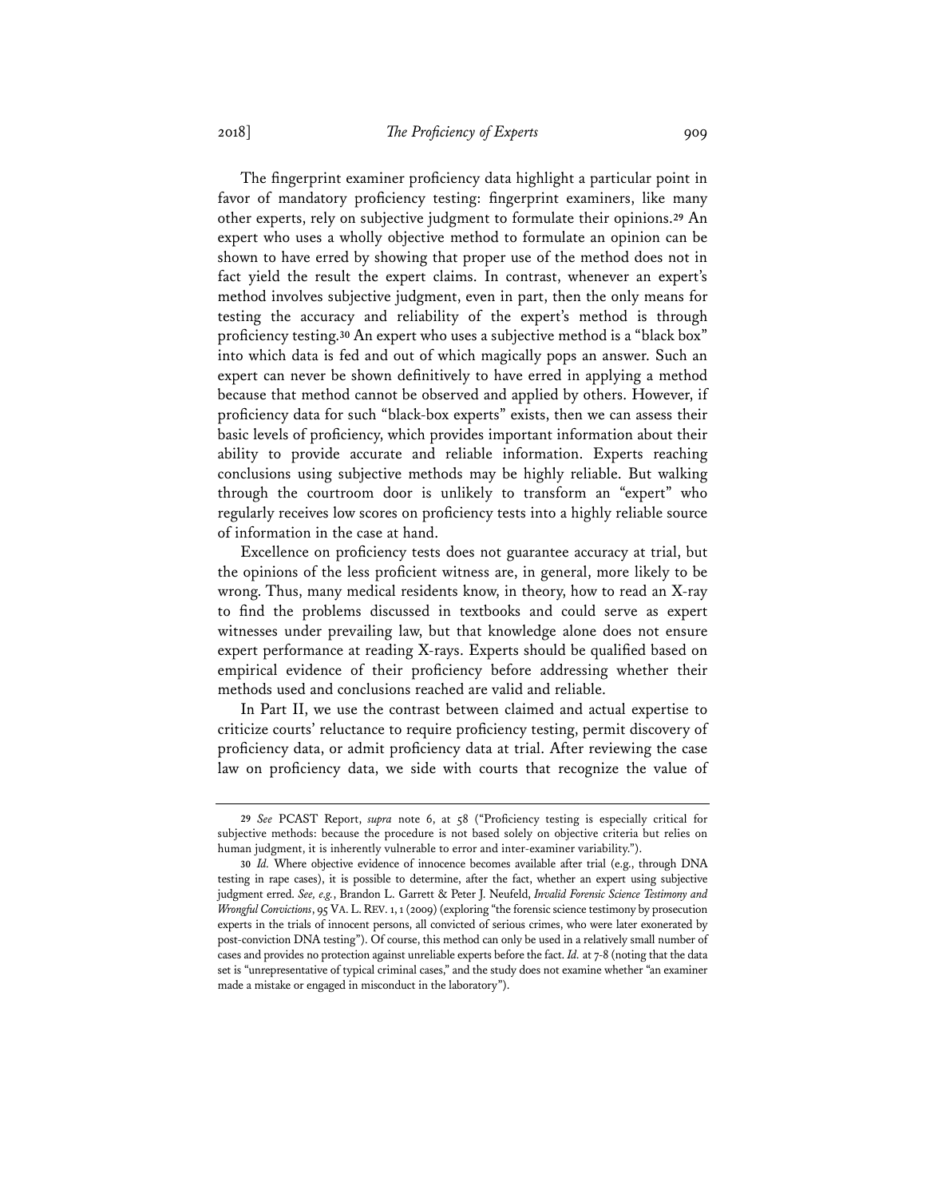The fingerprint examiner proficiency data highlight a particular point in favor of mandatory proficiency testing: fingerprint examiners, like many other experts, rely on subjective judgment to formulate their opinions.[29] An expert who uses a wholly objective method to formulate an opinion can be shown to have erred by showing that proper use of the method does not in fact yield the result the expert claims. In contrast, whenever an expert's method involves subjective judgment, even in part, then the only means for testing the accuracy and reliability of the expert's method is through proficiency testing.[30] An expert who uses a subjective method is a "black box" into which data is fed and out of which magically pops an answer. Such an expert can never be shown definitively to have erred in applying a method because that method cannot be observed and applied by others. However, if proficiency data for such "black-box experts" exists, then we can assess their basic levels of proficiency, which provides important information about their ability to provide accurate and reliable information. Experts reaching conclusions using subjective methods may be highly reliable. But walking through the courtroom door is unlikely to transform an "expert" who regularly receives low scores on proficiency tests into a highly reliable source of information in the case at hand.

Excellence on proficiency tests does not guarantee accuracy at trial, but the opinions of the less proficient witness are, in general, more likely to be wrong. Thus, many medical residents know, in theory, how to read an X-ray to find the problems discussed in textbooks and could serve as expert witnesses under prevailing law, but that knowledge alone does not ensure expert performance at reading X-rays. Experts should be qualified based on empirical evidence of their proficiency before addressing whether their methods used and conclusions reached are valid and reliable.

In Part II, we use the contrast between claimed and actual expertise to criticize courts' reluctance to require proficiency testing, permit discovery of proficiency data, or admit proficiency data at trial. After reviewing the case law on proficiency data, we side with courts that recognize the value of

---

[29] *See* PCAST Report, *supra* note 6, at 58 ("Proficiency testing is especially critical for subjective methods: because the procedure is not based solely on objective criteria but relies on human judgment, it is inherently vulnerable to error and inter-examiner variability.").

[30] *Id.* Where objective evidence of innocence becomes available after trial (e.g., through DNA testing in rape cases), it is possible to determine, after the fact, whether an expert using subjective judgment erred. *See, e.g.*, Brandon L. Garrett & Peter J. Neufeld, *Invalid Forensic Science Testimony and Wrongful Convictions*, 95 VA. L. REV. 1, 1 (2009) (exploring "the forensic science testimony by prosecution experts in the trials of innocent persons, all convicted of serious crimes, who were later exonerated by post-conviction DNA testing"). Of course, this method can only be used in a relatively small number of cases and provides no protection against unreliable experts before the fact. *Id.* at 7-8 (noting that the data set is "unrepresentative of typical criminal cases," and the study does not examine whether "an examiner made a mistake or engaged in misconduct in the laboratory").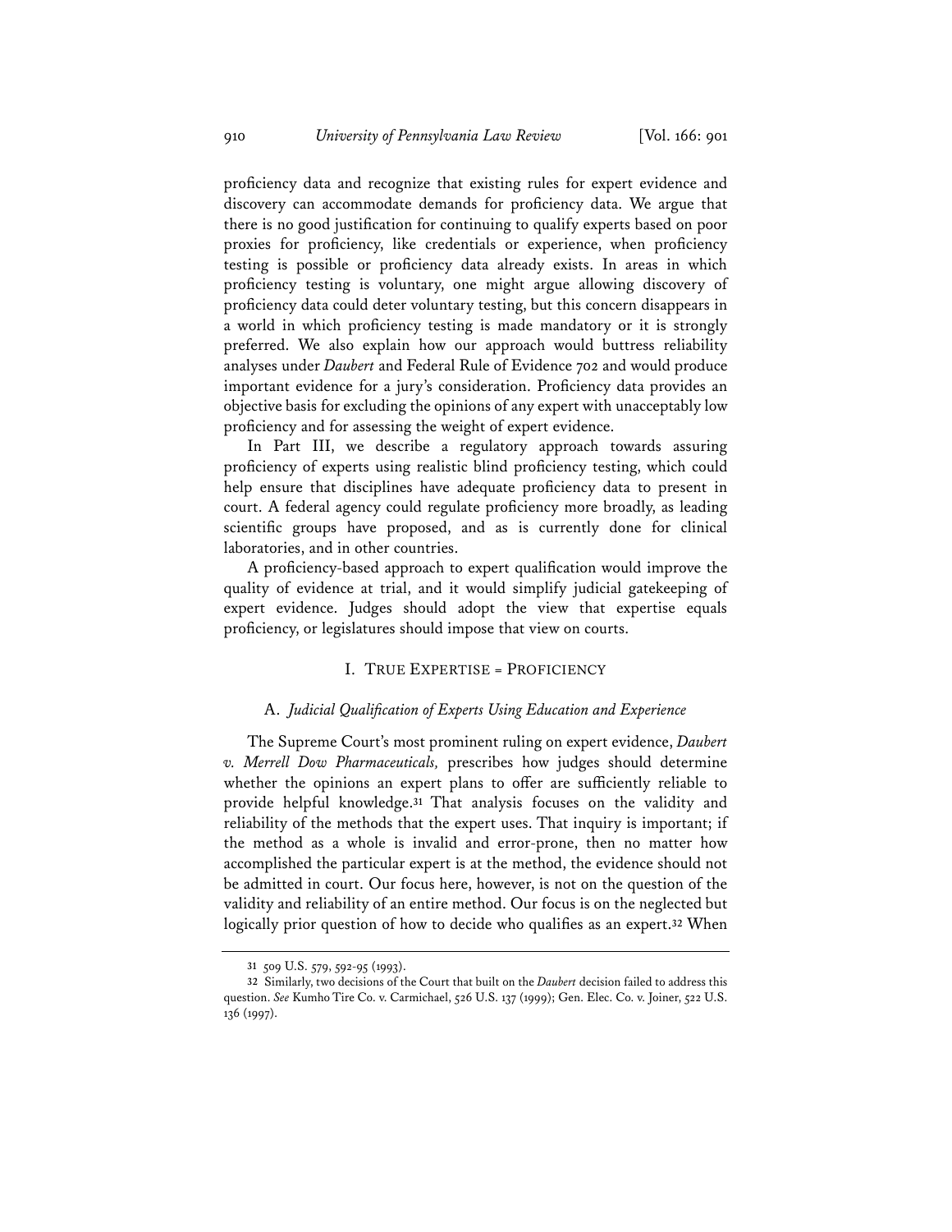proficiency data and recognize that existing rules for expert evidence and discovery can accommodate demands for proficiency data. We argue that there is no good justification for continuing to qualify experts based on poor proxies for proficiency, like credentials or experience, when proficiency testing is possible or proficiency data already exists. In areas in which proficiency testing is voluntary, one might argue allowing discovery of proficiency data could deter voluntary testing, but this concern disappears in a world in which proficiency testing is made mandatory or it is strongly preferred. We also explain how our approach would buttress reliability analyses under *Daubert* and Federal Rule of Evidence 702 and would produce important evidence for a jury's consideration. Proficiency data provides an objective basis for excluding the opinions of any expert with unacceptably low proficiency and for assessing the weight of expert evidence.

In Part III, we describe a regulatory approach towards assuring proficiency of experts using realistic blind proficiency testing, which could help ensure that disciplines have adequate proficiency data to present in court. A federal agency could regulate proficiency more broadly, as leading scientific groups have proposed, and as is currently done for clinical laboratories, and in other countries.

A proficiency-based approach to expert qualification would improve the quality of evidence at trial, and it would simplify judicial gatekeeping of expert evidence. Judges should adopt the view that expertise equals proficiency, or legislatures should impose that view on courts.

## I. TRUE EXPERTISE = PROFICIENCY

### A. *Judicial Qualification of Experts Using Education and Experience*

The Supreme Court's most prominent ruling on expert evidence, *Daubert v. Merrell Dow Pharmaceuticals,* prescribes how judges should determine whether the opinions an expert plans to offer are sufficiently reliable to provide helpful knowledge.[31] That analysis focuses on the validity and reliability of the methods that the expert uses. That inquiry is important; if the method as a whole is invalid and error-prone, then no matter how accomplished the particular expert is at the method, the evidence should not be admitted in court. Our focus here, however, is not on the question of the validity and reliability of an entire method. Our focus is on the neglected but logically prior question of how to decide who qualifies as an expert.[32] When

---

31 509 U.S. 579, 592-95 (1993).

32 Similarly, two decisions of the Court that built on the *Daubert* decision failed to address this question. *See* Kumho Tire Co. v. Carmichael, 526 U.S. 137 (1999); Gen. Elec. Co. v. Joiner, 522 U.S. 136 (1997).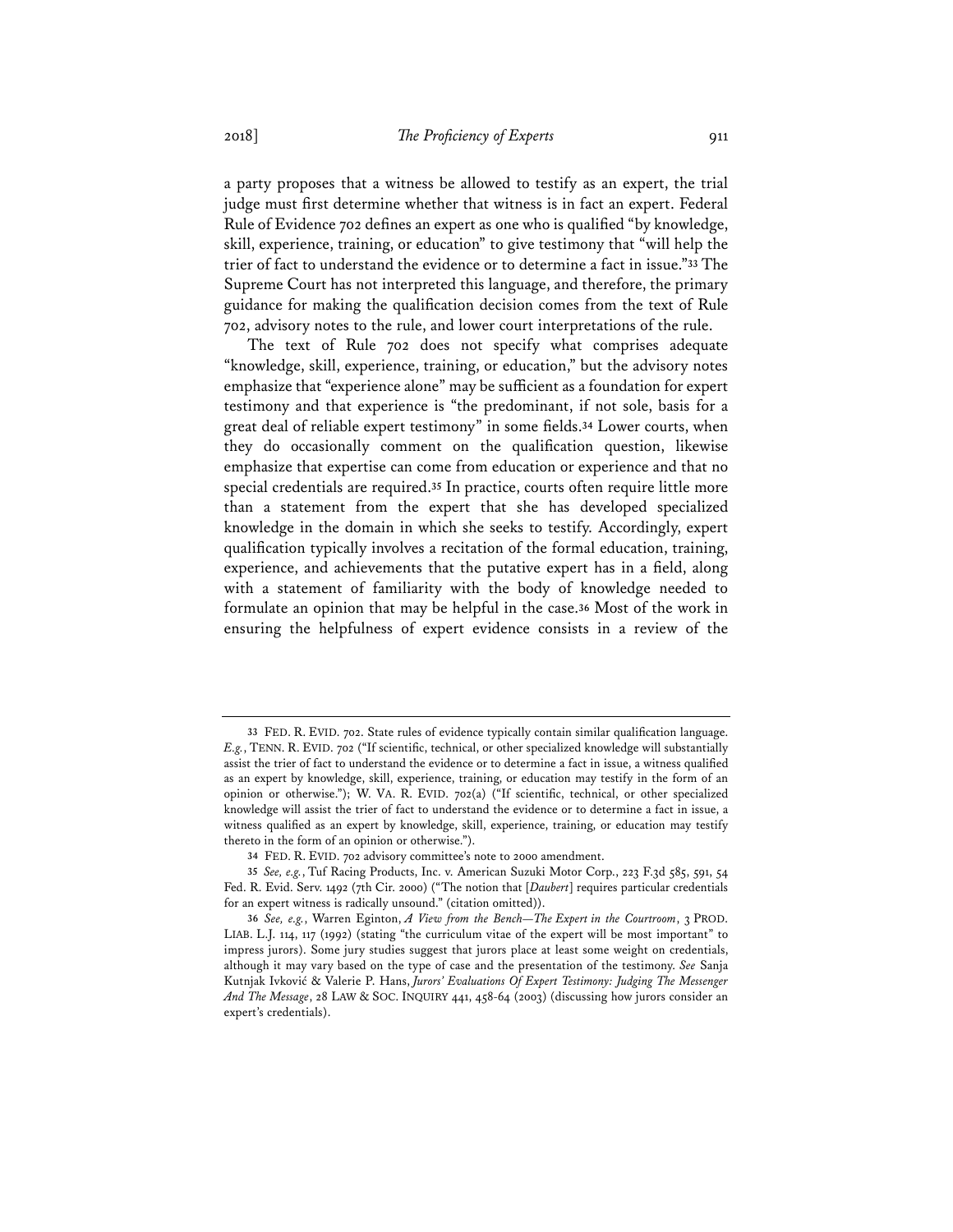a party proposes that a witness be allowed to testify as an expert, the trial judge must first determine whether that witness is in fact an expert. Federal Rule of Evidence 702 defines an expert as one who is qualified "by knowledge, skill, experience, training, or education" to give testimony that "will help the trier of fact to understand the evidence or to determine a fact in issue."[33] The Supreme Court has not interpreted this language, and therefore, the primary guidance for making the qualification decision comes from the text of Rule 702, advisory notes to the rule, and lower court interpretations of the rule.

The text of Rule 702 does not specify what comprises adequate "knowledge, skill, experience, training, or education," but the advisory notes emphasize that "experience alone" may be sufficient as a foundation for expert testimony and that experience is "the predominant, if not sole, basis for a great deal of reliable expert testimony" in some fields.[34] Lower courts, when they do occasionally comment on the qualification question, likewise emphasize that expertise can come from education or experience and that no special credentials are required.[35] In practice, courts often require little more than a statement from the expert that she has developed specialized knowledge in the domain in which she seeks to testify. Accordingly, expert qualification typically involves a recitation of the formal education, training, experience, and achievements that the putative expert has in a field, along with a statement of familiarity with the body of knowledge needed to formulate an opinion that may be helpful in the case.[36] Most of the work in ensuring the helpfulness of expert evidence consists in a review of the

---

33 FED. R. EVID. 702. State rules of evidence typically contain similar qualification language. *E.g.*, TENN. R. EVID. 702 ("If scientific, technical, or other specialized knowledge will substantially assist the trier of fact to understand the evidence or to determine a fact in issue, a witness qualified as an expert by knowledge, skill, experience, training, or education may testify in the form of an opinion or otherwise."); W. VA. R. EVID. 702(a) ("If scientific, technical, or other specialized knowledge will assist the trier of fact to understand the evidence or to determine a fact in issue, a witness qualified as an expert by knowledge, skill, experience, training, or education may testify thereto in the form of an opinion or otherwise.").

34 FED. R. EVID. 702 advisory committee's note to 2000 amendment.

35 *See, e.g.*, Tuf Racing Products, Inc. v. American Suzuki Motor Corp., 223 F.3d 585, 591, 54 Fed. R. Evid. Serv. 1492 (7th Cir. 2000) ("The notion that [*Daubert*] requires particular credentials for an expert witness is radically unsound." (citation omitted)).

36 *See, e.g.*, Warren Eginton, *A View from the Bench—The Expert in the Courtroom*, 3 PROD. LIAB. L.J. 114, 117 (1992) (stating "the curriculum vitae of the expert will be most important" to impress jurors). Some jury studies suggest that jurors place at least some weight on credentials, although it may vary based on the type of case and the presentation of the testimony. *See* Sanja Kutnjak Ivković & Valerie P. Hans, *Jurors' Evaluations Of Expert Testimony: Judging The Messenger And The Message*, 28 LAW & SOC. INQUIRY 441, 458-64 (2003) (discussing how jurors consider an expert's credentials).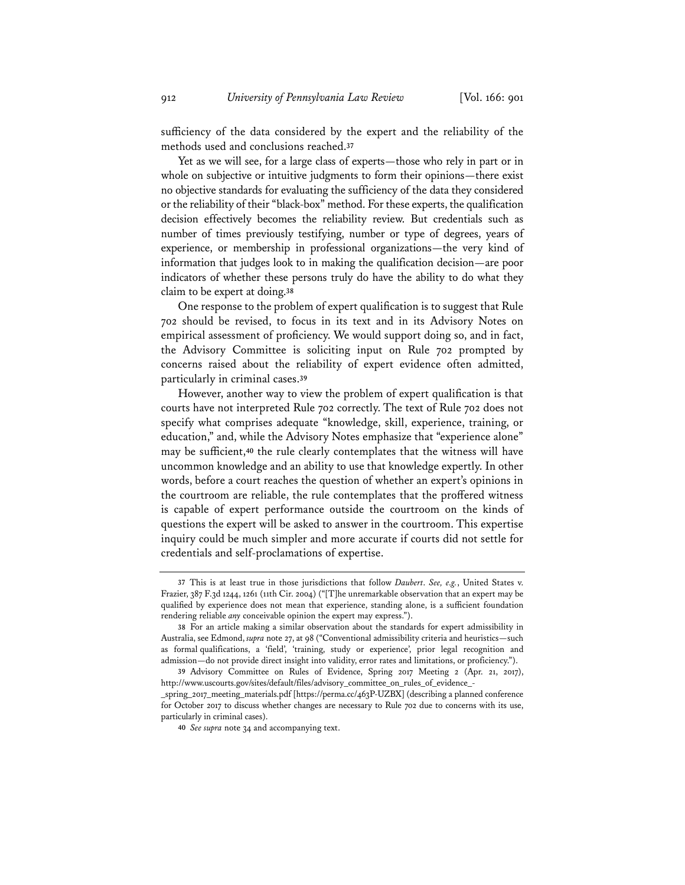sufficiency of the data considered by the expert and the reliability of the methods used and conclusions reached.[37]

Yet as we will see, for a large class of experts—those who rely in part or in whole on subjective or intuitive judgments to form their opinions—there exist no objective standards for evaluating the sufficiency of the data they considered or the reliability of their "black-box" method. For these experts, the qualification decision effectively becomes the reliability review. But credentials such as number of times previously testifying, number or type of degrees, years of experience, or membership in professional organizations—the very kind of information that judges look to in making the qualification decision—are poor indicators of whether these persons truly do have the ability to do what they claim to be expert at doing.[38]

One response to the problem of expert qualification is to suggest that Rule 702 should be revised, to focus in its text and in its Advisory Notes on empirical assessment of proficiency. We would support doing so, and in fact, the Advisory Committee is soliciting input on Rule 702 prompted by concerns raised about the reliability of expert evidence often admitted, particularly in criminal cases.[39]

However, another way to view the problem of expert qualification is that courts have not interpreted Rule 702 correctly. The text of Rule 702 does not specify what comprises adequate "knowledge, skill, experience, training, or education," and, while the Advisory Notes emphasize that "experience alone" may be sufficient,[40] the rule clearly contemplates that the witness will have uncommon knowledge and an ability to use that knowledge expertly. In other words, before a court reaches the question of whether an expert's opinions in the courtroom are reliable, the rule contemplates that the proffered witness is capable of expert performance outside the courtroom on the kinds of questions the expert will be asked to answer in the courtroom. This expertise inquiry could be much simpler and more accurate if courts did not settle for credentials and self-proclamations of expertise.

---

37 This is at least true in those jurisdictions that follow *Daubert*. *See, e.g.*, United States v. Frazier, 387 F.3d 1244, 1261 (11th Cir. 2004) ("[T]he unremarkable observation that an expert may be qualified by experience does not mean that experience, standing alone, is a sufficient foundation rendering reliable *any* conceivable opinion the expert may express.").

38 For an article making a similar observation about the standards for expert admissibility in Australia, see Edmond, *supra* note 27, at 98 ("Conventional admissibility criteria and heuristics—such as formal qualifications, a 'field', 'training, study or experience', prior legal recognition and admission—do not provide direct insight into validity, error rates and limitations, or proficiency.").

39 Advisory Committee on Rules of Evidence, Spring 2017 Meeting 2 (Apr. 21, 2017), http://www.uscourts.gov/sites/default/files/advisory_committee_on_rules_of_evidence_-_spring_2017_meeting_materials.pdf [https://perma.cc/463P-UZBX] (describing a planned conference for October 2017 to discuss whether changes are necessary to Rule 702 due to concerns with its use, particularly in criminal cases).

40 *See supra* note 34 and accompanying text.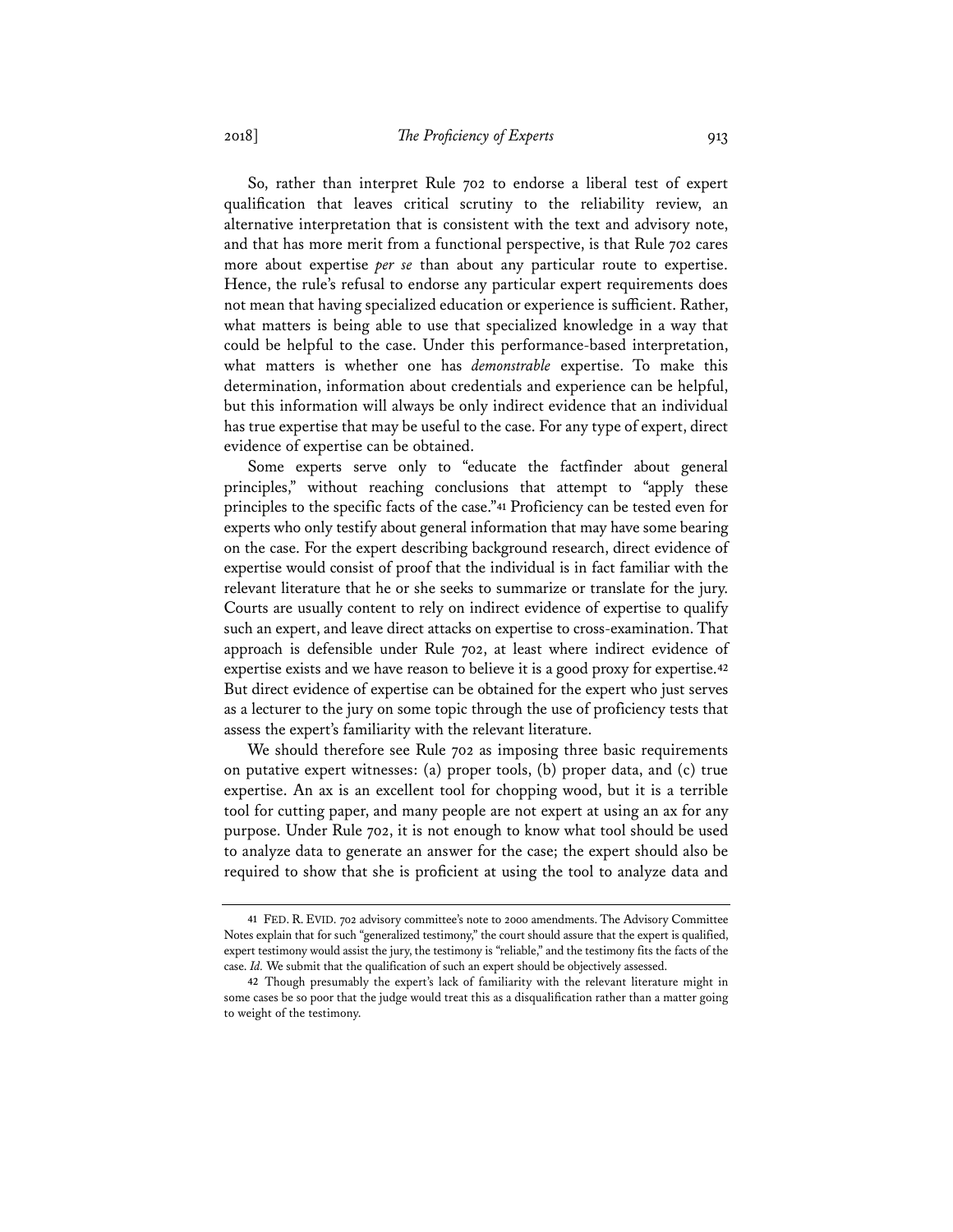So, rather than interpret Rule 702 to endorse a liberal test of expert qualification that leaves critical scrutiny to the reliability review, an alternative interpretation that is consistent with the text and advisory note, and that has more merit from a functional perspective, is that Rule 702 cares more about expertise *per se* than about any particular route to expertise. Hence, the rule's refusal to endorse any particular expert requirements does not mean that having specialized education or experience is sufficient. Rather, what matters is being able to use that specialized knowledge in a way that could be helpful to the case. Under this performance-based interpretation, what matters is whether one has *demonstrable* expertise. To make this determination, information about credentials and experience can be helpful, but this information will always be only indirect evidence that an individual has true expertise that may be useful to the case. For any type of expert, direct evidence of expertise can be obtained.

Some experts serve only to "educate the factfinder about general principles," without reaching conclusions that attempt to "apply these principles to the specific facts of the case."[41] Proficiency can be tested even for experts who only testify about general information that may have some bearing on the case. For the expert describing background research, direct evidence of expertise would consist of proof that the individual is in fact familiar with the relevant literature that he or she seeks to summarize or translate for the jury. Courts are usually content to rely on indirect evidence of expertise to qualify such an expert, and leave direct attacks on expertise to cross-examination. That approach is defensible under Rule 702, at least where indirect evidence of expertise exists and we have reason to believe it is a good proxy for expertise.[42] But direct evidence of expertise can be obtained for the expert who just serves as a lecturer to the jury on some topic through the use of proficiency tests that assess the expert's familiarity with the relevant literature.

We should therefore see Rule 702 as imposing three basic requirements on putative expert witnesses: (a) proper tools, (b) proper data, and (c) true expertise. An ax is an excellent tool for chopping wood, but it is a terrible tool for cutting paper, and many people are not expert at using an ax for any purpose. Under Rule 702, it is not enough to know what tool should be used to analyze data to generate an answer for the case; the expert should also be required to show that she is proficient at using the tool to analyze data and

---

41 FED. R. EVID. 702 advisory committee's note to 2000 amendments. The Advisory Committee Notes explain that for such "generalized testimony," the court should assure that the expert is qualified, expert testimony would assist the jury, the testimony is "reliable," and the testimony fits the facts of the case. *Id.* We submit that the qualification of such an expert should be objectively assessed.

42 Though presumably the expert's lack of familiarity with the relevant literature might in some cases be so poor that the judge would treat this as a disqualification rather than a matter going to weight of the testimony.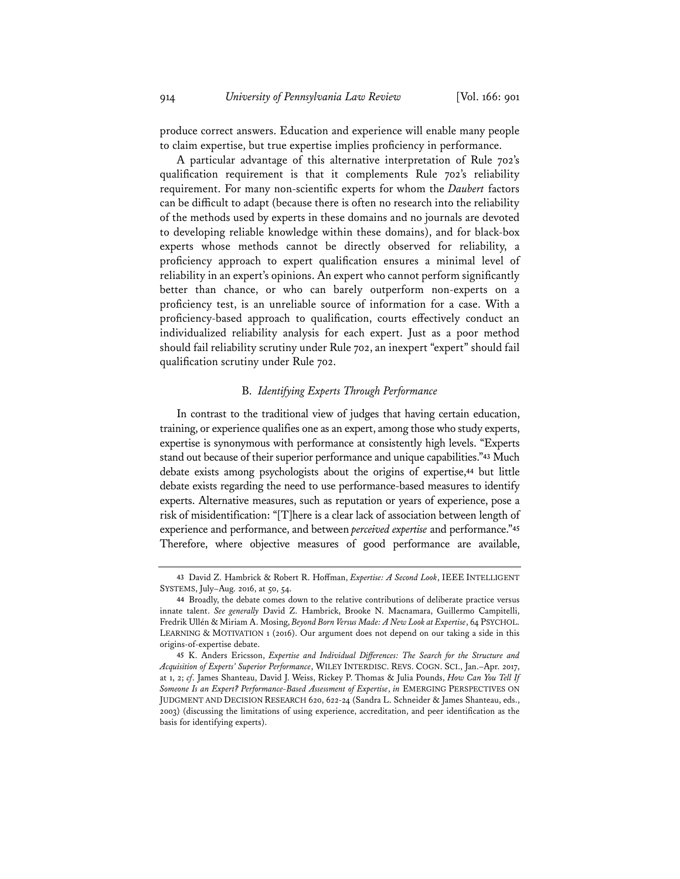produce correct answers. Education and experience will enable many people to claim expertise, but true expertise implies proficiency in performance.

A particular advantage of this alternative interpretation of Rule 702's qualification requirement is that it complements Rule 702's reliability requirement. For many non-scientific experts for whom the *Daubert* factors can be difficult to adapt (because there is often no research into the reliability of the methods used by experts in these domains and no journals are devoted to developing reliable knowledge within these domains), and for black-box experts whose methods cannot be directly observed for reliability, a proficiency approach to expert qualification ensures a minimal level of reliability in an expert's opinions. An expert who cannot perform significantly better than chance, or who can barely outperform non-experts on a proficiency test, is an unreliable source of information for a case. With a proficiency-based approach to qualification, courts effectively conduct an individualized reliability analysis for each expert. Just as a poor method should fail reliability scrutiny under Rule 702, an inexpert "expert" should fail qualification scrutiny under Rule 702.

### B. *Identifying Experts Through Performance*

In contrast to the traditional view of judges that having certain education, training, or experience qualifies one as an expert, among those who study experts, expertise is synonymous with performance at consistently high levels. "Experts stand out because of their superior performance and unique capabilities."[43] Much debate exists among psychologists about the origins of expertise,[44] but little debate exists regarding the need to use performance-based measures to identify experts. Alternative measures, such as reputation or years of experience, pose a risk of misidentification: "[T]here is a clear lack of association between length of experience and performance, and between *perceived expertise* and performance."[45] Therefore, where objective measures of good performance are available,

---

43 David Z. Hambrick & Robert R. Hoffman, *Expertise: A Second Look*, IEEE INTELLIGENT SYSTEMS, July–Aug. 2016, at 50, 54.

44 Broadly, the debate comes down to the relative contributions of deliberate practice versus innate talent. *See generally* David Z. Hambrick, Brooke N. Macnamara, Guillermo Campitelli, Fredrik Ullén & Miriam A. Mosing, *Beyond Born Versus Made: A New Look at Expertise*, 64 PSYCHOL. LEARNING & MOTIVATION 1 (2016). Our argument does not depend on our taking a side in this origins-of-expertise debate.

45 K. Anders Ericsson, *Expertise and Individual Differences: The Search for the Structure and Acquisition of Experts' Superior Performance*, WILEY INTERDISC. REVS. COGN. SCI., Jan.–Apr. 2017, at 1, 2; *cf.* James Shanteau, David J. Weiss, Rickey P. Thomas & Julia Pounds, *How Can You Tell If Someone Is an Expert? Performance-Based Assessment of Expertise*, *in* EMERGING PERSPECTIVES ON JUDGMENT AND DECISION RESEARCH 620, 622-24 (Sandra L. Schneider & James Shanteau, eds., 2003) (discussing the limitations of using experience, accreditation, and peer identification as the basis for identifying experts).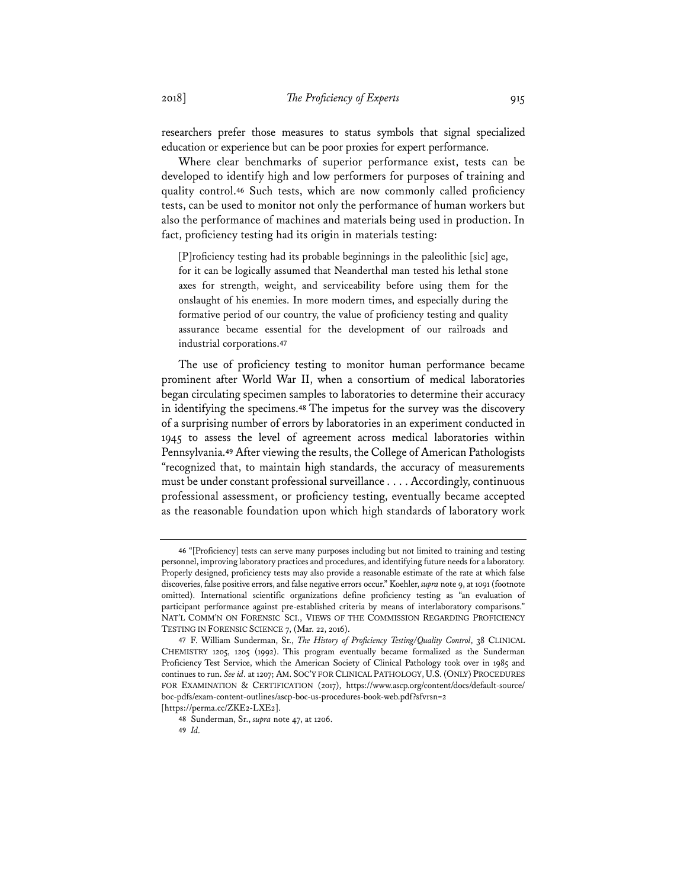researchers prefer those measures to status symbols that signal specialized education or experience but can be poor proxies for expert performance.

Where clear benchmarks of superior performance exist, tests can be developed to identify high and low performers for purposes of training and quality control.[46] Such tests, which are now commonly called proficiency tests, can be used to monitor not only the performance of human workers but also the performance of machines and materials being used in production. In fact, proficiency testing had its origin in materials testing:

> [P]roficiency testing had its probable beginnings in the paleolithic [sic] age, for it can be logically assumed that Neanderthal man tested his lethal stone axes for strength, weight, and serviceability before using them for the onslaught of his enemies. In more modern times, and especially during the formative period of our country, the value of proficiency testing and quality assurance became essential for the development of our railroads and industrial corporations.[47]

The use of proficiency testing to monitor human performance became prominent after World War II, when a consortium of medical laboratories began circulating specimen samples to laboratories to determine their accuracy in identifying the specimens.[48] The impetus for the survey was the discovery of a surprising number of errors by laboratories in an experiment conducted in 1945 to assess the level of agreement across medical laboratories within Pennsylvania.[49] After viewing the results, the College of American Pathologists "recognized that, to maintain high standards, the accuracy of measurements must be under constant professional surveillance . . . . Accordingly, continuous professional assessment, or proficiency testing, eventually became accepted as the reasonable foundation upon which high standards of laboratory work

---

[46] "[Proficiency] tests can serve many purposes including but not limited to training and testing personnel, improving laboratory practices and procedures, and identifying future needs for a laboratory. Properly designed, proficiency tests may also provide a reasonable estimate of the rate at which false discoveries, false positive errors, and false negative errors occur." Koehler, *supra* note 9, at 1091 (footnote omitted). International scientific organizations define proficiency testing as "an evaluation of participant performance against pre-established criteria by means of interlaboratory comparisons." NAT'L COMM'N ON FORENSIC SCI., VIEWS OF THE COMMISSION REGARDING PROFICIENCY TESTING IN FORENSIC SCIENCE 7, (Mar. 22, 2016).

[47] F. William Sunderman, Sr., *The History of Proficiency Testing/Quality Control*, 38 CLINICAL CHEMISTRY 1205, 1205 (1992). This program eventually became formalized as the Sunderman Proficiency Test Service, which the American Society of Clinical Pathology took over in 1985 and continues to run. *See id*. at 1207; AM. SOC'Y FOR CLINICAL PATHOLOGY, U.S. (ONLY) PROCEDURES FOR EXAMINATION & CERTIFICATION (2017), https://www.ascp.org/content/docs/default-source/boc-pdfs/exam-content-outlines/ascp-boc-us-procedures-book-web.pdf?sfvrsn=2 [https://perma.cc/ZKE2-LXE2].

[48] Sunderman, Sr., *supra* note 47, at 1206.

[49] *Id.*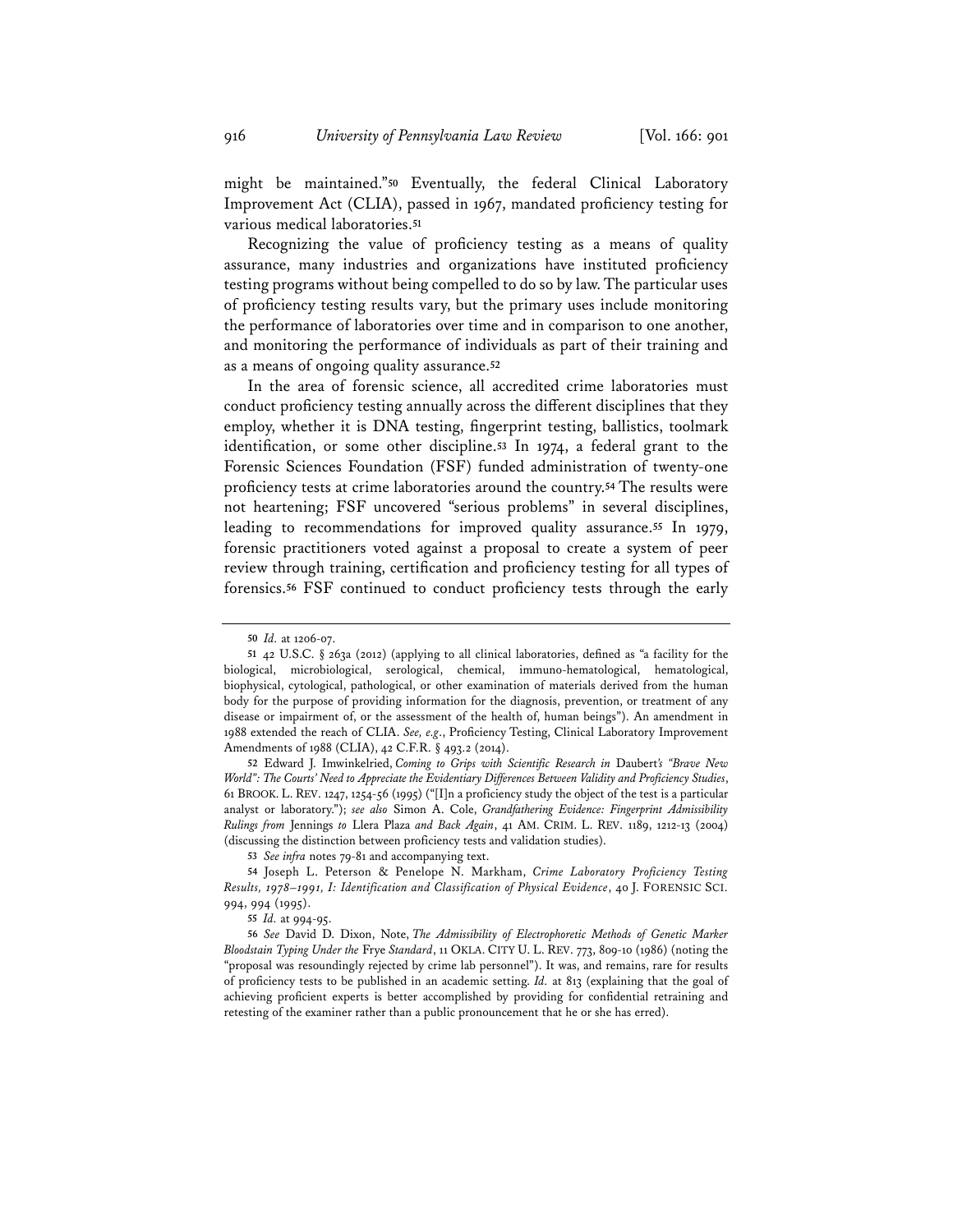might be maintained."[50] Eventually, the federal Clinical Laboratory Improvement Act (CLIA), passed in 1967, mandated proficiency testing for various medical laboratories.[51]

Recognizing the value of proficiency testing as a means of quality assurance, many industries and organizations have instituted proficiency testing programs without being compelled to do so by law. The particular uses of proficiency testing results vary, but the primary uses include monitoring the performance of laboratories over time and in comparison to one another, and monitoring the performance of individuals as part of their training and as a means of ongoing quality assurance.[52]

In the area of forensic science, all accredited crime laboratories must conduct proficiency testing annually across the different disciplines that they employ, whether it is DNA testing, fingerprint testing, ballistics, toolmark identification, or some other discipline.[53] In 1974, a federal grant to the Forensic Sciences Foundation (FSF) funded administration of twenty-one proficiency tests at crime laboratories around the country.[54] The results were not heartening; FSF uncovered "serious problems" in several disciplines, leading to recommendations for improved quality assurance.[55] In 1979, forensic practitioners voted against a proposal to create a system of peer review through training, certification and proficiency testing for all types of forensics.[56] FSF continued to conduct proficiency tests through the early

---

50 *Id.* at 1206-07.

51 42 U.S.C. § 263a (2012) (applying to all clinical laboratories, defined as "a facility for the biological, microbiological, serological, chemical, immuno-hematological, hematological, biophysical, cytological, pathological, or other examination of materials derived from the human body for the purpose of providing information for the diagnosis, prevention, or treatment of any disease or impairment of, or the assessment of the health of, human beings"). An amendment in 1988 extended the reach of CLIA. *See, e.g.*, Proficiency Testing, Clinical Laboratory Improvement Amendments of 1988 (CLIA), 42 C.F.R. § 493.2 (2014).

52 Edward J. Imwinkelried, *Coming to Grips with Scientific Research in* Daubert*'s "Brave New World": The Courts' Need to Appreciate the Evidentiary Differences Between Validity and Proficiency Studies*, 61 BROOK. L. REV. 1247, 1254-56 (1995) ("[I]n a proficiency study the object of the test is a particular analyst or laboratory."); *see also* Simon A. Cole, *Grandfathering Evidence: Fingerprint Admissibility Rulings from* Jennings *to* Llera Plaza *and Back Again*, 41 AM. CRIM. L. REV. 1189, 1212-13 (2004) (discussing the distinction between proficiency tests and validation studies).

53 *See infra* notes 79-81 and accompanying text.

54 Joseph L. Peterson & Penelope N. Markham, *Crime Laboratory Proficiency Testing Results, 1978–1991, I: Identification and Classification of Physical Evidence*, 40 J. FORENSIC SCI. 994, 994 (1995).

55 *Id.* at 994-95.

56 *See* David D. Dixon, Note, *The Admissibility of Electrophoretic Methods of Genetic Marker Bloodstain Typing Under the* Frye *Standard*, 11 OKLA. CITY U. L. REV. 773, 809-10 (1986) (noting the "proposal was resoundingly rejected by crime lab personnel"). It was, and remains, rare for results of proficiency tests to be published in an academic setting. *Id.* at 813 (explaining that the goal of achieving proficient experts is better accomplished by providing for confidential retraining and retesting of the examiner rather than a public pronouncement that he or she has erred).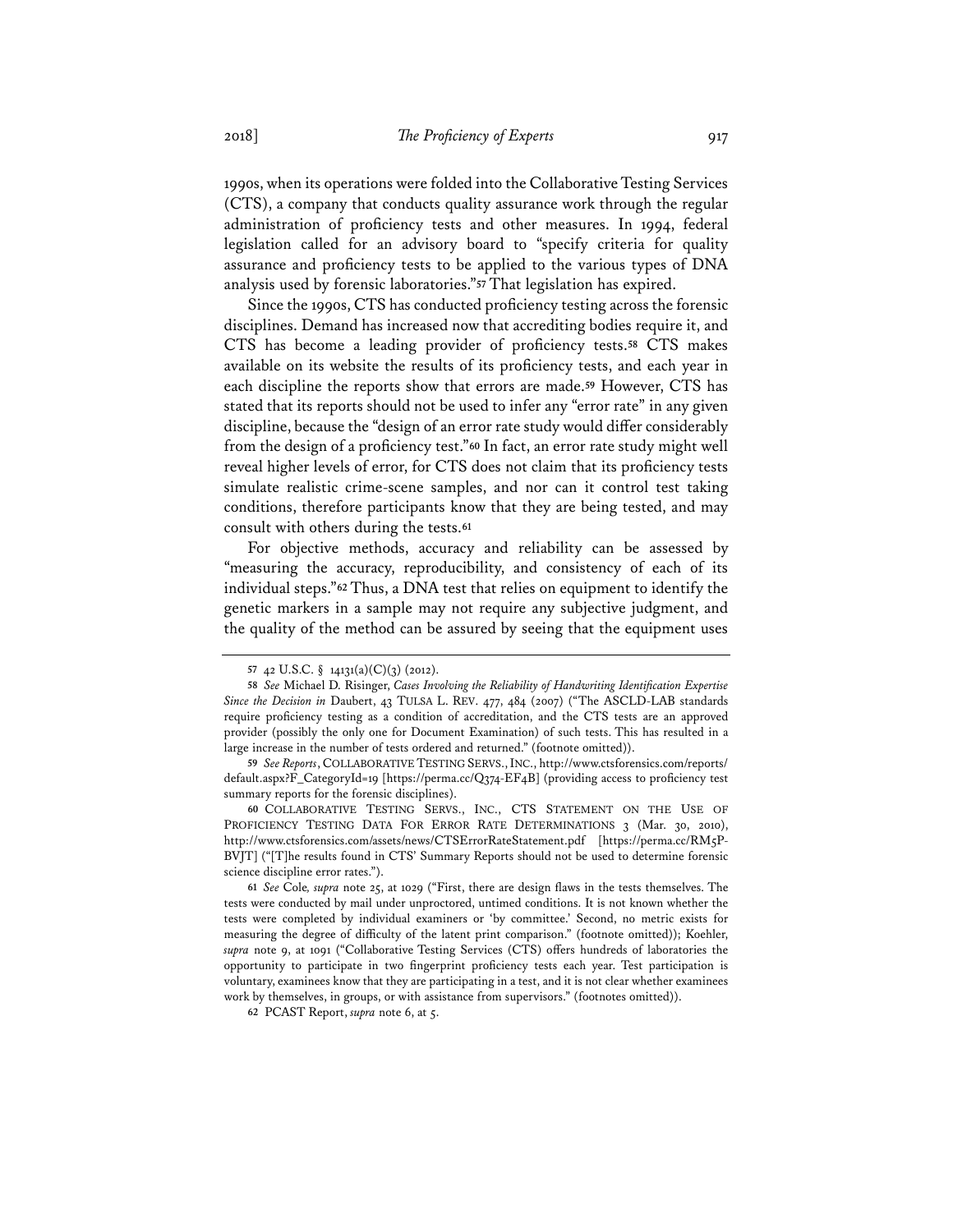1990s, when its operations were folded into the Collaborative Testing Services (CTS), a company that conducts quality assurance work through the regular administration of proficiency tests and other measures. In 1994, federal legislation called for an advisory board to "specify criteria for quality assurance and proficiency tests to be applied to the various types of DNA analysis used by forensic laboratories."[57] That legislation has expired.

Since the 1990s, CTS has conducted proficiency testing across the forensic disciplines. Demand has increased now that accrediting bodies require it, and CTS has become a leading provider of proficiency tests.[58] CTS makes available on its website the results of its proficiency tests, and each year in each discipline the reports show that errors are made.[59] However, CTS has stated that its reports should not be used to infer any "error rate" in any given discipline, because the "design of an error rate study would differ considerably from the design of a proficiency test."[60] In fact, an error rate study might well reveal higher levels of error, for CTS does not claim that its proficiency tests simulate realistic crime-scene samples, and nor can it control test taking conditions, therefore participants know that they are being tested, and may consult with others during the tests.[61]

For objective methods, accuracy and reliability can be assessed by "measuring the accuracy, reproducibility, and consistency of each of its individual steps."[62] Thus, a DNA test that relies on equipment to identify the genetic markers in a sample may not require any subjective judgment, and the quality of the method can be assured by seeing that the equipment uses

---

57 42 U.S.C. § 14131(a)(C)(3) (2012).

58 *See* Michael D. Risinger, *Cases Involving the Reliability of Handwriting Identification Expertise Since the Decision in* Daubert, 43 TULSA L. REV. 477, 484 (2007) ("The ASCLD-LAB standards require proficiency testing as a condition of accreditation, and the CTS tests are an approved provider (possibly the only one for Document Examination) of such tests. This has resulted in a large increase in the number of tests ordered and returned." (footnote omitted)).

59 *See Reports*, COLLABORATIVE TESTING SERVS., INC., http://www.ctsforensics.com/reports/default.aspx?F_CategoryId=19 [https://perma.cc/Q374-EF4B] (providing access to proficiency test summary reports for the forensic disciplines).

60 COLLABORATIVE TESTING SERVS., INC., CTS STATEMENT ON THE USE OF PROFICIENCY TESTING DATA FOR ERROR RATE DETERMINATIONS 3 (Mar. 30, 2010), http://www.ctsforensics.com/assets/news/CTSErrorRateStatement.pdf [https://perma.cc/RM5P-BVJT] ("[T]he results found in CTS' Summary Reports should not be used to determine forensic science discipline error rates.").

61 *See* Cole, *supra* note 25, at 1029 ("First, there are design flaws in the tests themselves. The tests were conducted by mail under unproctored, untimed conditions. It is not known whether the tests were completed by individual examiners or 'by committee.' Second, no metric exists for measuring the degree of difficulty of the latent print comparison." (footnote omitted)); Koehler, *supra* note 9, at 1091 ("Collaborative Testing Services (CTS) offers hundreds of laboratories the opportunity to participate in two fingerprint proficiency tests each year. Test participation is voluntary, examinees know that they are participating in a test, and it is not clear whether examinees work by themselves, in groups, or with assistance from supervisors." (footnotes omitted)).

62 PCAST Report, *supra* note 6, at 5.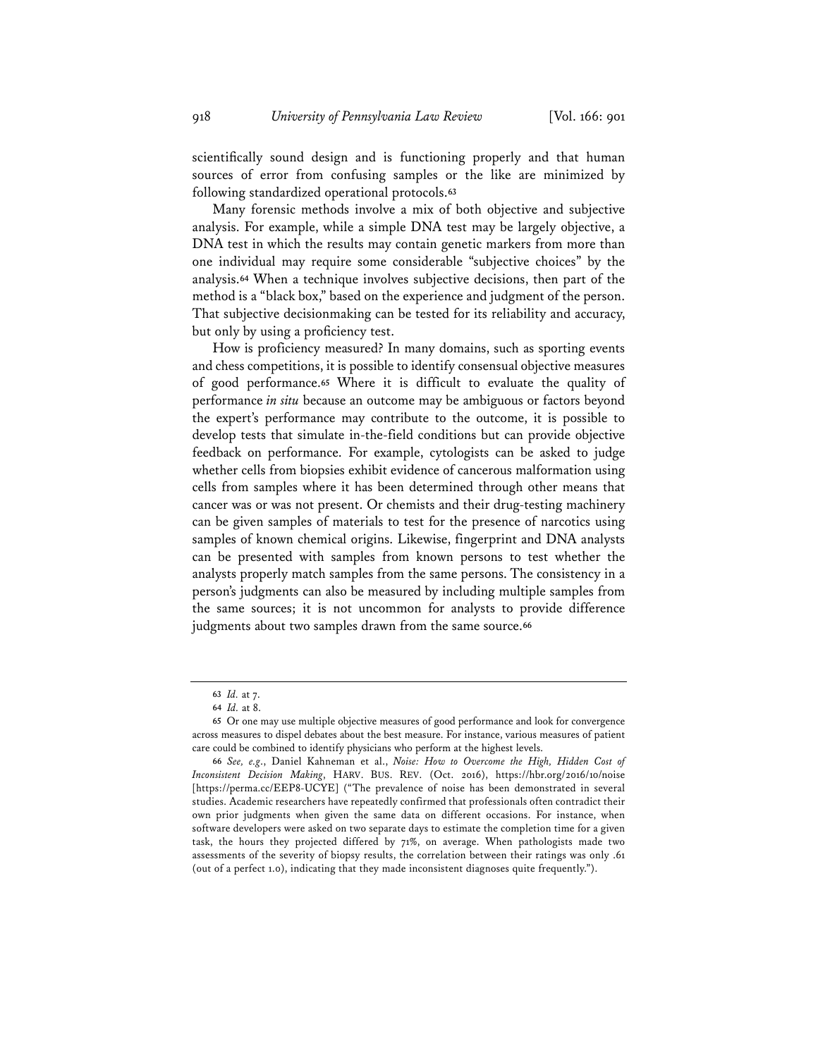scientifically sound design and is functioning properly and that human sources of error from confusing samples or the like are minimized by following standardized operational protocols.[63]

Many forensic methods involve a mix of both objective and subjective analysis. For example, while a simple DNA test may be largely objective, a DNA test in which the results may contain genetic markers from more than one individual may require some considerable "subjective choices" by the analysis.[64] When a technique involves subjective decisions, then part of the method is a "black box," based on the experience and judgment of the person. That subjective decisionmaking can be tested for its reliability and accuracy, but only by using a proficiency test.

How is proficiency measured? In many domains, such as sporting events and chess competitions, it is possible to identify consensual objective measures of good performance.[65] Where it is difficult to evaluate the quality of performance *in situ* because an outcome may be ambiguous or factors beyond the expert's performance may contribute to the outcome, it is possible to develop tests that simulate in-the-field conditions but can provide objective feedback on performance. For example, cytologists can be asked to judge whether cells from biopsies exhibit evidence of cancerous malformation using cells from samples where it has been determined through other means that cancer was or was not present. Or chemists and their drug-testing machinery can be given samples of materials to test for the presence of narcotics using samples of known chemical origins. Likewise, fingerprint and DNA analysts can be presented with samples from known persons to test whether the analysts properly match samples from the same persons. The consistency in a person's judgments can also be measured by including multiple samples from the same sources; it is not uncommon for analysts to provide difference judgments about two samples drawn from the same source.[66]

---

[63] *Id.* at 7.

[64] *Id.* at 8.

[65] Or one may use multiple objective measures of good performance and look for convergence across measures to dispel debates about the best measure. For instance, various measures of patient care could be combined to identify physicians who perform at the highest levels.

[66] *See, e.g.*, Daniel Kahneman et al., *Noise: How to Overcome the High, Hidden Cost of Inconsistent Decision Making*, HARV. BUS. REV. (Oct. 2016), https://hbr.org/2016/10/noise [https://perma.cc/EEP8-UCYE] ("The prevalence of noise has been demonstrated in several studies. Academic researchers have repeatedly confirmed that professionals often contradict their own prior judgments when given the same data on different occasions. For instance, when software developers were asked on two separate days to estimate the completion time for a given task, the hours they projected differed by 71%, on average. When pathologists made two assessments of the severity of biopsy results, the correlation between their ratings was only .61 (out of a perfect 1.0), indicating that they made inconsistent diagnoses quite frequently.").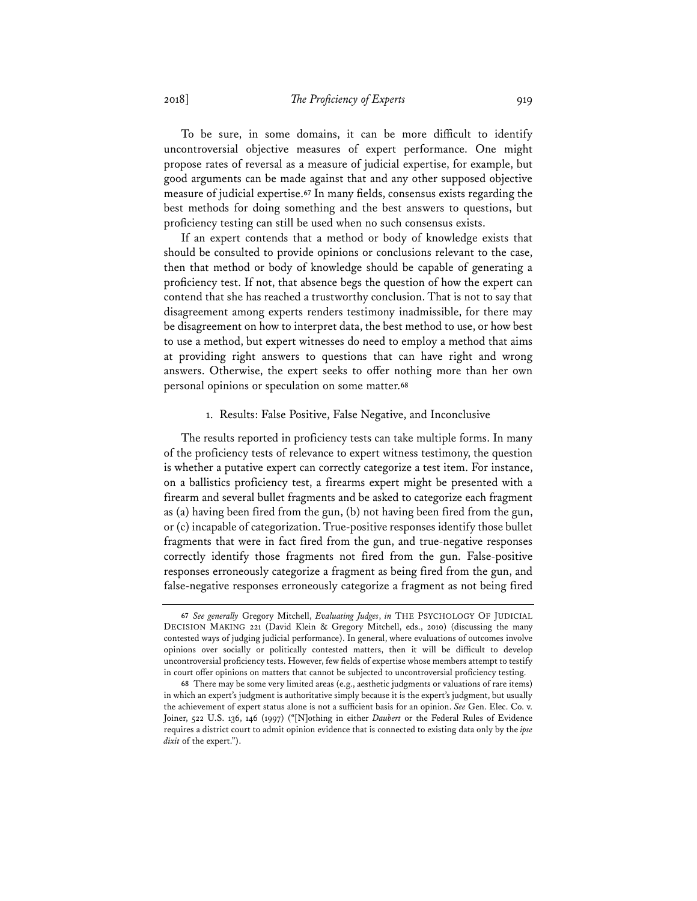To be sure, in some domains, it can be more difficult to identify uncontroversial objective measures of expert performance. One might propose rates of reversal as a measure of judicial expertise, for example, but good arguments can be made against that and any other supposed objective measure of judicial expertise.[67] In many fields, consensus exists regarding the best methods for doing something and the best answers to questions, but proficiency testing can still be used when no such consensus exists.

If an expert contends that a method or body of knowledge exists that should be consulted to provide opinions or conclusions relevant to the case, then that method or body of knowledge should be capable of generating a proficiency test. If not, that absence begs the question of how the expert can contend that she has reached a trustworthy conclusion. That is not to say that disagreement among experts renders testimony inadmissible, for there may be disagreement on how to interpret data, the best method to use, or how best to use a method, but expert witnesses do need to employ a method that aims at providing right answers to questions that can have right and wrong answers. Otherwise, the expert seeks to offer nothing more than her own personal opinions or speculation on some matter.[68]

### 1. Results: False Positive, False Negative, and Inconclusive

The results reported in proficiency tests can take multiple forms. In many of the proficiency tests of relevance to expert witness testimony, the question is whether a putative expert can correctly categorize a test item. For instance, on a ballistics proficiency test, a firearms expert might be presented with a firearm and several bullet fragments and be asked to categorize each fragment as (a) having been fired from the gun, (b) not having been fired from the gun, or (c) incapable of categorization. True-positive responses identify those bullet fragments that were in fact fired from the gun, and true-negative responses correctly identify those fragments not fired from the gun. False-positive responses erroneously categorize a fragment as being fired from the gun, and false-negative responses erroneously categorize a fragment as not being fired

---

[67] *See generally* Gregory Mitchell, *Evaluating Judges*, *in* THE PSYCHOLOGY OF JUDICIAL DECISION MAKING 221 (David Klein & Gregory Mitchell, eds., 2010) (discussing the many contested ways of judging judicial performance). In general, where evaluations of outcomes involve opinions over socially or politically contested matters, then it will be difficult to develop uncontroversial proficiency tests. However, few fields of expertise whose members attempt to testify in court offer opinions on matters that cannot be subjected to uncontroversial proficiency testing.

[68] There may be some very limited areas (e.g., aesthetic judgments or valuations of rare items) in which an expert's judgment is authoritative simply because it is the expert's judgment, but usually the achievement of expert status alone is not a sufficient basis for an opinion. *See* Gen. Elec. Co. v. Joiner, 522 U.S. 136, 146 (1997) ("[N]othing in either *Daubert* or the Federal Rules of Evidence requires a district court to admit opinion evidence that is connected to existing data only by the *ipse dixit* of the expert.").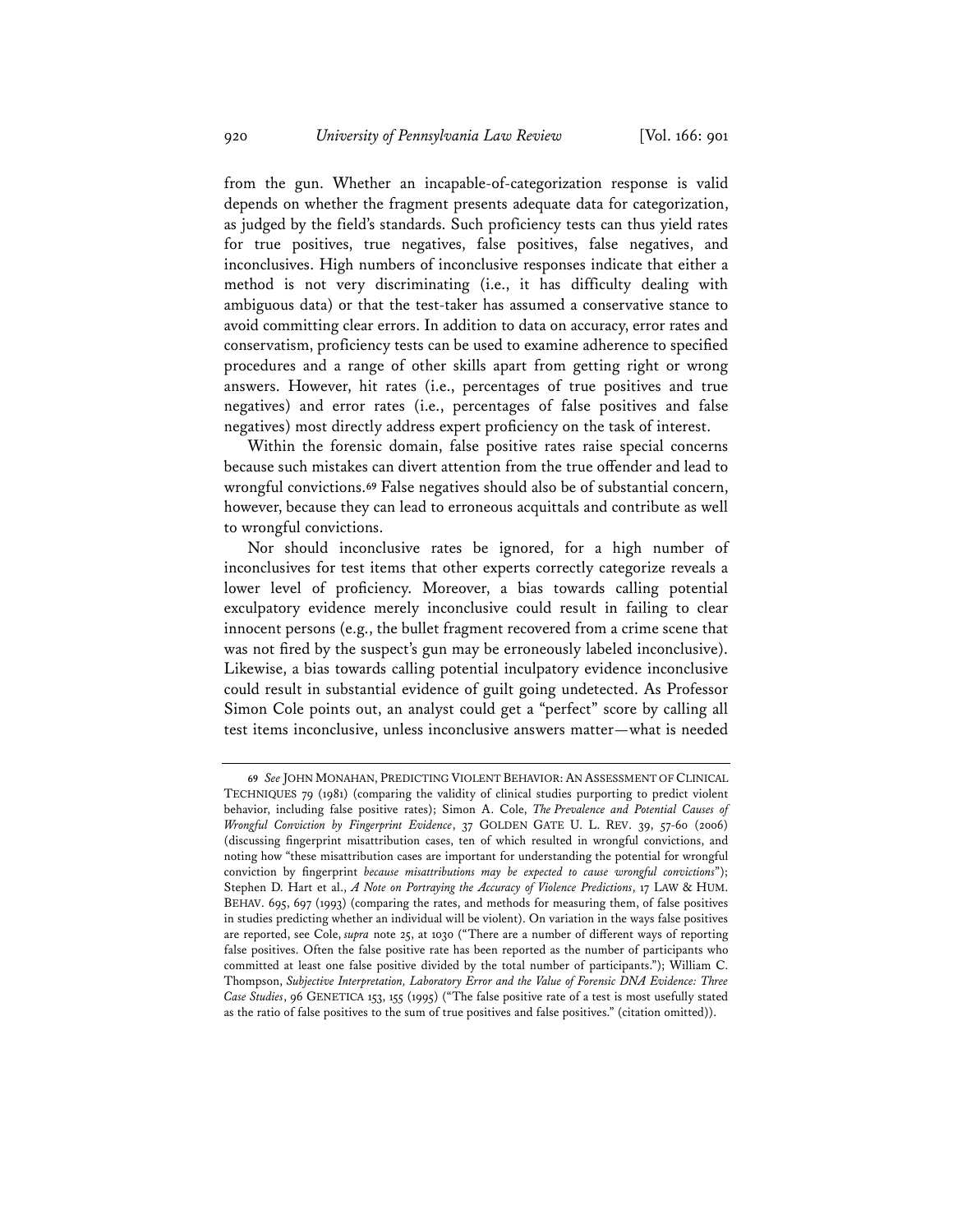from the gun. Whether an incapable-of-categorization response is valid depends on whether the fragment presents adequate data for categorization, as judged by the field's standards. Such proficiency tests can thus yield rates for true positives, true negatives, false positives, false negatives, and inconclusives. High numbers of inconclusive responses indicate that either a method is not very discriminating (i.e., it has difficulty dealing with ambiguous data) or that the test-taker has assumed a conservative stance to avoid committing clear errors. In addition to data on accuracy, error rates and conservatism, proficiency tests can be used to examine adherence to specified procedures and a range of other skills apart from getting right or wrong answers. However, hit rates (i.e., percentages of true positives and true negatives) and error rates (i.e., percentages of false positives and false negatives) most directly address expert proficiency on the task of interest.

Within the forensic domain, false positive rates raise special concerns because such mistakes can divert attention from the true offender and lead to wrongful convictions.[69] False negatives should also be of substantial concern, however, because they can lead to erroneous acquittals and contribute as well to wrongful convictions.

Nor should inconclusive rates be ignored, for a high number of inconclusives for test items that other experts correctly categorize reveals a lower level of proficiency. Moreover, a bias towards calling potential exculpatory evidence merely inconclusive could result in failing to clear innocent persons (e.g., the bullet fragment recovered from a crime scene that was not fired by the suspect's gun may be erroneously labeled inconclusive). Likewise, a bias towards calling potential inculpatory evidence inconclusive could result in substantial evidence of guilt going undetected. As Professor Simon Cole points out, an analyst could get a "perfect" score by calling all test items inconclusive, unless inconclusive answers matter—what is needed

---

69 *See* JOHN MONAHAN, PREDICTING VIOLENT BEHAVIOR: AN ASSESSMENT OF CLINICAL TECHNIQUES 79 (1981) (comparing the validity of clinical studies purporting to predict violent behavior, including false positive rates); Simon A. Cole, *The Prevalence and Potential Causes of Wrongful Conviction by Fingerprint Evidence*, 37 GOLDEN GATE U. L. REV. 39, 57-60 (2006) (discussing fingerprint misattribution cases, ten of which resulted in wrongful convictions, and noting how "these misattribution cases are important for understanding the potential for wrongful conviction by fingerprint *because misattributions may be expected to cause wrongful convictions*"); Stephen D. Hart et al., *A Note on Portraying the Accuracy of Violence Predictions*, 17 LAW & HUM. BEHAV. 695, 697 (1993) (comparing the rates, and methods for measuring them, of false positives in studies predicting whether an individual will be violent). On variation in the ways false positives are reported, see Cole, *supra* note 25, at 1030 ("There are a number of different ways of reporting false positives. Often the false positive rate has been reported as the number of participants who committed at least one false positive divided by the total number of participants."); William C. Thompson, *Subjective Interpretation, Laboratory Error and the Value of Forensic DNA Evidence: Three Case Studies*, 96 GENETICA 153, 155 (1995) ("The false positive rate of a test is most usefully stated as the ratio of false positives to the sum of true positives and false positives." (citation omitted)).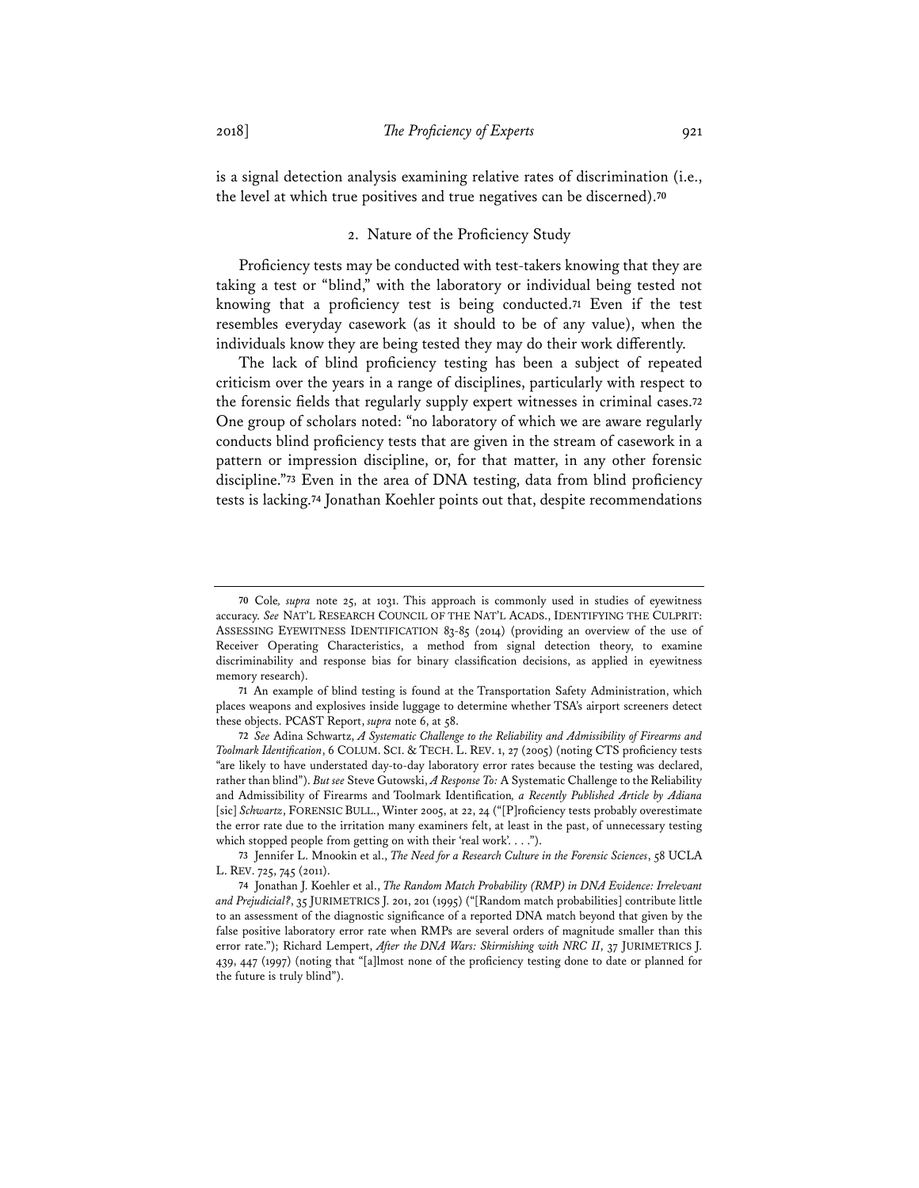is a signal detection analysis examining relative rates of discrimination (i.e., the level at which true positives and true negatives can be discerned).[70]

### 2. Nature of the Proficiency Study

Proficiency tests may be conducted with test-takers knowing that they are taking a test or "blind," with the laboratory or individual being tested not knowing that a proficiency test is being conducted.[71] Even if the test resembles everyday casework (as it should to be of any value), when the individuals know they are being tested they may do their work differently.

The lack of blind proficiency testing has been a subject of repeated criticism over the years in a range of disciplines, particularly with respect to the forensic fields that regularly supply expert witnesses in criminal cases.[72] One group of scholars noted: "no laboratory of which we are aware regularly conducts blind proficiency tests that are given in the stream of casework in a pattern or impression discipline, or, for that matter, in any other forensic discipline."[73] Even in the area of DNA testing, data from blind proficiency tests is lacking.[74] Jonathan Koehler points out that, despite recommendations

---

70 Cole*, supra* note 25, at 1031. This approach is commonly used in studies of eyewitness accuracy. *See* NAT'L RESEARCH COUNCIL OF THE NAT'L ACADS., IDENTIFYING THE CULPRIT: ASSESSING EYEWITNESS IDENTIFICATION 83-85 (2014) (providing an overview of the use of Receiver Operating Characteristics, a method from signal detection theory, to examine discriminability and response bias for binary classification decisions, as applied in eyewitness memory research).

71 An example of blind testing is found at the Transportation Safety Administration, which places weapons and explosives inside luggage to determine whether TSA's airport screeners detect these objects. PCAST Report, *supra* note 6, at 58.

72 *See* Adina Schwartz, *A Systematic Challenge to the Reliability and Admissibility of Firearms and Toolmark Identification*, 6 COLUM. SCI. & TECH. L. REV. 1, 27 (2005) (noting CTS proficiency tests "are likely to have understated day-to-day laboratory error rates because the testing was declared, rather than blind"). *But see* Steve Gutowski, *A Response To:* A Systematic Challenge to the Reliability and Admissibility of Firearms and Toolmark Identification*, a Recently Published Article by Adiana* [sic] *Schwartz*, FORENSIC BULL., Winter 2005, at 22, 24 ("[P]roficiency tests probably overestimate the error rate due to the irritation many examiners felt, at least in the past, of unnecessary testing which stopped people from getting on with their 'real work'. . . .").

73 Jennifer L. Mnookin et al., *The Need for a Research Culture in the Forensic Sciences*, 58 UCLA L. REV. 725, 745 (2011).

74 Jonathan J. Koehler et al., *The Random Match Probability (RMP) in DNA Evidence: Irrelevant and Prejudicial?*, 35 JURIMETRICS J. 201, 201 (1995) ("[Random match probabilities] contribute little to an assessment of the diagnostic significance of a reported DNA match beyond that given by the false positive laboratory error rate when RMPs are several orders of magnitude smaller than this error rate."); Richard Lempert, *After the DNA Wars: Skirmishing with NRC II*, 37 JURIMETRICS J. 439, 447 (1997) (noting that "[a]lmost none of the proficiency testing done to date or planned for the future is truly blind").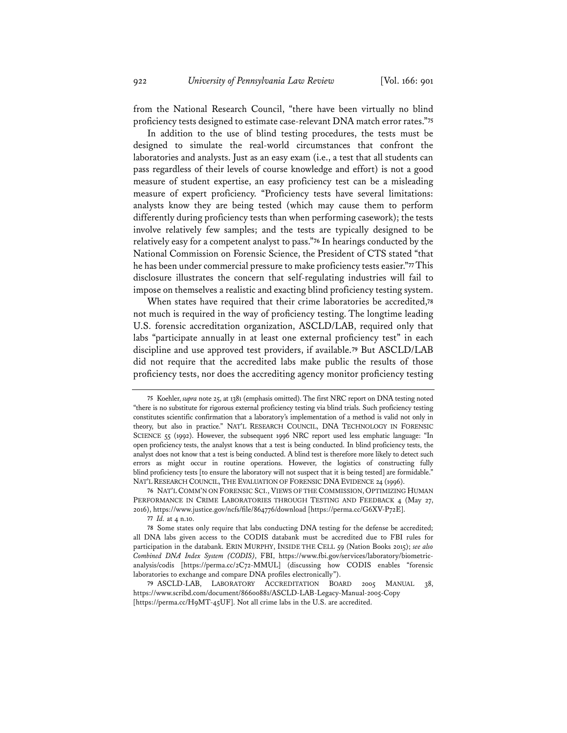from the National Research Council, "there have been virtually no blind proficiency tests designed to estimate case-relevant DNA match error rates."[75]

In addition to the use of blind testing procedures, the tests must be designed to simulate the real-world circumstances that confront the laboratories and analysts. Just as an easy exam (i.e., a test that all students can pass regardless of their levels of course knowledge and effort) is not a good measure of student expertise, an easy proficiency test can be a misleading measure of expert proficiency. "Proficiency tests have several limitations: analysts know they are being tested (which may cause them to perform differently during proficiency tests than when performing casework); the tests involve relatively few samples; and the tests are typically designed to be relatively easy for a competent analyst to pass."[76] In hearings conducted by the National Commission on Forensic Science, the President of CTS stated "that he has been under commercial pressure to make proficiency tests easier."[77] This disclosure illustrates the concern that self-regulating industries will fail to impose on themselves a realistic and exacting blind proficiency testing system.

When states have required that their crime laboratories be accredited,[78] not much is required in the way of proficiency testing. The longtime leading U.S. forensic accreditation organization, ASCLD/LAB, required only that labs "participate annually in at least one external proficiency test" in each discipline and use approved test providers, if available.[79] But ASCLD/LAB did not require that the accredited labs make public the results of those proficiency tests, nor does the accrediting agency monitor proficiency testing

---

75 Koehler, *supra* note 25, at 1381 (emphasis omitted). The first NRC report on DNA testing noted "there is no substitute for rigorous external proficiency testing via blind trials. Such proficiency testing constitutes scientific confirmation that a laboratory's implementation of a method is valid not only in theory, but also in practice." NAT'L RESEARCH COUNCIL, DNA TECHNOLOGY IN FORENSIC SCIENCE 55 (1992). However, the subsequent 1996 NRC report used less emphatic language: "In open proficiency tests, the analyst knows that a test is being conducted. In blind proficiency tests, the analyst does not know that a test is being conducted. A blind test is therefore more likely to detect such errors as might occur in routine operations. However, the logistics of constructing fully blind proficiency tests [to ensure the laboratory will not suspect that it is being tested] are formidable." NAT'L RESEARCH COUNCIL, THE EVALUATION OF FORENSIC DNA EVIDENCE 24 (1996).

76 NAT'L COMM'N ON FORENSIC SCI., VIEWS OF THE COMMISSION, OPTIMIZING HUMAN PERFORMANCE IN CRIME LABORATORIES THROUGH TESTING AND FEEDBACK 4 (May 27, 2016), https://www.justice.gov/ncfs/file/864776/download [https://perma.cc/G6XV-P72E].

77 *Id.* at 4 n.10.

78 Some states only require that labs conducting DNA testing for the defense be accredited; all DNA labs given access to the CODIS databank must be accredited due to FBI rules for participation in the databank. ERIN MURPHY, INSIDE THE CELL 59 (Nation Books 2015); *see also Combined DNA Index System (CODIS)*, FBI, https://www.fbi.gov/services/laboratory/biometric-analysis/codis [https://perma.cc/2C72-MMUL] (discussing how CODIS enables "forensic laboratories to exchange and compare DNA profiles electronically").

79 ASCLD-LAB, LABORATORY ACCREDITATION BOARD 2005 MANUAL 38, https://www.scribd.com/document/86600881/ASCLD-LAB-Legacy-Manual-2005-Copy [https://perma.cc/H9MT-45UF]. Not all crime labs in the U.S. are accredited.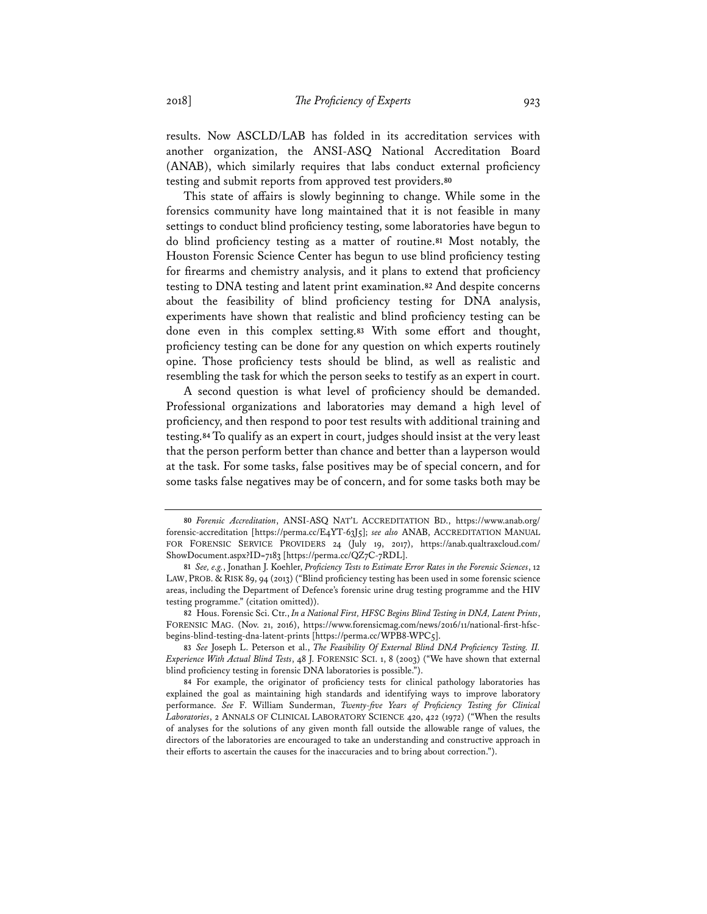results. Now ASCLD/LAB has folded in its accreditation services with another organization, the ANSI-ASQ National Accreditation Board (ANAB), which similarly requires that labs conduct external proficiency testing and submit reports from approved test providers.[80]

This state of affairs is slowly beginning to change. While some in the forensics community have long maintained that it is not feasible in many settings to conduct blind proficiency testing, some laboratories have begun to do blind proficiency testing as a matter of routine.[81] Most notably, the Houston Forensic Science Center has begun to use blind proficiency testing for firearms and chemistry analysis, and it plans to extend that proficiency testing to DNA testing and latent print examination.[82] And despite concerns about the feasibility of blind proficiency testing for DNA analysis, experiments have shown that realistic and blind proficiency testing can be done even in this complex setting.[83] With some effort and thought, proficiency testing can be done for any question on which experts routinely opine. Those proficiency tests should be blind, as well as realistic and resembling the task for which the person seeks to testify as an expert in court.

A second question is what level of proficiency should be demanded. Professional organizations and laboratories may demand a high level of proficiency, and then respond to poor test results with additional training and testing.[84] To qualify as an expert in court, judges should insist at the very least that the person perform better than chance and better than a layperson would at the task. For some tasks, false positives may be of special concern, and for some tasks false negatives may be of concern, and for some tasks both may be

---

[80] *Forensic Accreditation*, ANSI-ASQ NAT'L ACCREDITATION BD., https://www.anab.org/forensic-accreditation [https://perma.cc/E4YT-63J5]; *see also* ANAB, ACCREDITATION MANUAL FOR FORENSIC SERVICE PROVIDERS 24 (July 19, 2017), https://anab.qualtraxcloud.com/ShowDocument.aspx?ID=7183 [https://perma.cc/QZ7C-7RDL].

[81] *See, e.g.*, Jonathan J. Koehler, *Proficiency Tests to Estimate Error Rates in the Forensic Sciences*, 12 LAW, PROB. & RISK 89, 94 (2013) ("Blind proficiency testing has been used in some forensic science areas, including the Department of Defence's forensic urine drug testing programme and the HIV testing programme." (citation omitted)).

[82] Hous. Forensic Sci. Ctr., *In a National First, HFSC Begins Blind Testing in DNA, Latent Prints*, FORENSIC MAG. (Nov. 21, 2016), https://www.forensicmag.com/news/2016/11/national-first-hfsc-begins-blind-testing-dna-latent-prints [https://perma.cc/WPB8-WPC5].

[83] *See* Joseph L. Peterson et al., *The Feasibility Of External Blind DNA Proficiency Testing. II. Experience With Actual Blind Tests*, 48 J. FORENSIC SCI. 1, 8 (2003) ("We have shown that external blind proficiency testing in forensic DNA laboratories is possible.").

[84] For example, the originator of proficiency tests for clinical pathology laboratories has explained the goal as maintaining high standards and identifying ways to improve laboratory performance. *See* F. William Sunderman, *Twenty-five Years of Proficiency Testing for Clinical Laboratories*, 2 ANNALS OF CLINICAL LABORATORY SCIENCE 420, 422 (1972) ("When the results of analyses for the solutions of any given month fall outside the allowable range of values, the directors of the laboratories are encouraged to take an understanding and constructive approach in their efforts to ascertain the causes for the inaccuracies and to bring about correction.").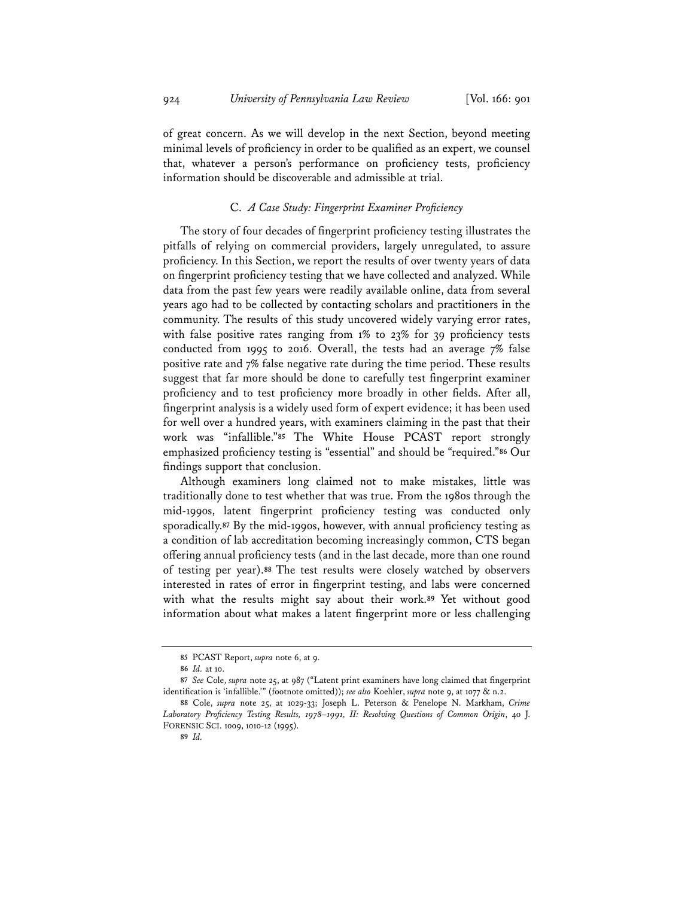of great concern. As we will develop in the next Section, beyond meeting minimal levels of proficiency in order to be qualified as an expert, we counsel that, whatever a person's performance on proficiency tests, proficiency information should be discoverable and admissible at trial.

### C. *A Case Study: Fingerprint Examiner Proficiency*

The story of four decades of fingerprint proficiency testing illustrates the pitfalls of relying on commercial providers, largely unregulated, to assure proficiency. In this Section, we report the results of over twenty years of data on fingerprint proficiency testing that we have collected and analyzed. While data from the past few years were readily available online, data from several years ago had to be collected by contacting scholars and practitioners in the community. The results of this study uncovered widely varying error rates, with false positive rates ranging from 1% to 23% for 39 proficiency tests conducted from 1995 to 2016. Overall, the tests had an average 7% false positive rate and 7% false negative rate during the time period. These results suggest that far more should be done to carefully test fingerprint examiner proficiency and to test proficiency more broadly in other fields. After all, fingerprint analysis is a widely used form of expert evidence; it has been used for well over a hundred years, with examiners claiming in the past that their work was "infallible."[85] The White House PCAST report strongly emphasized proficiency testing is "essential" and should be "required."[86] Our findings support that conclusion.

Although examiners long claimed not to make mistakes, little was traditionally done to test whether that was true. From the 1980s through the mid-1990s, latent fingerprint proficiency testing was conducted only sporadically.[87] By the mid-1990s, however, with annual proficiency testing as a condition of lab accreditation becoming increasingly common, CTS began offering annual proficiency tests (and in the last decade, more than one round of testing per year).[88] The test results were closely watched by observers interested in rates of error in fingerprint testing, and labs were concerned with what the results might say about their work.[89] Yet without good information about what makes a latent fingerprint more or less challenging

---

85 PCAST Report, *supra* note 6, at 9.

86 *Id.* at 10.

87 *See* Cole, *supra* note 25, at 987 ("Latent print examiners have long claimed that fingerprint identification is 'infallible.'" (footnote omitted)); *see also* Koehler, *supra* note 9, at 1077 & n.2.

88 Cole, *supra* note 25, at 1029-33; Joseph L. Peterson & Penelope N. Markham, *Crime Laboratory Proficiency Testing Results, 1978–1991, II: Resolving Questions of Common Origin*, 40 J. FORENSIC SCI. 1009, 1010-12 (1995).

89 *Id.*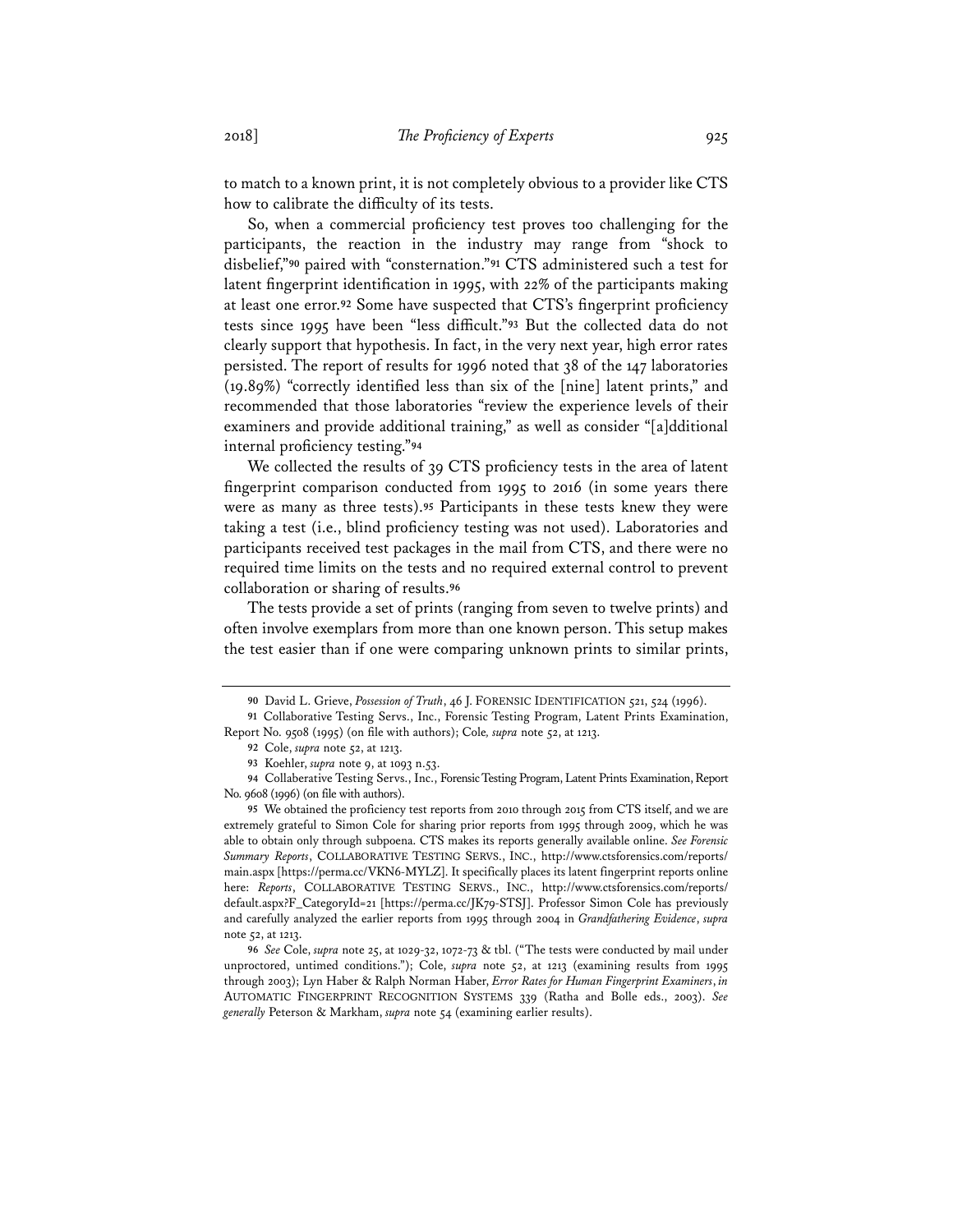to match to a known print, it is not completely obvious to a provider like CTS how to calibrate the difficulty of its tests.

So, when a commercial proficiency test proves too challenging for the participants, the reaction in the industry may range from "shock to disbelief,"[90] paired with "consternation."[91] CTS administered such a test for latent fingerprint identification in 1995, with 22% of the participants making at least one error.[92] Some have suspected that CTS's fingerprint proficiency tests since 1995 have been "less difficult."[93] But the collected data do not clearly support that hypothesis. In fact, in the very next year, high error rates persisted. The report of results for 1996 noted that 38 of the 147 laboratories (19.89%) "correctly identified less than six of the [nine] latent prints," and recommended that those laboratories "review the experience levels of their examiners and provide additional training," as well as consider "[a]dditional internal proficiency testing."[94]

We collected the results of 39 CTS proficiency tests in the area of latent fingerprint comparison conducted from 1995 to 2016 (in some years there were as many as three tests).[95] Participants in these tests knew they were taking a test (i.e., blind proficiency testing was not used). Laboratories and participants received test packages in the mail from CTS, and there were no required time limits on the tests and no required external control to prevent collaboration or sharing of results.[96]

The tests provide a set of prints (ranging from seven to twelve prints) and often involve exemplars from more than one known person. This setup makes the test easier than if one were comparing unknown prints to similar prints,

---

90 David L. Grieve, *Possession of Truth*, 46 J. FORENSIC IDENTIFICATION 521, 524 (1996).

91 Collaborative Testing Servs., Inc., Forensic Testing Program, Latent Prints Examination, Report No. 9508 (1995) (on file with authors); Cole, *supra* note 52, at 1213.

92 Cole, *supra* note 52, at 1213.

93 Koehler, *supra* note 9, at 1093 n.53.

94 Collaberative Testing Servs., Inc., Forensic Testing Program, Latent Prints Examination, Report No. 9608 (1996) (on file with authors).

95 We obtained the proficiency test reports from 2010 through 2015 from CTS itself, and we are extremely grateful to Simon Cole for sharing prior reports from 1995 through 2009, which he was able to obtain only through subpoena. CTS makes its reports generally available online. *See Forensic Summary Reports*, COLLABORATIVE TESTING SERVS., INC., http://www.ctsforensics.com/reports/main.aspx [https://perma.cc/VKN6-MYLZ]. It specifically places its latent fingerprint reports online here: *Reports*, COLLABORATIVE TESTING SERVS., INC., http://www.ctsforensics.com/reports/default.aspx?F_CategoryId=21 [https://perma.cc/JK79-STSJ]. Professor Simon Cole has previously and carefully analyzed the earlier reports from 1995 through 2004 in *Grandfathering Evidence*, *supra* note 52, at 1213.

96 *See* Cole, *supra* note 25, at 1029-32, 1072-73 & tbl. ("The tests were conducted by mail under unproctored, untimed conditions."); Cole, *supra* note 52, at 1213 (examining results from 1995 through 2003); Lyn Haber & Ralph Norman Haber, *Error Rates for Human Fingerprint Examiners*, *in* AUTOMATIC FINGERPRINT RECOGNITION SYSTEMS 339 (Ratha and Bolle eds., 2003). *See generally* Peterson & Markham, *supra* note 54 (examining earlier results).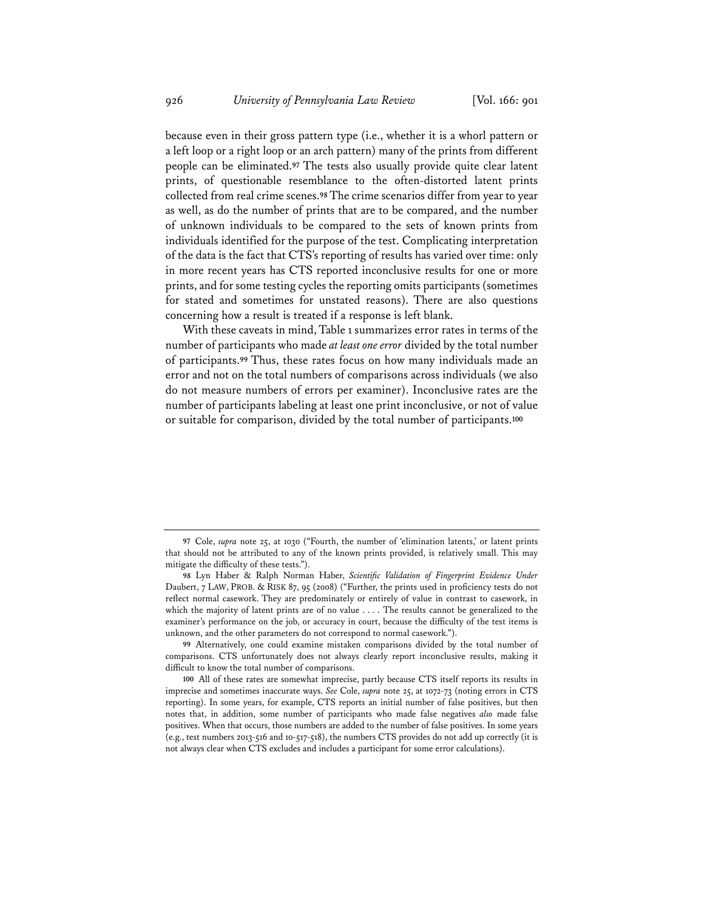because even in their gross pattern type (i.e., whether it is a whorl pattern or a left loop or a right loop or an arch pattern) many of the prints from different people can be eliminated.[97] The tests also usually provide quite clear latent prints, of questionable resemblance to the often-distorted latent prints collected from real crime scenes.[98] The crime scenarios differ from year to year as well, as do the number of prints that are to be compared, and the number of unknown individuals to be compared to the sets of known prints from individuals identified for the purpose of the test. Complicating interpretation of the data is the fact that CTS's reporting of results has varied over time: only in more recent years has CTS reported inconclusive results for one or more prints, and for some testing cycles the reporting omits participants (sometimes for stated and sometimes for unstated reasons). There are also questions concerning how a result is treated if a response is left blank.

With these caveats in mind, Table 1 summarizes error rates in terms of the number of participants who made *at least one error* divided by the total number of participants.[99] Thus, these rates focus on how many individuals made an error and not on the total numbers of comparisons across individuals (we also do not measure numbers of errors per examiner). Inconclusive rates are the number of participants labeling at least one print inconclusive, or not of value or suitable for comparison, divided by the total number of participants.[100]

---

[97] Cole, *supra* note 25, at 1030 ("Fourth, the number of 'elimination latents,' or latent prints that should not be attributed to any of the known prints provided, is relatively small. This may mitigate the difficulty of these tests.").

[98] Lyn Haber & Ralph Norman Haber, *Scientific Validation of Fingerprint Evidence Under* Daubert, 7 LAW, PROB. & RISK 87, 95 (2008) ("Further, the prints used in proficiency tests do not reflect normal casework. They are predominately or entirely of value in contrast to casework, in which the majority of latent prints are of no value . . . . The results cannot be generalized to the examiner's performance on the job, or accuracy in court, because the difficulty of the test items is unknown, and the other parameters do not correspond to normal casework.").

[99] Alternatively, one could examine mistaken comparisons divided by the total number of comparisons. CTS unfortunately does not always clearly report inconclusive results, making it difficult to know the total number of comparisons.

[100] All of these rates are somewhat imprecise, partly because CTS itself reports its results in imprecise and sometimes inaccurate ways. *See* Cole, *supra* note 25, at 1072-73 (noting errors in CTS reporting). In some years, for example, CTS reports an initial number of false positives, but then notes that, in addition, some number of participants who made false negatives *also* made false positives. When that occurs, those numbers are added to the number of false positives. In some years (e.g., test numbers 2013-516 and 10-517-518), the numbers CTS provides do not add up correctly (it is not always clear when CTS excludes and includes a participant for some error calculations).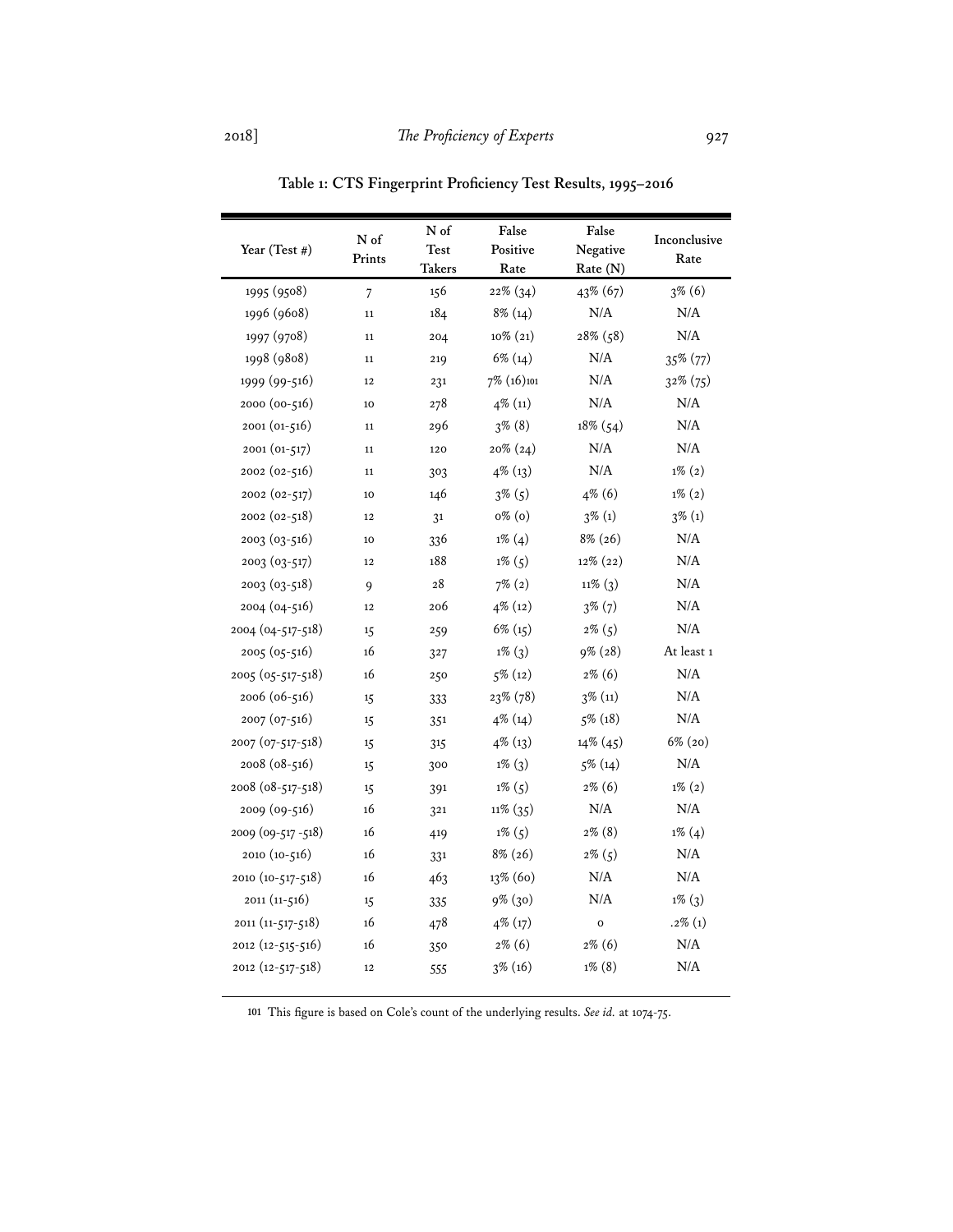**Table 1: CTS Fingerprint Proficiency Test Results, 1995–2016**

| Year (Test #) | N of Prints | N of Test Takers | False Positive Rate | False Negative Rate (N) | Inconclusive Rate |
|---|---|---|---|---|---|
| 1995 (9508) | 7 | 156 | 22% (34) | 43% (67) | 3% (6) |
| 1996 (9608) | 11 | 184 | 8% (14) | N/A | N/A |
| 1997 (9708) | 11 | 204 | 10% (21) | 28% (58) | N/A |
| 1998 (9808) | 11 | 219 | 6% (14) | N/A | 35% (77) |
| 1999 (99-516) | 12 | 231 | 7% (16)[101] | N/A | 32% (75) |
| 2000 (00-516) | 10 | 278 | 4% (11) | N/A | N/A |
| 2001 (01-516) | 11 | 296 | 3% (8) | 18% (54) | N/A |
| 2001 (01-517) | 11 | 120 | 20% (24) | N/A | N/A |
| 2002 (02-516) | 11 | 303 | 4% (13) | N/A | 1% (2) |
| 2002 (02-517) | 10 | 146 | 3% (5) | 4% (6) | 1% (2) |
| 2002 (02-518) | 12 | 31 | 0% (0) | 3% (1) | 3% (1) |
| 2003 (03-516) | 10 | 336 | 1% (4) | 8% (26) | N/A |
| 2003 (03-517) | 12 | 188 | 1% (5) | 12% (22) | N/A |
| 2003 (03-518) | 9 | 28 | 7% (2) | 11% (3) | N/A |
| 2004 (04-516) | 12 | 206 | 4% (12) | 3% (7) | N/A |
| 2004 (04-517-518) | 15 | 259 | 6% (15) | 2% (5) | N/A |
| 2005 (05-516) | 16 | 327 | 1% (3) | 9% (28) | At least 1 |
| 2005 (05-517-518) | 16 | 250 | 5% (12) | 2% (6) | N/A |
| 2006 (06-516) | 15 | 333 | 23% (78) | 3% (11) | N/A |
| 2007 (07-516) | 15 | 351 | 4% (14) | 5% (18) | N/A |
| 2007 (07-517-518) | 15 | 315 | 4% (13) | 14% (45) | 6% (20) |
| 2008 (08-516) | 15 | 300 | 1% (3) | 5% (14) | N/A |
| 2008 (08-517-518) | 15 | 391 | 1% (5) | 2% (6) | 1% (2) |
| 2009 (09-516) | 16 | 321 | 11% (35) | N/A | N/A |
| 2009 (09-517 -518) | 16 | 419 | 1% (5) | 2% (8) | 1% (4) |
| 2010 (10-516) | 16 | 331 | 8% (26) | 2% (5) | N/A |
| 2010 (10-517-518) | 16 | 463 | 13% (60) | N/A | N/A |
| 2011 (11-516) | 15 | 335 | 9% (30) | N/A | 1% (3) |
| 2011 (11-517-518) | 16 | 478 | 4% (17) | 0 | .2% (1) |
| 2012 (12-515-516) | 16 | 350 | 2% (6) | 2% (6) | N/A |
| 2012 (12-517-518) | 12 | 555 | 3% (16) | 1% (8) | N/A |

101 This figure is based on Cole's count of the underlying results. *See id.* at 1074-75.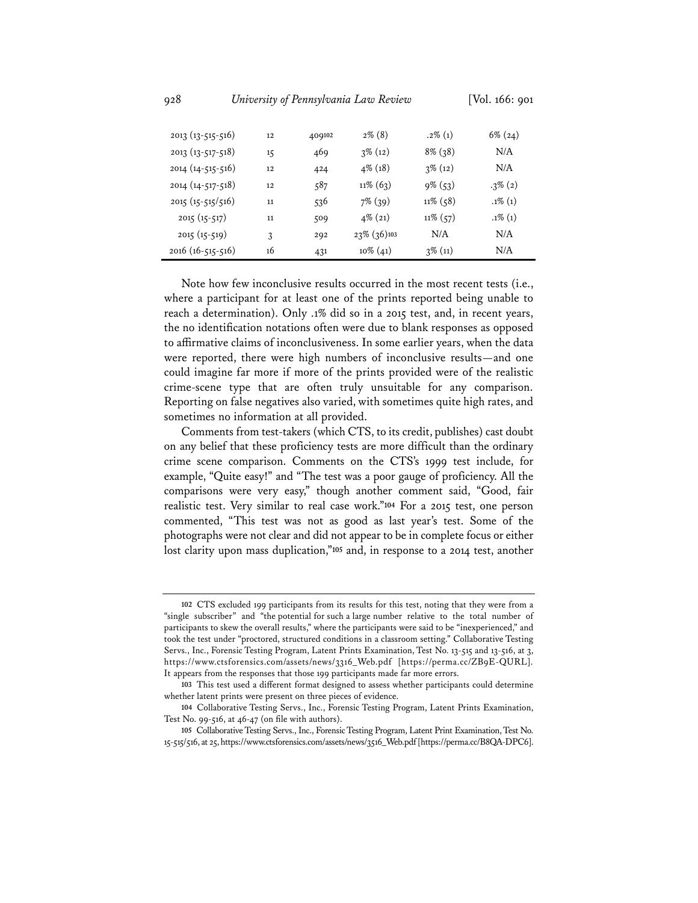| | | | | | |
|---|---|---|---|---|---|
| 2013 (13-515-516) | 12 | 409[102] | 2% (8) | .2% (1) | 6% (24) |
| 2013 (13-517-518) | 15 | 469 | 3% (12) | 8% (38) | N/A |
| 2014 (14-515-516) | 12 | 424 | 4% (18) | 3% (12) | N/A |
| 2014 (14-517-518) | 12 | 587 | 11% (63) | 9% (53) | .3% (2) |
| 2015 (15-515/516) | 11 | 536 | 7% (39) | 11% (58) | .1% (1) |
| 2015 (15-517) | 11 | 509 | 4% (21) | 11% (57) | .1% (1) |
| 2015 (15-519) | 3 | 292 | 23% (36)[103] | N/A | N/A |
| 2016 (16-515-516) | 16 | 431 | 10% (41) | 3% (11) | N/A |

Note how few inconclusive results occurred in the most recent tests (i.e., where a participant for at least one of the prints reported being unable to reach a determination). Only .1% did so in a 2015 test, and, in recent years, the no identification notations often were due to blank responses as opposed to affirmative claims of inconclusiveness. In some earlier years, when the data were reported, there were high numbers of inconclusive results—and one could imagine far more if more of the prints provided were of the realistic crime-scene type that are often truly unsuitable for any comparison. Reporting on false negatives also varied, with sometimes quite high rates, and sometimes no information at all provided.

Comments from test-takers (which CTS, to its credit, publishes) cast doubt on any belief that these proficiency tests are more difficult than the ordinary crime scene comparison. Comments on the CTS's 1999 test include, for example, "Quite easy!" and "The test was a poor gauge of proficiency. All the comparisons were very easy," though another comment said, "Good, fair realistic test. Very similar to real case work."[104] For a 2015 test, one person commented, "This test was not as good as last year's test. Some of the photographs were not clear and did not appear to be in complete focus or either lost clarity upon mass duplication,"[105] and, in response to a 2014 test, another

---

[102] CTS excluded 199 participants from its results for this test, noting that they were from a "single subscriber" and "the potential for such a large number relative to the total number of participants to skew the overall results," where the participants were said to be "inexperienced," and took the test under "proctored, structured conditions in a classroom setting." Collaborative Testing Servs., Inc., Forensic Testing Program, Latent Prints Examination, Test No. 13-515 and 13-516, at 3, https://www.ctsforensics.com/assets/news/3316_Web.pdf [https://perma.cc/ZB9E-QURL]. It appears from the responses that those 199 participants made far more errors.

[103] This test used a different format designed to assess whether participants could determine whether latent prints were present on three pieces of evidence.

[104] Collaborative Testing Servs., Inc., Forensic Testing Program, Latent Prints Examination, Test No. 99-516, at 46-47 (on file with authors).

[105] Collaborative Testing Servs., Inc., Forensic Testing Program, Latent Print Examination, Test No. 15-515/516, at 25, https://www.ctsforensics.com/assets/news/3516_Web.pdf [https://perma.cc/B8QA-DPC6].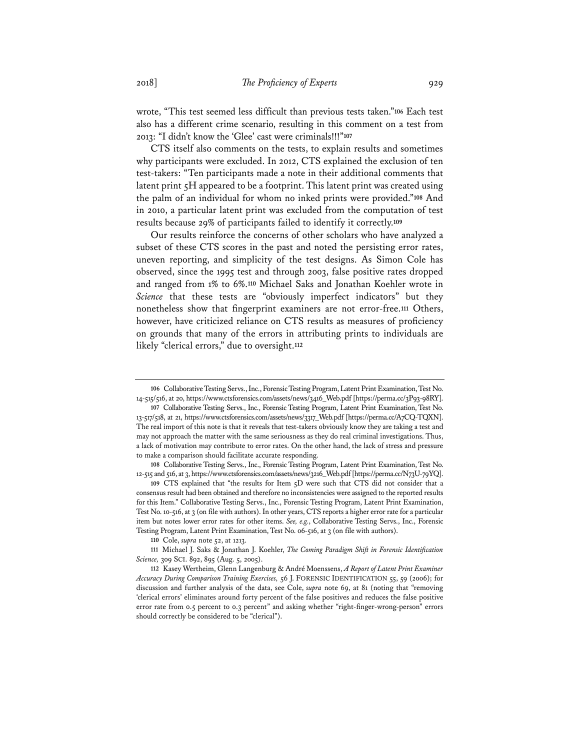wrote, "This test seemed less difficult than previous tests taken."[106] Each test also has a different crime scenario, resulting in this comment on a test from 2013: "I didn't know the 'Glee' cast were criminals!!!"[107]

CTS itself also comments on the tests, to explain results and sometimes why participants were excluded. In 2012, CTS explained the exclusion of ten test-takers: "Ten participants made a note in their additional comments that latent print 5H appeared to be a footprint. This latent print was created using the palm of an individual for whom no inked prints were provided."[108] And in 2010, a particular latent print was excluded from the computation of test results because 29% of participants failed to identify it correctly.[109]

Our results reinforce the concerns of other scholars who have analyzed a subset of these CTS scores in the past and noted the persisting error rates, uneven reporting, and simplicity of the test designs. As Simon Cole has observed, since the 1995 test and through 2003, false positive rates dropped and ranged from 1% to 6%.[110] Michael Saks and Jonathan Koehler wrote in *Science* that these tests are "obviously imperfect indicators" but they nonetheless show that fingerprint examiners are not error-free.[111] Others, however, have criticized reliance on CTS results as measures of proficiency on grounds that many of the errors in attributing prints to individuals are likely "clerical errors," due to oversight.[112]

---

**106** Collaborative Testing Servs., Inc., Forensic Testing Program, Latent Print Examination, Test No. 14-515/516, at 20, https://www.ctsforensics.com/assets/news/3416_Web.pdf [https://perma.cc/3P93-98RY].

**107** Collaborative Testing Servs., Inc., Forensic Testing Program, Latent Print Examination, Test No. 13-517/518, at 21, https://www.ctsforensics.com/assets/news/3317_Web.pdf [https://perma.cc/A7CQ-TQXN]. The real import of this note is that it reveals that test-takers obviously know they are taking a test and may not approach the matter with the same seriousness as they do real criminal investigations. Thus, a lack of motivation may contribute to error rates. On the other hand, the lack of stress and pressure to make a comparison should facilitate accurate responding.

**108** Collaborative Testing Servs., Inc., Forensic Testing Program, Latent Print Examination, Test No. 12-515 and 516, at 3, https://www.ctsforensics.com/assets/news/3216_Web.pdf [https://perma.cc/N73U-79YQ].

**109** CTS explained that "the results for Item 5D were such that CTS did not consider that a consensus result had been obtained and therefore no inconsistencies were assigned to the reported results for this Item." Collaborative Testing Servs., Inc., Forensic Testing Program, Latent Print Examination, Test No. 10-516, at 3 (on file with authors). In other years, CTS reports a higher error rate for a particular item but notes lower error rates for other items. *See, e.g.*, Collaborative Testing Servs., Inc., Forensic Testing Program, Latent Print Examination, Test No. 06-516, at 3 (on file with authors).

**110** Cole, *supra* note 52, at 1213.

**111** Michael J. Saks & Jonathan J. Koehler, *The Coming Paradigm Shift in Forensic Identification Science,* 309 SCI. 892, 895 (Aug. 5, 2005).

**112** Kasey Wertheim, Glenn Langenburg & André Moenssens, *A Report of Latent Print Examiner Accuracy During Comparison Training Exercises,* 56 J. FORENSIC IDENTIFICATION 55, 59 (2006); for discussion and further analysis of the data, see Cole, *supra* note 69, at 81 (noting that "removing 'clerical errors' eliminates around forty percent of the false positives and reduces the false positive error rate from 0.5 percent to 0.3 percent" and asking whether "right-finger-wrong-person" errors should correctly be considered to be "clerical").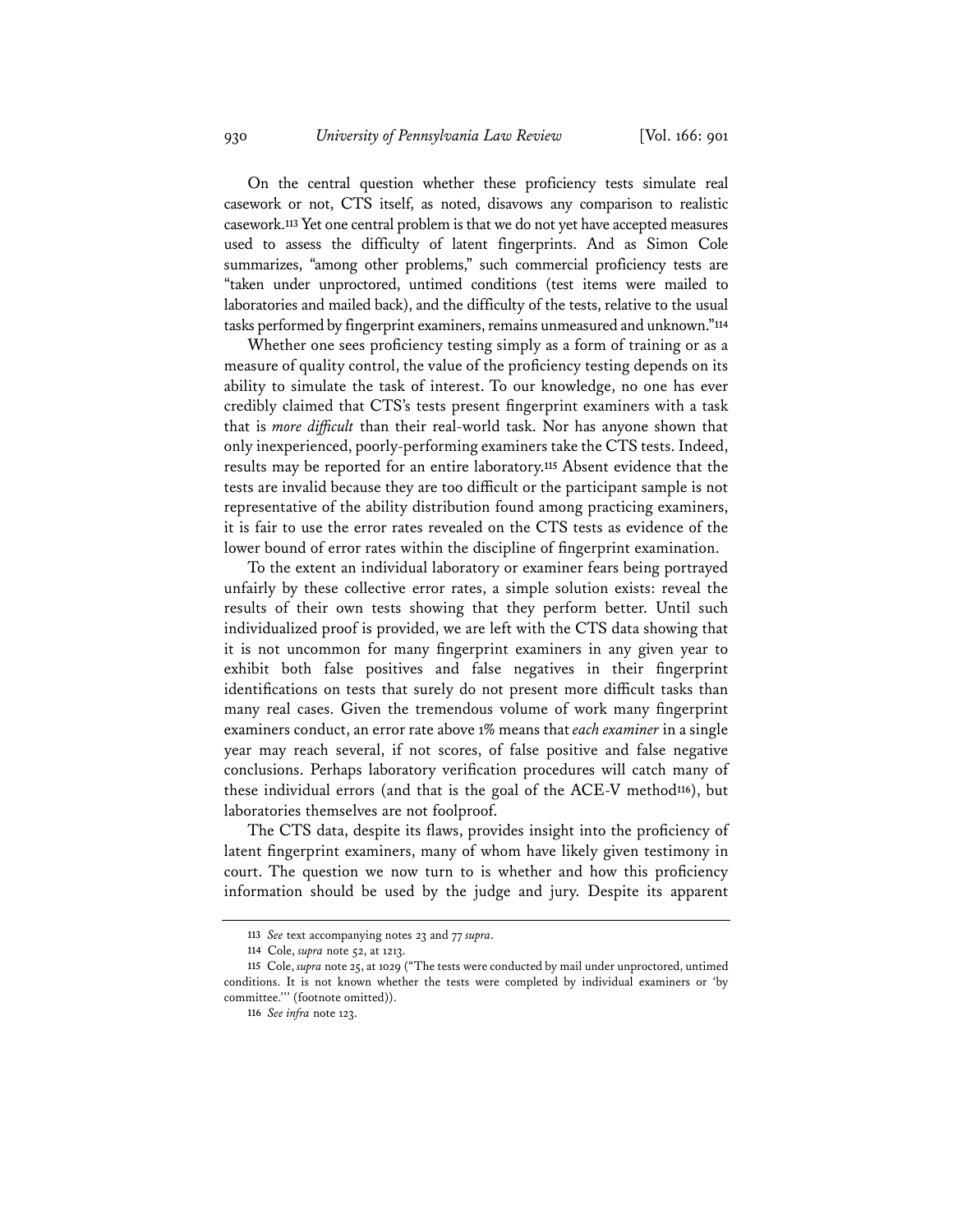On the central question whether these proficiency tests simulate real casework or not, CTS itself, as noted, disavows any comparison to realistic casework.[113] Yet one central problem is that we do not yet have accepted measures used to assess the difficulty of latent fingerprints. And as Simon Cole summarizes, "among other problems," such commercial proficiency tests are "taken under unproctored, untimed conditions (test items were mailed to laboratories and mailed back), and the difficulty of the tests, relative to the usual tasks performed by fingerprint examiners, remains unmeasured and unknown."[114]

Whether one sees proficiency testing simply as a form of training or as a measure of quality control, the value of the proficiency testing depends on its ability to simulate the task of interest. To our knowledge, no one has ever credibly claimed that CTS's tests present fingerprint examiners with a task that is *more difficult* than their real-world task. Nor has anyone shown that only inexperienced, poorly-performing examiners take the CTS tests. Indeed, results may be reported for an entire laboratory.[115] Absent evidence that the tests are invalid because they are too difficult or the participant sample is not representative of the ability distribution found among practicing examiners, it is fair to use the error rates revealed on the CTS tests as evidence of the lower bound of error rates within the discipline of fingerprint examination.

To the extent an individual laboratory or examiner fears being portrayed unfairly by these collective error rates, a simple solution exists: reveal the results of their own tests showing that they perform better. Until such individualized proof is provided, we are left with the CTS data showing that it is not uncommon for many fingerprint examiners in any given year to exhibit both false positives and false negatives in their fingerprint identifications on tests that surely do not present more difficult tasks than many real cases. Given the tremendous volume of work many fingerprint examiners conduct, an error rate above 1% means that *each examiner* in a single year may reach several, if not scores, of false positive and false negative conclusions. Perhaps laboratory verification procedures will catch many of these individual errors (and that is the goal of the ACE-V method[116]), but laboratories themselves are not foolproof.

The CTS data, despite its flaws, provides insight into the proficiency of latent fingerprint examiners, many of whom have likely given testimony in court. The question we now turn to is whether and how this proficiency information should be used by the judge and jury. Despite its apparent

---

113 *See* text accompanying notes 23 and 77 *supra*.

114 Cole, *supra* note 52, at 1213.

115 Cole, *supra* note 25, at 1029 ("The tests were conducted by mail under unproctored, untimed conditions. It is not known whether the tests were completed by individual examiners or 'by committee.'" (footnote omitted)).

116 *See infra* note 123.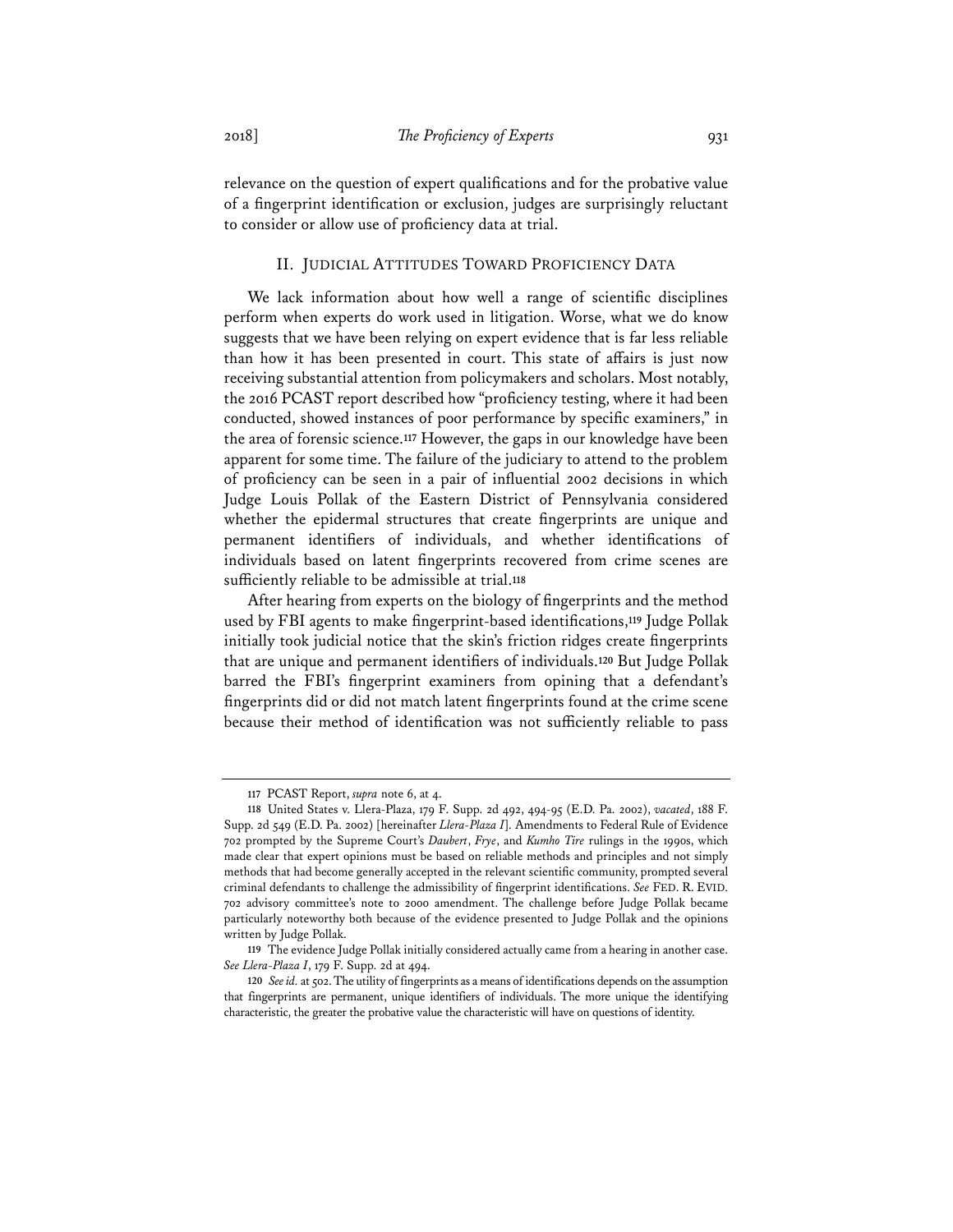relevance on the question of expert qualifications and for the probative value of a fingerprint identification or exclusion, judges are surprisingly reluctant to consider or allow use of proficiency data at trial.

## II. JUDICIAL ATTITUDES TOWARD PROFICIENCY DATA

We lack information about how well a range of scientific disciplines perform when experts do work used in litigation. Worse, what we do know suggests that we have been relying on expert evidence that is far less reliable than how it has been presented in court. This state of affairs is just now receiving substantial attention from policymakers and scholars. Most notably, the 2016 PCAST report described how "proficiency testing, where it had been conducted, showed instances of poor performance by specific examiners," in the area of forensic science.[117] However, the gaps in our knowledge have been apparent for some time. The failure of the judiciary to attend to the problem of proficiency can be seen in a pair of influential 2002 decisions in which Judge Louis Pollak of the Eastern District of Pennsylvania considered whether the epidermal structures that create fingerprints are unique and permanent identifiers of individuals, and whether identifications of individuals based on latent fingerprints recovered from crime scenes are sufficiently reliable to be admissible at trial.[118]

After hearing from experts on the biology of fingerprints and the method used by FBI agents to make fingerprint-based identifications,[119] Judge Pollak initially took judicial notice that the skin's friction ridges create fingerprints that are unique and permanent identifiers of individuals.[120] But Judge Pollak barred the FBI's fingerprint examiners from opining that a defendant's fingerprints did or did not match latent fingerprints found at the crime scene because their method of identification was not sufficiently reliable to pass

---

117 PCAST Report, *supra* note 6, at 4.

118 United States v. Llera-Plaza, 179 F. Supp. 2d 492, 494-95 (E.D. Pa. 2002), *vacated*, 188 F. Supp. 2d 549 (E.D. Pa. 2002) [hereinafter *Llera-Plaza I*]. Amendments to Federal Rule of Evidence 702 prompted by the Supreme Court's *Daubert*, *Frye*, and *Kumho Tire* rulings in the 1990s, which made clear that expert opinions must be based on reliable methods and principles and not simply methods that had become generally accepted in the relevant scientific community, prompted several criminal defendants to challenge the admissibility of fingerprint identifications. *See* FED. R. EVID. 702 advisory committee's note to 2000 amendment. The challenge before Judge Pollak became particularly noteworthy both because of the evidence presented to Judge Pollak and the opinions written by Judge Pollak.

119 The evidence Judge Pollak initially considered actually came from a hearing in another case. *See Llera-Plaza I*, 179 F. Supp. 2d at 494.

120 *See id.* at 502. The utility of fingerprints as a means of identifications depends on the assumption that fingerprints are permanent, unique identifiers of individuals. The more unique the identifying characteristic, the greater the probative value the characteristic will have on questions of identity.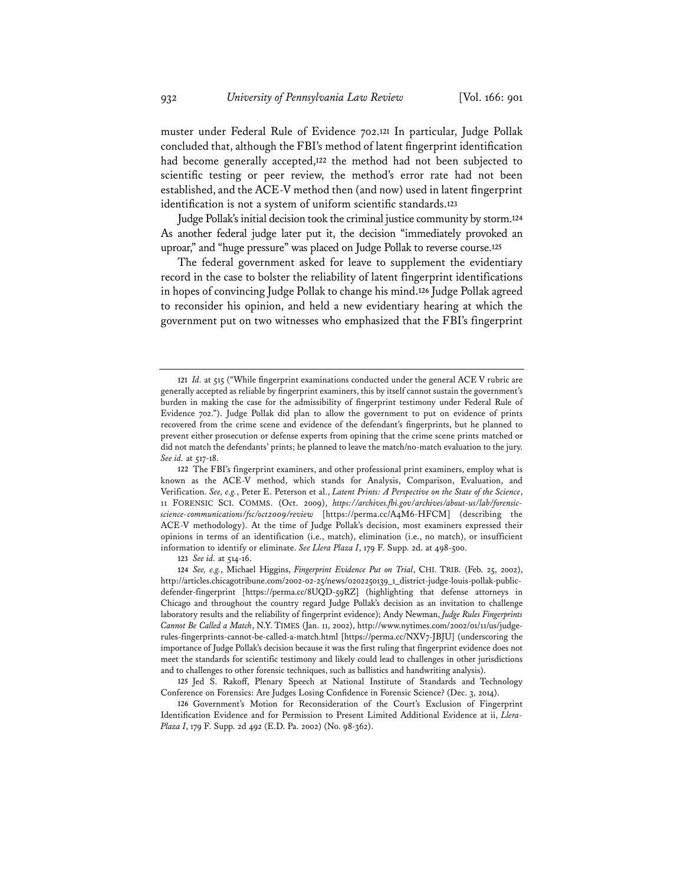muster under Federal Rule of Evidence 702.[121] In particular, Judge Pollak concluded that, although the FBI's method of latent fingerprint identification had become generally accepted,[122] the method had not been subjected to scientific testing or peer review, the method's error rate had not been established, and the ACE-V method then (and now) used in latent fingerprint identification is not a system of uniform scientific standards.[123]

Judge Pollak's initial decision took the criminal justice community by storm.[124] As another federal judge later put it, the decision "immediately provoked an uproar," and "huge pressure" was placed on Judge Pollak to reverse course.[125]

The federal government asked for leave to supplement the evidentiary record in the case to bolster the reliability of latent fingerprint identifications in hopes of convincing Judge Pollak to change his mind.[126] Judge Pollak agreed to reconsider his opinion, and held a new evidentiary hearing at which the government put on two witnesses who emphasized that the FBI's fingerprint

---

121 *Id.* at 515 ("While fingerprint examinations conducted under the general ACE V rubric are generally accepted as reliable by fingerprint examiners, this by itself cannot sustain the government's burden in making the case for the admissibility of fingerprint testimony under Federal Rule of Evidence 702."). Judge Pollak did plan to allow the government to put on evidence of prints recovered from the crime scene and evidence of the defendant's fingerprints, but he planned to prevent either prosecution or defense experts from opining that the crime scene prints matched or did not match the defendants' prints; he planned to leave the match/no-match evaluation to the jury. *See id.* at 517-18.

122 The FBI's fingerprint examiners, and other professional print examiners, employ what is known as the ACE-V method, which stands for Analysis, Comparison, Evaluation, and Verification. *See, e.g.*, Peter E. Peterson et al., *Latent Prints: A Perspective on the State of the Science*, 11 FORENSIC SCI. COMMS. (Oct. 2009), *https://archives.fbi.gov/archives/about-us/lab/forensic-science-communications/fsc/oct2009/review* [https://perma.cc/A4M6-HFCM] (describing the ACE-V methodology). At the time of Judge Pollak's decision, most examiners expressed their opinions in terms of an identification (i.e., match), elimination (i.e., no match), or insufficient information to identify or eliminate. *See Llera Plaza I*, 179 F. Supp. 2d. at 498-500.

123 *See id.* at 514-16.

124 *See, e.g.*, Michael Higgins, *Fingerprint Evidence Put on Trial*, CHI. TRIB. (Feb. 25, 2002), http://articles.chicagotribune.com/2002-02-25/news/0202250139_1_district-judge-louis-pollak-public-defender-fingerprint [https://perma.cc/8UQD-59RZ] (highlighting that defense attorneys in Chicago and throughout the country regard Judge Pollak's decision as an invitation to challenge laboratory results and the reliability of fingerprint evidence); Andy Newman, *Judge Rules Fingerprints Cannot Be Called a Match*, N.Y. TIMES (Jan. 11, 2002), http://www.nytimes.com/2002/01/11/us/judge-rules-fingerprints-cannot-be-called-a-match.html [https://perma.cc/NXV7-JBJU] (underscoring the importance of Judge Pollak's decision because it was the first ruling that fingerprint evidence does not meet the standards for scientific testimony and likely could lead to challenges in other jurisdictions and to challenges to other forensic techniques, such as ballistics and handwriting analysis).

125 Jed S. Rakoff, Plenary Speech at National Institute of Standards and Technology Conference on Forensics: Are Judges Losing Confidence in Forensic Science? (Dec. 3, 2014).

126 Government's Motion for Reconsideration of the Court's Exclusion of Fingerprint Identification Evidence and for Permission to Present Limited Additional Evidence at ii, *Llera-Plaza I*, 179 F. Supp. 2d 492 (E.D. Pa. 2002) (No. 98-362).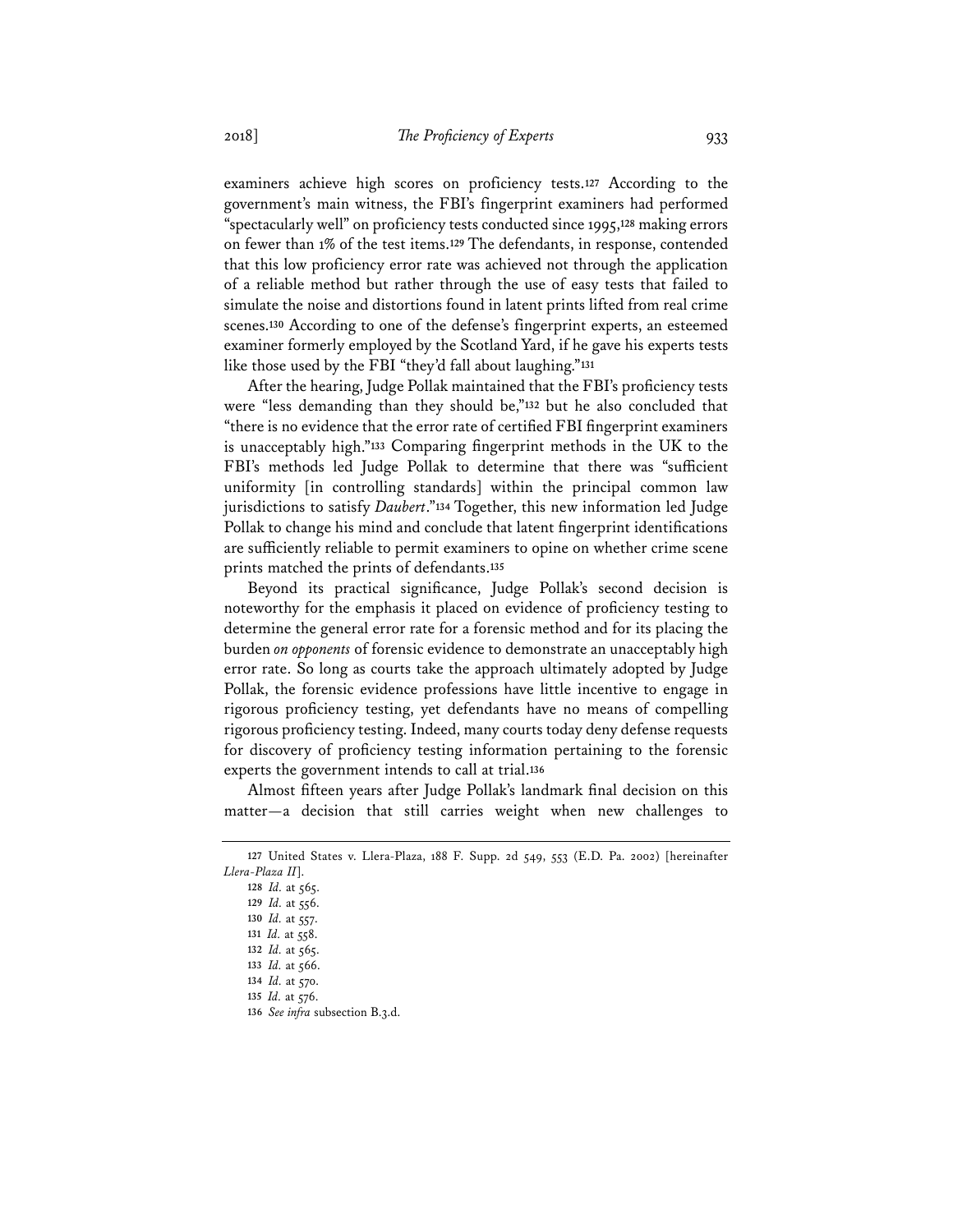examiners achieve high scores on proficiency tests.[127] According to the government's main witness, the FBI's fingerprint examiners had performed "spectacularly well" on proficiency tests conducted since 1995,[128] making errors on fewer than 1% of the test items.[129] The defendants, in response, contended that this low proficiency error rate was achieved not through the application of a reliable method but rather through the use of easy tests that failed to simulate the noise and distortions found in latent prints lifted from real crime scenes.[130] According to one of the defense's fingerprint experts, an esteemed examiner formerly employed by the Scotland Yard, if he gave his experts tests like those used by the FBI "they'd fall about laughing."[131]

After the hearing, Judge Pollak maintained that the FBI's proficiency tests were "less demanding than they should be,"[132] but he also concluded that "there is no evidence that the error rate of certified FBI fingerprint examiners is unacceptably high."[133] Comparing fingerprint methods in the UK to the FBI's methods led Judge Pollak to determine that there was "sufficient uniformity [in controlling standards] within the principal common law jurisdictions to satisfy *Daubert*."[134] Together, this new information led Judge Pollak to change his mind and conclude that latent fingerprint identifications are sufficiently reliable to permit examiners to opine on whether crime scene prints matched the prints of defendants.[135]

Beyond its practical significance, Judge Pollak's second decision is noteworthy for the emphasis it placed on evidence of proficiency testing to determine the general error rate for a forensic method and for its placing the burden *on opponents* of forensic evidence to demonstrate an unacceptably high error rate. So long as courts take the approach ultimately adopted by Judge Pollak, the forensic evidence professions have little incentive to engage in rigorous proficiency testing, yet defendants have no means of compelling rigorous proficiency testing. Indeed, many courts today deny defense requests for discovery of proficiency testing information pertaining to the forensic experts the government intends to call at trial.[136]

Almost fifteen years after Judge Pollak's landmark final decision on this matter—a decision that still carries weight when new challenges to

---

127 United States v. Llera-Plaza, 188 F. Supp. 2d 549, 553 (E.D. Pa. 2002) [hereinafter *Llera-Plaza II*].

128 *Id.* at 565.

129 *Id.* at 556.

130 *Id.* at 557.

131 *Id.* at 558.

132 *Id.* at 565.

133 *Id.* at 566.

134 *Id.* at 570.

135 *Id.* at 576.

136 *See infra* subsection B.3.d.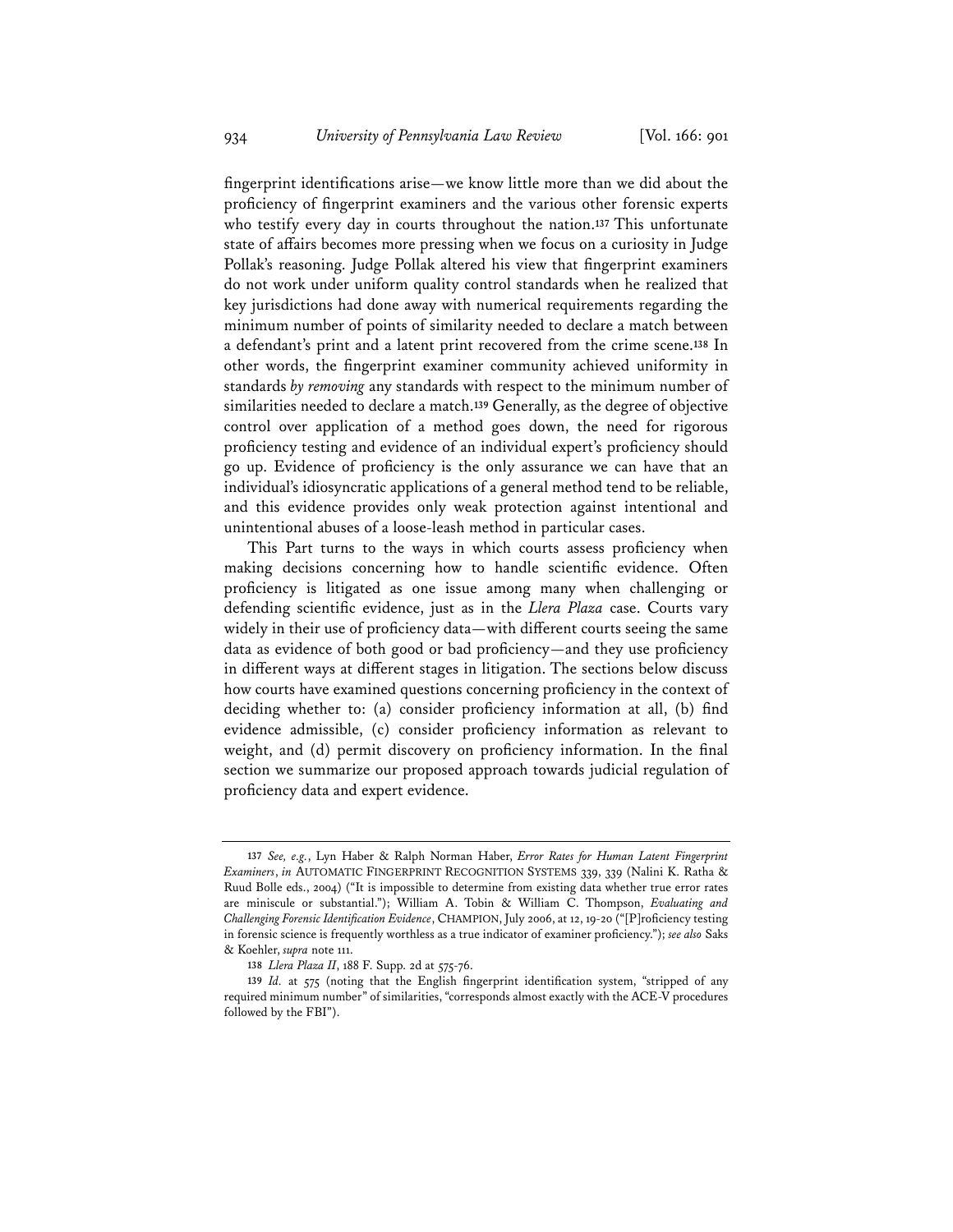fingerprint identifications arise—we know little more than we did about the proficiency of fingerprint examiners and the various other forensic experts who testify every day in courts throughout the nation.[137] This unfortunate state of affairs becomes more pressing when we focus on a curiosity in Judge Pollak's reasoning. Judge Pollak altered his view that fingerprint examiners do not work under uniform quality control standards when he realized that key jurisdictions had done away with numerical requirements regarding the minimum number of points of similarity needed to declare a match between a defendant's print and a latent print recovered from the crime scene.[138] In other words, the fingerprint examiner community achieved uniformity in standards *by removing* any standards with respect to the minimum number of similarities needed to declare a match.[139] Generally, as the degree of objective control over application of a method goes down, the need for rigorous proficiency testing and evidence of an individual expert's proficiency should go up. Evidence of proficiency is the only assurance we can have that an individual's idiosyncratic applications of a general method tend to be reliable, and this evidence provides only weak protection against intentional and unintentional abuses of a loose-leash method in particular cases.

This Part turns to the ways in which courts assess proficiency when making decisions concerning how to handle scientific evidence. Often proficiency is litigated as one issue among many when challenging or defending scientific evidence, just as in the *Llera Plaza* case. Courts vary widely in their use of proficiency data—with different courts seeing the same data as evidence of both good or bad proficiency—and they use proficiency in different ways at different stages in litigation. The sections below discuss how courts have examined questions concerning proficiency in the context of deciding whether to: (a) consider proficiency information at all, (b) find evidence admissible, (c) consider proficiency information as relevant to weight, and (d) permit discovery on proficiency information. In the final section we summarize our proposed approach towards judicial regulation of proficiency data and expert evidence.

---

137 *See, e.g.*, Lyn Haber & Ralph Norman Haber, *Error Rates for Human Latent Fingerprint Examiners*, *in* AUTOMATIC FINGERPRINT RECOGNITION SYSTEMS 339, 339 (Nalini K. Ratha & Ruud Bolle eds., 2004) ("It is impossible to determine from existing data whether true error rates are miniscule or substantial."); William A. Tobin & William C. Thompson, *Evaluating and Challenging Forensic Identification Evidence*, CHAMPION, July 2006, at 12, 19-20 ("[P]roficiency testing in forensic science is frequently worthless as a true indicator of examiner proficiency."); *see also* Saks & Koehler, *supra* note 111.

138 *Llera Plaza II*, 188 F. Supp. 2d at 575-76.

139 *Id.* at 575 (noting that the English fingerprint identification system, "stripped of any required minimum number" of similarities, "corresponds almost exactly with the ACE-V procedures followed by the FBI").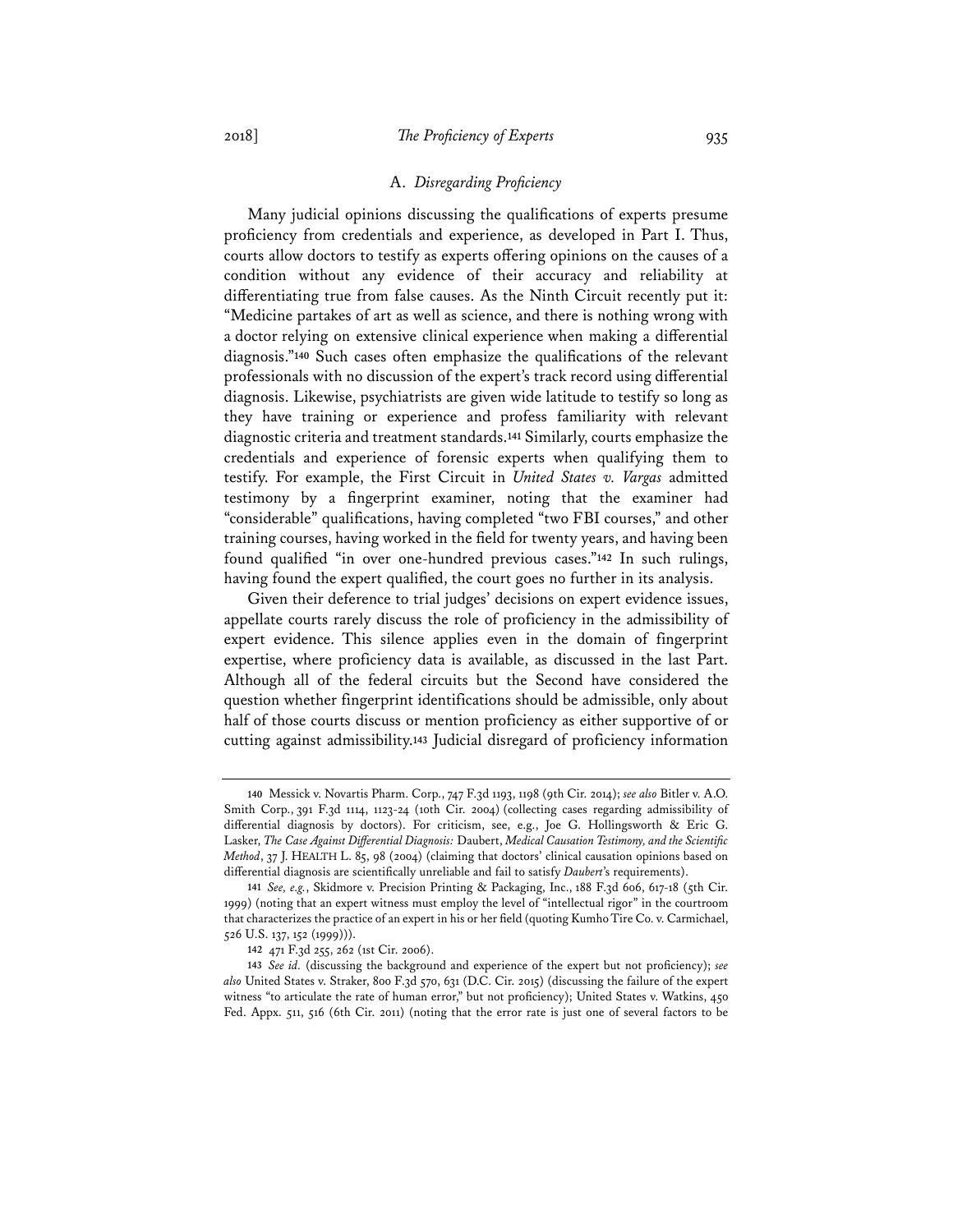### A. *Disregarding Proficiency*

Many judicial opinions discussing the qualifications of experts presume proficiency from credentials and experience, as developed in Part I. Thus, courts allow doctors to testify as experts offering opinions on the causes of a condition without any evidence of their accuracy and reliability at differentiating true from false causes. As the Ninth Circuit recently put it: "Medicine partakes of art as well as science, and there is nothing wrong with a doctor relying on extensive clinical experience when making a differential diagnosis."[140] Such cases often emphasize the qualifications of the relevant professionals with no discussion of the expert's track record using differential diagnosis. Likewise, psychiatrists are given wide latitude to testify so long as they have training or experience and profess familiarity with relevant diagnostic criteria and treatment standards.[141] Similarly, courts emphasize the credentials and experience of forensic experts when qualifying them to testify. For example, the First Circuit in *United States v. Vargas* admitted testimony by a fingerprint examiner, noting that the examiner had "considerable" qualifications, having completed "two FBI courses," and other training courses, having worked in the field for twenty years, and having been found qualified "in over one-hundred previous cases."[142] In such rulings, having found the expert qualified, the court goes no further in its analysis.

Given their deference to trial judges' decisions on expert evidence issues, appellate courts rarely discuss the role of proficiency in the admissibility of expert evidence. This silence applies even in the domain of fingerprint expertise, where proficiency data is available, as discussed in the last Part. Although all of the federal circuits but the Second have considered the question whether fingerprint identifications should be admissible, only about half of those courts discuss or mention proficiency as either supportive of or cutting against admissibility.[143] Judicial disregard of proficiency information

---

140 Messick v. Novartis Pharm. Corp., 747 F.3d 1193, 1198 (9th Cir. 2014); *see also* Bitler v. A.O. Smith Corp., 391 F.3d 1114, 1123-24 (10th Cir. 2004) (collecting cases regarding admissibility of differential diagnosis by doctors). For criticism, see, e.g., Joe G. Hollingsworth & Eric G. Lasker, *The Case Against Differential Diagnosis:* Daubert, *Medical Causation Testimony, and the Scientific Method*, 37 J. HEALTH L. 85, 98 (2004) (claiming that doctors' clinical causation opinions based on differential diagnosis are scientifically unreliable and fail to satisfy *Daubert*'s requirements).

141 *See, e.g.*, Skidmore v. Precision Printing & Packaging, Inc., 188 F.3d 606, 617-18 (5th Cir. 1999) (noting that an expert witness must employ the level of "intellectual rigor" in the courtroom that characterizes the practice of an expert in his or her field (quoting Kumho Tire Co. v. Carmichael, 526 U.S. 137, 152 (1999))).

142 471 F.3d 255, 262 (1st Cir. 2006).

143 *See id.* (discussing the background and experience of the expert but not proficiency); *see also* United States v. Straker, 800 F.3d 570, 631 (D.C. Cir. 2015) (discussing the failure of the expert witness "to articulate the rate of human error," but not proficiency); United States v. Watkins, 450 Fed. Appx. 511, 516 (6th Cir. 2011) (noting that the error rate is just one of several factors to be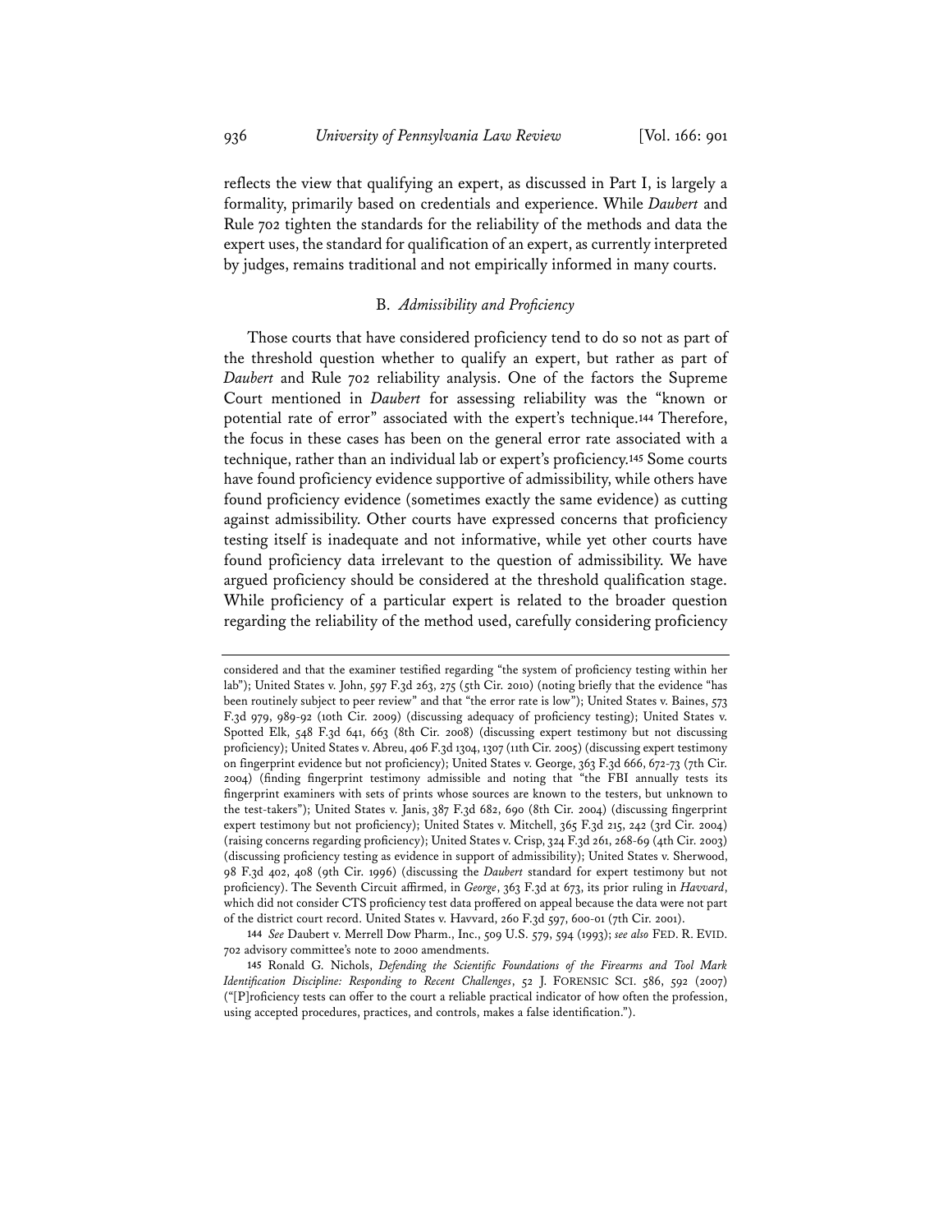reflects the view that qualifying an expert, as discussed in Part I, is largely a formality, primarily based on credentials and experience. While *Daubert* and Rule 702 tighten the standards for the reliability of the methods and data the expert uses, the standard for qualification of an expert, as currently interpreted by judges, remains traditional and not empirically informed in many courts.

### B. *Admissibility and Proficiency*

Those courts that have considered proficiency tend to do so not as part of the threshold question whether to qualify an expert, but rather as part of *Daubert* and Rule 702 reliability analysis. One of the factors the Supreme Court mentioned in *Daubert* for assessing reliability was the "known or potential rate of error" associated with the expert's technique.[144] Therefore, the focus in these cases has been on the general error rate associated with a technique, rather than an individual lab or expert's proficiency.[145] Some courts have found proficiency evidence supportive of admissibility, while others have found proficiency evidence (sometimes exactly the same evidence) as cutting against admissibility. Other courts have expressed concerns that proficiency testing itself is inadequate and not informative, while yet other courts have found proficiency data irrelevant to the question of admissibility. We have argued proficiency should be considered at the threshold qualification stage. While proficiency of a particular expert is related to the broader question regarding the reliability of the method used, carefully considering proficiency

---

considered and that the examiner testified regarding "the system of proficiency testing within her lab"); United States v. John, 597 F.3d 263, 275 (5th Cir. 2010) (noting briefly that the evidence "has been routinely subject to peer review" and that "the error rate is low"); United States v. Baines, 573 F.3d 979, 989-92 (10th Cir. 2009) (discussing adequacy of proficiency testing); United States v. Spotted Elk, 548 F.3d 641, 663 (8th Cir. 2008) (discussing expert testimony but not discussing proficiency); United States v. Abreu, 406 F.3d 1304, 1307 (11th Cir. 2005) (discussing expert testimony on fingerprint evidence but not proficiency); United States v. George, 363 F.3d 666, 672-73 (7th Cir. 2004) (finding fingerprint testimony admissible and noting that "the FBI annually tests its fingerprint examiners with sets of prints whose sources are known to the testers, but unknown to the test-takers"); United States v. Janis, 387 F.3d 682, 690 (8th Cir. 2004) (discussing fingerprint expert testimony but not proficiency); United States v. Mitchell, 365 F.3d 215, 242 (3rd Cir. 2004) (raising concerns regarding proficiency); United States v. Crisp, 324 F.3d 261, 268-69 (4th Cir. 2003) (discussing proficiency testing as evidence in support of admissibility); United States v. Sherwood, 98 F.3d 402, 408 (9th Cir. 1996) (discussing the *Daubert* standard for expert testimony but not proficiency). The Seventh Circuit affirmed, in *George*, 363 F.3d at 673, its prior ruling in *Havvard*, which did not consider CTS proficiency test data proffered on appeal because the data were not part of the district court record. United States v. Havvard, 260 F.3d 597, 600-01 (7th Cir. 2001).

[144] *See* Daubert v. Merrell Dow Pharm., Inc., 509 U.S. 579, 594 (1993); *see also* FED. R. EVID. 702 advisory committee's note to 2000 amendments.

[145] Ronald G. Nichols, *Defending the Scientific Foundations of the Firearms and Tool Mark Identification Discipline: Responding to Recent Challenges*, 52 J. FORENSIC SCI. 586, 592 (2007) ("[P]roficiency tests can offer to the court a reliable practical indicator of how often the profession, using accepted procedures, practices, and controls, makes a false identification.").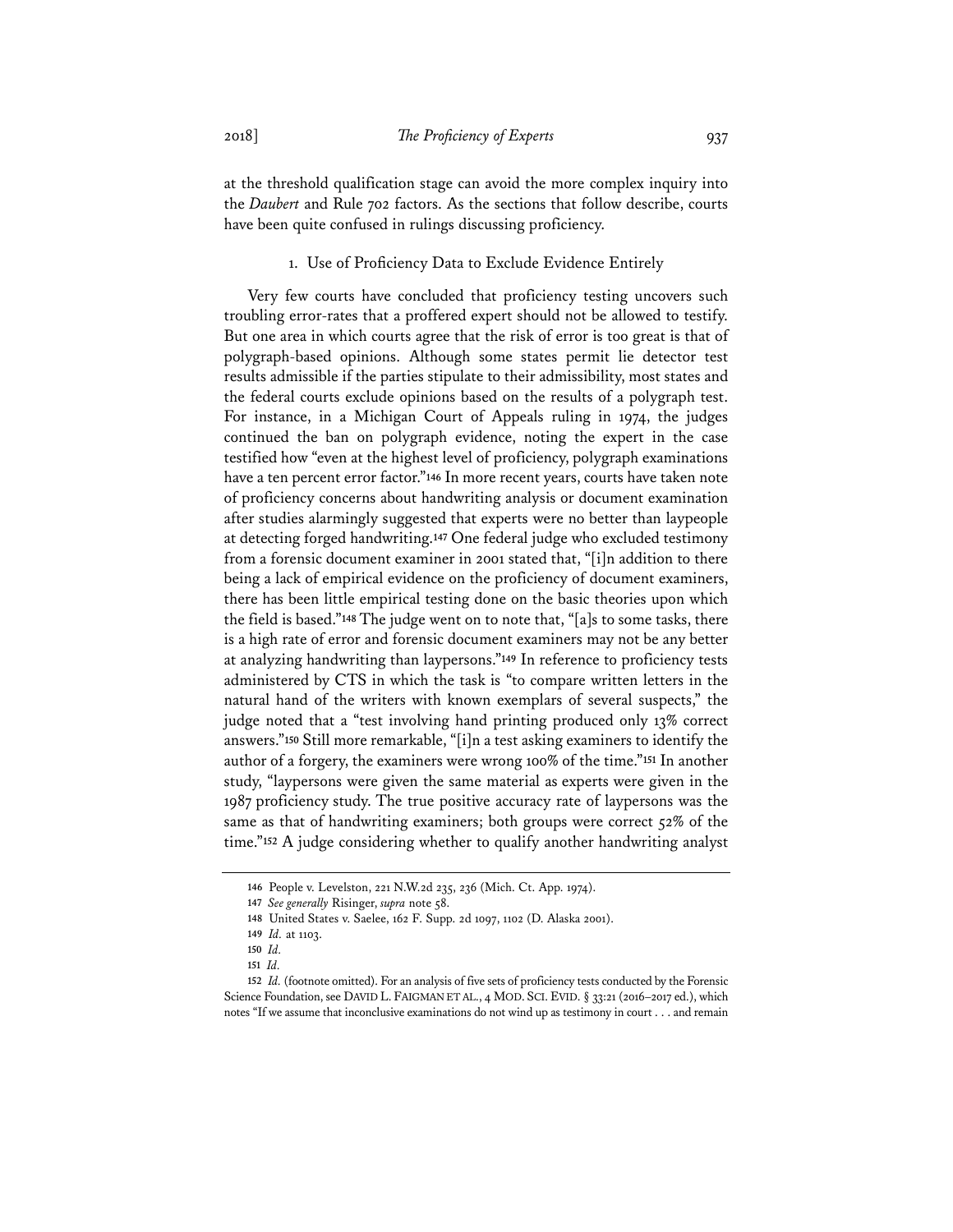at the threshold qualification stage can avoid the more complex inquiry into the *Daubert* and Rule 702 factors. As the sections that follow describe, courts have been quite confused in rulings discussing proficiency.

### 1. Use of Proficiency Data to Exclude Evidence Entirely

Very few courts have concluded that proficiency testing uncovers such troubling error-rates that a proffered expert should not be allowed to testify. But one area in which courts agree that the risk of error is too great is that of polygraph-based opinions. Although some states permit lie detector test results admissible if the parties stipulate to their admissibility, most states and the federal courts exclude opinions based on the results of a polygraph test. For instance, in a Michigan Court of Appeals ruling in 1974, the judges continued the ban on polygraph evidence, noting the expert in the case testified how "even at the highest level of proficiency, polygraph examinations have a ten percent error factor."[146] In more recent years, courts have taken note of proficiency concerns about handwriting analysis or document examination after studies alarmingly suggested that experts were no better than laypeople at detecting forged handwriting.[147] One federal judge who excluded testimony from a forensic document examiner in 2001 stated that, "[i]n addition to there being a lack of empirical evidence on the proficiency of document examiners, there has been little empirical testing done on the basic theories upon which the field is based."[148] The judge went on to note that, "[a]s to some tasks, there is a high rate of error and forensic document examiners may not be any better at analyzing handwriting than laypersons."[149] In reference to proficiency tests administered by CTS in which the task is "to compare written letters in the natural hand of the writers with known exemplars of several suspects," the judge noted that a "test involving hand printing produced only 13% correct answers."[150] Still more remarkable, "[i]n a test asking examiners to identify the author of a forgery, the examiners were wrong 100% of the time."[151] In another study, "laypersons were given the same material as experts were given in the 1987 proficiency study. The true positive accuracy rate of laypersons was the same as that of handwriting examiners; both groups were correct 52% of the time."[152] A judge considering whether to qualify another handwriting analyst

---

146 People v. Levelston, 221 N.W.2d 235, 236 (Mich. Ct. App. 1974).

147 *See generally* Risinger, *supra* note 58.

148 United States v. Saelee, 162 F. Supp. 2d 1097, 1102 (D. Alaska 2001).

149 *Id.* at 1103.

150 *Id.*

151 *Id.*

152 *Id.* (footnote omitted). For an analysis of five sets of proficiency tests conducted by the Forensic Science Foundation, see DAVID L. FAIGMAN ET AL., 4 MOD. SCI. EVID. § 33:21 (2016–2017 ed.), which notes "If we assume that inconclusive examinations do not wind up as testimony in court . . . and remain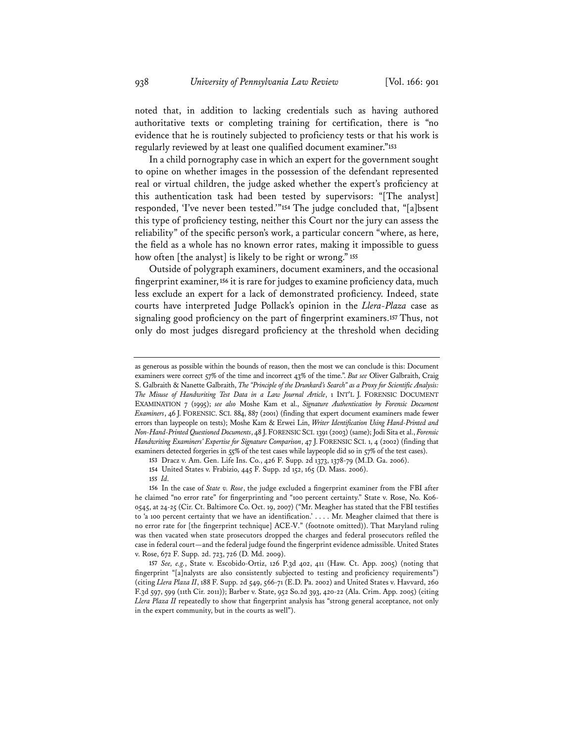noted that, in addition to lacking credentials such as having authored authoritative texts or completing training for certification, there is "no evidence that he is routinely subjected to proficiency tests or that his work is regularly reviewed by at least one qualified document examiner."[153]

In a child pornography case in which an expert for the government sought to opine on whether images in the possession of the defendant represented real or virtual children, the judge asked whether the expert's proficiency at this authentication task had been tested by supervisors: "[The analyst] responded, 'I've never been tested.'"[154] The judge concluded that, "[a]bsent this type of proficiency testing, neither this Court nor the jury can assess the reliability" of the specific person's work, a particular concern "where, as here, the field as a whole has no known error rates, making it impossible to guess how often [the analyst] is likely to be right or wrong."[155]

Outside of polygraph examiners, document examiners, and the occasional fingerprint examiner,[156] it is rare for judges to examine proficiency data, much less exclude an expert for a lack of demonstrated proficiency. Indeed, state courts have interpreted Judge Pollack's opinion in the *Llera-Plaza* case as signaling good proficiency on the part of fingerprint examiners.[157] Thus, not only do most judges disregard proficiency at the threshold when deciding

---

as generous as possible within the bounds of reason, then the most we can conclude is this: Document examiners were correct 57% of the time and incorrect 43% of the time.". *But see* Oliver Galbraith, Craig S. Galbraith & Nanette Galbraith, *The "Principle of the Drunkard's Search" as a Proxy for Scientific Analysis: The Misuse of Handwriting Test Data in a Law Journal Article*, 1 INT'L J. FORENSIC DOCUMENT EXAMINATION 7 (1995); *see also* Moshe Kam et al., *Signature Authentication by Forensic Document Examiners*, 46 J. FORENSIC. SCI. 884, 887 (2001) (finding that expert document examiners made fewer errors than laypeople on tests); Moshe Kam & Erwei Lin, *Writer Identification Using Hand-Printed and Non-Hand-Printed Questioned Documents*, 48 J. FORENSIC SCI. 1391 (2003) (same); Jodi Sita et al., *Forensic Handwriting Examiners' Expertise for Signature Comparison*, 47 J. FORENSIC SCI. 1, 4 (2002) (finding that examiners detected forgeries in 55% of the test cases while laypeople did so in 57% of the test cases).

153 Dracz v. Am. Gen. Life Ins. Co., 426 F. Supp. 2d 1373, 1378-79 (M.D. Ga. 2006).

154 United States v. Frabizio, 445 F. Supp. 2d 152, 165 (D. Mass. 2006).

155 *Id.*

156 In the case of *State v. Rose*, the judge excluded a fingerprint examiner from the FBI after he claimed "no error rate" for fingerprinting and "100 percent certainty." State v. Rose, No. K06-0545, at 24-25 (Cir. Ct. Baltimore Co. Oct. 19, 2007) ("Mr. Meagher has stated that the FBI testifies to 'a 100 percent certainty that we have an identification.' . . . . Mr. Meagher claimed that there is no error rate for [the fingerprint technique] ACE-V." (footnote omitted)). That Maryland ruling was then vacated when state prosecutors dropped the charges and federal prosecutors refiled the case in federal court—and the federal judge found the fingerprint evidence admissible. United States v. Rose, 672 F. Supp. 2d. 723, 726 (D. Md. 2009).

157 *See, e.g.*, State v. Escobido-Ortiz, 126 P.3d 402, 411 (Haw. Ct. App. 2005) (noting that fingerprint "[a]nalysts are also consistently subjected to testing and proficiency requirements") (citing *Llera Plaza II*, 188 F. Supp. 2d 549, 566-71 (E.D. Pa. 2002) and United States v. Havvard, 260 F.3d 597, 599 (11th Cir. 2011)); Barber v. State, 952 So.2d 393, 420-22 (Ala. Crim. App. 2005) (citing *Llera Plaza II* repeatedly to show that fingerprint analysis has "strong general acceptance, not only in the expert community, but in the courts as well").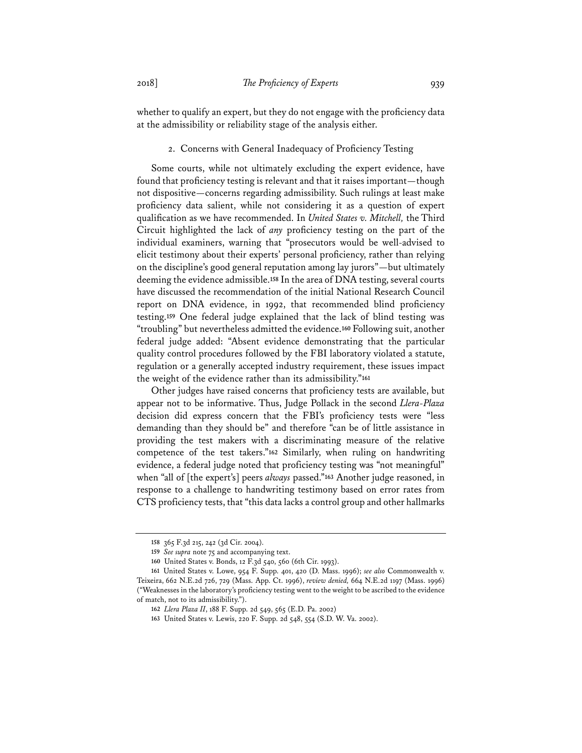whether to qualify an expert, but they do not engage with the proficiency data at the admissibility or reliability stage of the analysis either.

### 2. Concerns with General Inadequacy of Proficiency Testing

Some courts, while not ultimately excluding the expert evidence, have found that proficiency testing is relevant and that it raises important—though not dispositive—concerns regarding admissibility. Such rulings at least make proficiency data salient, while not considering it as a question of expert qualification as we have recommended. In *United States v. Mitchell,* the Third Circuit highlighted the lack of *any* proficiency testing on the part of the individual examiners, warning that "prosecutors would be well-advised to elicit testimony about their experts' personal proficiency, rather than relying on the discipline's good general reputation among lay jurors"—but ultimately deeming the evidence admissible.[158] In the area of DNA testing, several courts have discussed the recommendation of the initial National Research Council report on DNA evidence, in 1992, that recommended blind proficiency testing.[159] One federal judge explained that the lack of blind testing was "troubling" but nevertheless admitted the evidence.[160] Following suit, another federal judge added: "Absent evidence demonstrating that the particular quality control procedures followed by the FBI laboratory violated a statute, regulation or a generally accepted industry requirement, these issues impact the weight of the evidence rather than its admissibility."[161]

Other judges have raised concerns that proficiency tests are available, but appear not to be informative. Thus, Judge Pollack in the second *Llera-Plaza* decision did express concern that the FBI's proficiency tests were "less demanding than they should be" and therefore "can be of little assistance in providing the test makers with a discriminating measure of the relative competence of the test takers."[162] Similarly, when ruling on handwriting evidence, a federal judge noted that proficiency testing was "not meaningful" when "all of [the expert's] peers *always* passed."[163] Another judge reasoned, in response to a challenge to handwriting testimony based on error rates from CTS proficiency tests, that "this data lacks a control group and other hallmarks

---

158 365 F.3d 215, 242 (3d Cir. 2004).

159 *See supra* note 75 and accompanying text.

160 United States v. Bonds, 12 F.3d 540, 560 (6th Cir. 1993).

161 United States v. Lowe, 954 F. Supp. 401, 420 (D. Mass. 1996); *see also* Commonwealth v. Teixeira, 662 N.E.2d 726, 729 (Mass. App. Ct. 1996), *review denied,* 664 N.E.2d 1197 (Mass. 1996) ("Weaknesses in the laboratory's proficiency testing went to the weight to be ascribed to the evidence of match, not to its admissibility.").

162 *Llera Plaza II*, 188 F. Supp. 2d 549, 565 (E.D. Pa. 2002)

163 United States v. Lewis, 220 F. Supp. 2d 548, 554 (S.D. W. Va. 2002).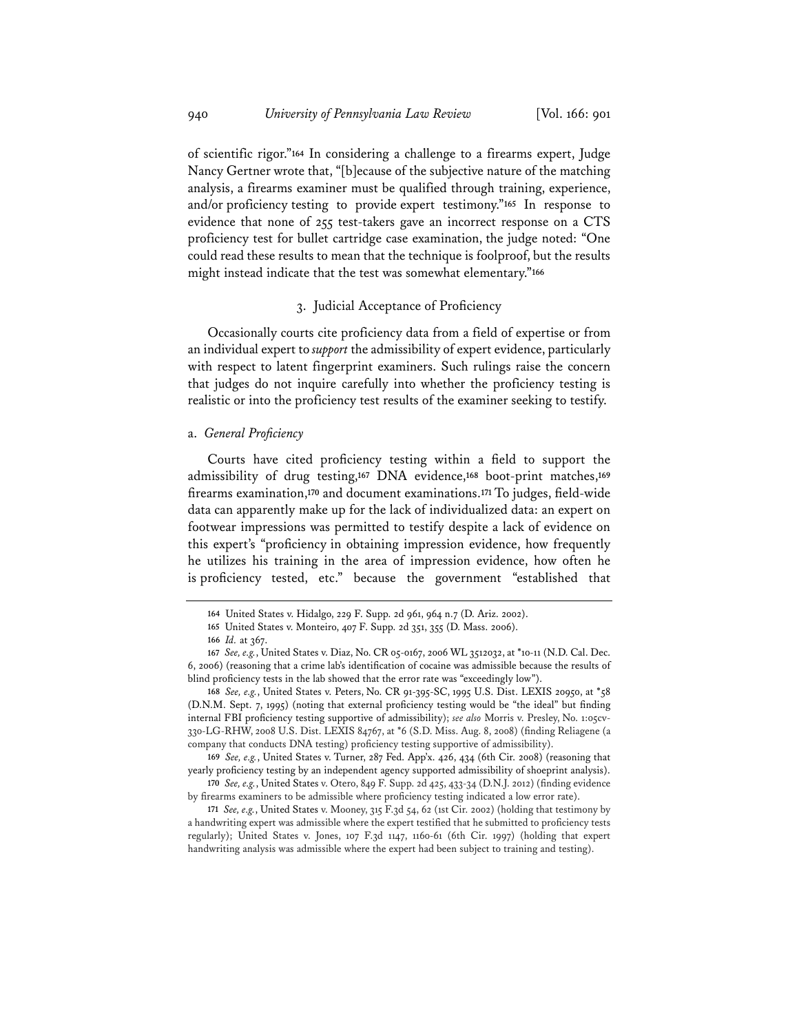of scientific rigor."[164] In considering a challenge to a firearms expert, Judge Nancy Gertner wrote that, "[b]ecause of the subjective nature of the matching analysis, a firearms examiner must be qualified through training, experience, and/or proficiency testing to provide expert testimony."[165] In response to evidence that none of 255 test-takers gave an incorrect response on a CTS proficiency test for bullet cartridge case examination, the judge noted: "One could read these results to mean that the technique is foolproof, but the results might instead indicate that the test was somewhat elementary."[166]

### 3. Judicial Acceptance of Proficiency

Occasionally courts cite proficiency data from a field of expertise or from an individual expert to *support* the admissibility of expert evidence, particularly with respect to latent fingerprint examiners. Such rulings raise the concern that judges do not inquire carefully into whether the proficiency testing is realistic or into the proficiency test results of the examiner seeking to testify.

#### a. *General Proficiency*

Courts have cited proficiency testing within a field to support the admissibility of drug testing,[167] DNA evidence,[168] boot-print matches,[169] firearms examination,[170] and document examinations.[171] To judges, field-wide data can apparently make up for the lack of individualized data: an expert on footwear impressions was permitted to testify despite a lack of evidence on this expert's "proficiency in obtaining impression evidence, how frequently he utilizes his training in the area of impression evidence, how often he is proficiency tested, etc." because the government "established that

---

164 United States v. Hidalgo, 229 F. Supp. 2d 961, 964 n.7 (D. Ariz. 2002).

165 United States v. Monteiro, 407 F. Supp. 2d 351, 355 (D. Mass. 2006).

166 *Id.* at 367.

167 *See, e.g.*, United States v. Diaz, No. CR 05-0167, 2006 WL 3512032, at *10-11 (N.D. Cal. Dec. 6, 2006) (reasoning that a crime lab's identification of cocaine was admissible because the results of blind proficiency tests in the lab showed that the error rate was "exceedingly low").

168 *See, e.g.*, United States v. Peters, No. CR 91-395-SC, 1995 U.S. Dist. LEXIS 20950, at *58 (D.N.M. Sept. 7, 1995) (noting that external proficiency testing would be "the ideal" but finding internal FBI proficiency testing supportive of admissibility); *see also* Morris v. Presley, No. 1:05cv-330-LG-RHW, 2008 U.S. Dist. LEXIS 84767, at *6 (S.D. Miss. Aug. 8, 2008) (finding Reliagene (a company that conducts DNA testing) proficiency testing supportive of admissibility).

169 *See, e.g.*, United States v. Turner, 287 Fed. App'x. 426, 434 (6th Cir. 2008) (reasoning that yearly proficiency testing by an independent agency supported admissibility of shoeprint analysis).

170 *See, e.g.*, United States v. Otero, 849 F. Supp. 2d 425, 433-34 (D.N.J. 2012) (finding evidence by firearms examiners to be admissible where proficiency testing indicated a low error rate).

171 *See, e.g.*, United States v. Mooney, 315 F.3d 54, 62 (1st Cir. 2002) (holding that testimony by a handwriting expert was admissible where the expert testified that he submitted to proficiency tests regularly); United States v. Jones, 107 F.3d 1147, 1160-61 (6th Cir. 1997) (holding that expert handwriting analysis was admissible where the expert had been subject to training and testing).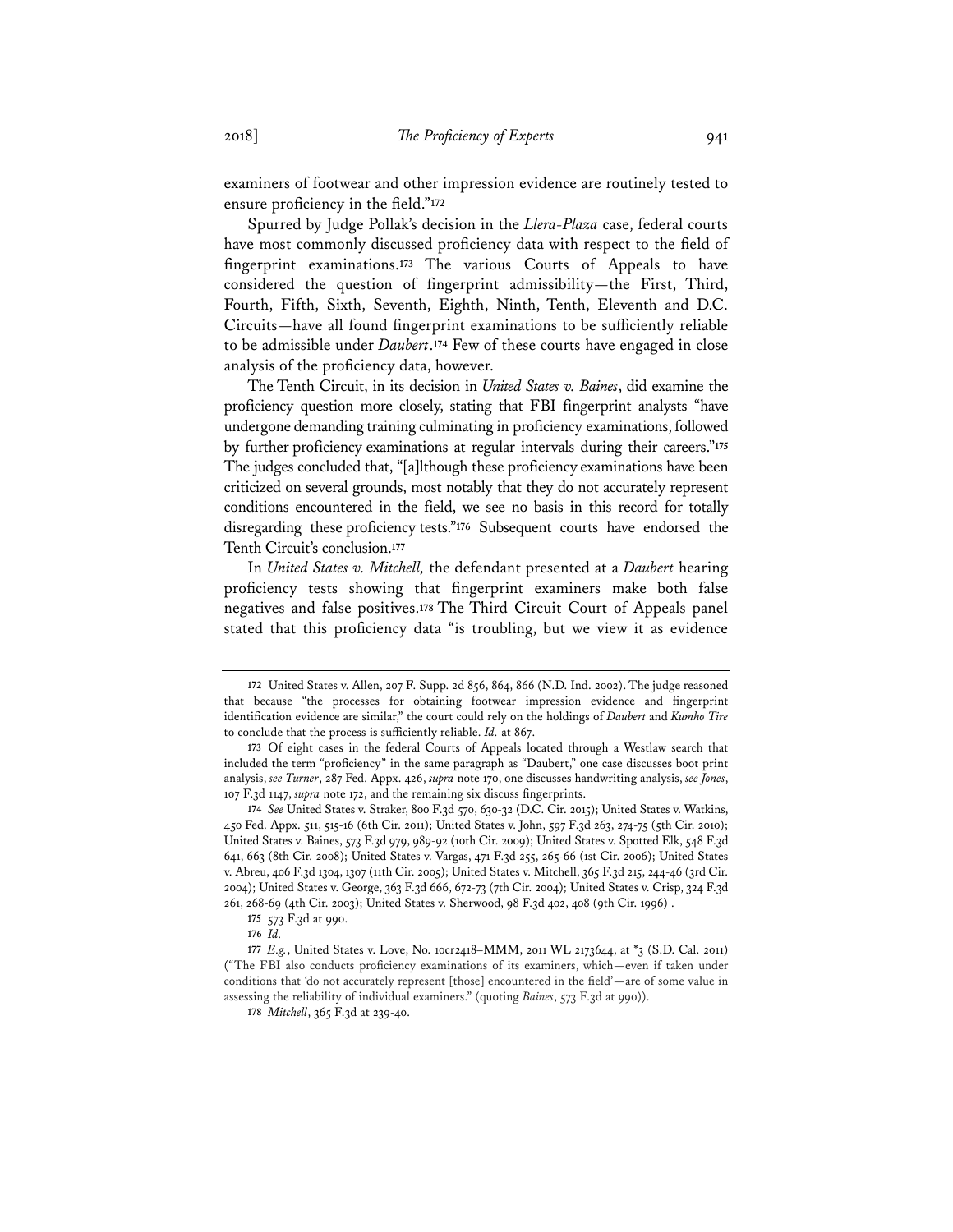examiners of footwear and other impression evidence are routinely tested to ensure proficiency in the field."[172]

Spurred by Judge Pollak's decision in the *Llera-Plaza* case, federal courts have most commonly discussed proficiency data with respect to the field of fingerprint examinations.[173] The various Courts of Appeals to have considered the question of fingerprint admissibility—the First, Third, Fourth, Fifth, Sixth, Seventh, Eighth, Ninth, Tenth, Eleventh and D.C. Circuits—have all found fingerprint examinations to be sufficiently reliable to be admissible under *Daubert*.[174] Few of these courts have engaged in close analysis of the proficiency data, however.

The Tenth Circuit, in its decision in *United States v. Baines*, did examine the proficiency question more closely, stating that FBI fingerprint analysts "have undergone demanding training culminating in proficiency examinations, followed by further proficiency examinations at regular intervals during their careers."[175] The judges concluded that, "[a]lthough these proficiency examinations have been criticized on several grounds, most notably that they do not accurately represent conditions encountered in the field, we see no basis in this record for totally disregarding these proficiency tests."[176] Subsequent courts have endorsed the Tenth Circuit's conclusion.[177]

In *United States v. Mitchell,* the defendant presented at a *Daubert* hearing proficiency tests showing that fingerprint examiners make both false negatives and false positives.[178] The Third Circuit Court of Appeals panel stated that this proficiency data "is troubling, but we view it as evidence

---

172 United States v. Allen, 207 F. Supp. 2d 856, 864, 866 (N.D. Ind. 2002). The judge reasoned that because "the processes for obtaining footwear impression evidence and fingerprint identification evidence are similar," the court could rely on the holdings of *Daubert* and *Kumho Tire* to conclude that the process is sufficiently reliable. *Id.* at 867.

173 Of eight cases in the federal Courts of Appeals located through a Westlaw search that included the term "proficiency" in the same paragraph as "Daubert," one case discusses boot print analysis, *see Turner*, 287 Fed. Appx. 426, *supra* note 170, one discusses handwriting analysis, *see Jones*, 107 F.3d 1147, *supra* note 172, and the remaining six discuss fingerprints.

174 *See* United States v. Straker, 800 F.3d 570, 630-32 (D.C. Cir. 2015); United States v. Watkins, 450 Fed. Appx. 511, 515-16 (6th Cir. 2011); United States v. John, 597 F.3d 263, 274-75 (5th Cir. 2010); United States v. Baines, 573 F.3d 979, 989-92 (10th Cir. 2009); United States v. Spotted Elk, 548 F.3d 641, 663 (8th Cir. 2008); United States v. Vargas, 471 F.3d 255, 265-66 (1st Cir. 2006); United States v. Abreu, 406 F.3d 1304, 1307 (11th Cir. 2005); United States v. Mitchell, 365 F.3d 215, 244-46 (3rd Cir. 2004); United States v. George, 363 F.3d 666, 672-73 (7th Cir. 2004); United States v. Crisp, 324 F.3d 261, 268-69 (4th Cir. 2003); United States v. Sherwood, 98 F.3d 402, 408 (9th Cir. 1996) .

175 573 F.3d at 990.

176 *Id.*

177 *E.g.*, United States v. Love, No. 10cr2418–MMM, 2011 WL 2173644, at *3 (S.D. Cal. 2011) ("The FBI also conducts proficiency examinations of its examiners, which—even if taken under conditions that 'do not accurately represent [those] encountered in the field'—are of some value in assessing the reliability of individual examiners." (quoting *Baines*, 573 F.3d at 990)).

178 *Mitchell*, 365 F.3d at 239-40.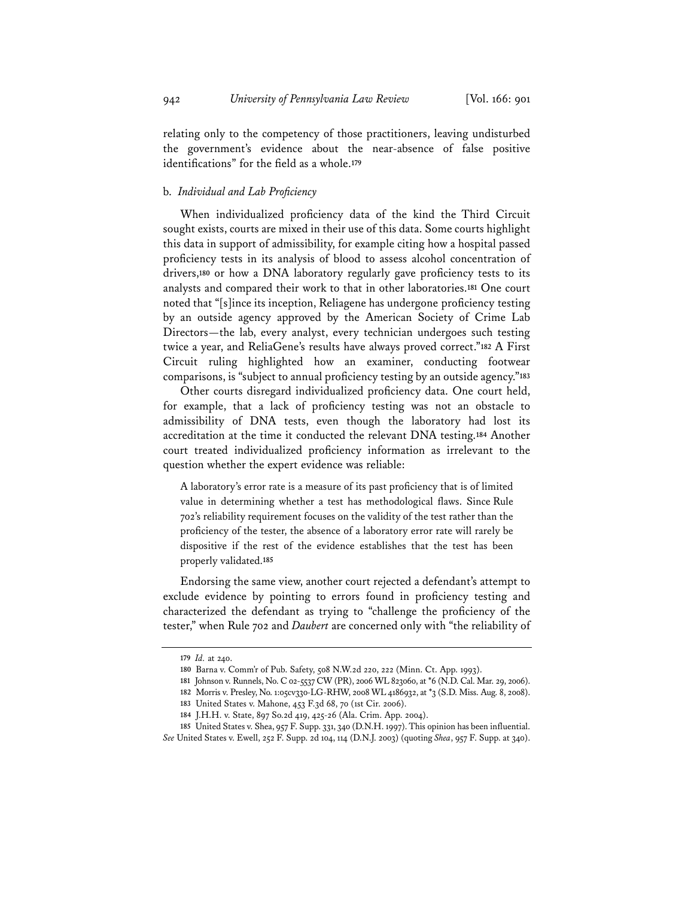relating only to the competency of those practitioners, leaving undisturbed the government's evidence about the near-absence of false positive identifications" for the field as a whole.[179]

### b. *Individual and Lab Proficiency*

When individualized proficiency data of the kind the Third Circuit sought exists, courts are mixed in their use of this data. Some courts highlight this data in support of admissibility, for example citing how a hospital passed proficiency tests in its analysis of blood to assess alcohol concentration of drivers,[180] or how a DNA laboratory regularly gave proficiency tests to its analysts and compared their work to that in other laboratories.[181] One court noted that "[s]ince its inception, Reliagene has undergone proficiency testing by an outside agency approved by the American Society of Crime Lab Directors—the lab, every analyst, every technician undergoes such testing twice a year, and ReliaGene's results have always proved correct."[182] A First Circuit ruling highlighted how an examiner, conducting footwear comparisons, is "subject to annual proficiency testing by an outside agency."[183]

Other courts disregard individualized proficiency data. One court held, for example, that a lack of proficiency testing was not an obstacle to admissibility of DNA tests, even though the laboratory had lost its accreditation at the time it conducted the relevant DNA testing.[184] Another court treated individualized proficiency information as irrelevant to the question whether the expert evidence was reliable:

> A laboratory's error rate is a measure of its past proficiency that is of limited value in determining whether a test has methodological flaws. Since Rule 702's reliability requirement focuses on the validity of the test rather than the proficiency of the tester, the absence of a laboratory error rate will rarely be dispositive if the rest of the evidence establishes that the test has been properly validated.[185]

Endorsing the same view, another court rejected a defendant's attempt to exclude evidence by pointing to errors found in proficiency testing and characterized the defendant as trying to "challenge the proficiency of the tester," when Rule 702 and *Daubert* are concerned only with "the reliability of

---

179 *Id.* at 240.

180 Barna v. Comm'r of Pub. Safety, 508 N.W.2d 220, 222 (Minn. Ct. App. 1993).

181 Johnson v. Runnels, No. C 02-5537 CW (PR), 2006 WL 823060, at \*6 (N.D. Cal. Mar. 29, 2006).

182 Morris v. Presley, No. 1:05cv330-LG-RHW, 2008 WL 4186932, at \*3 (S.D. Miss. Aug. 8, 2008).

183 United States v. Mahone, 453 F.3d 68, 70 (1st Cir. 2006).

184 J.H.H. v. State, 897 So.2d 419, 425-26 (Ala. Crim. App. 2004).

185 United States v. Shea, 957 F. Supp. 331, 340 (D.N.H. 1997). This opinion has been influential. *See* United States v. Ewell, 252 F. Supp. 2d 104, 114 (D.N.J. 2003) (quoting *Shea*, 957 F. Supp. at 340).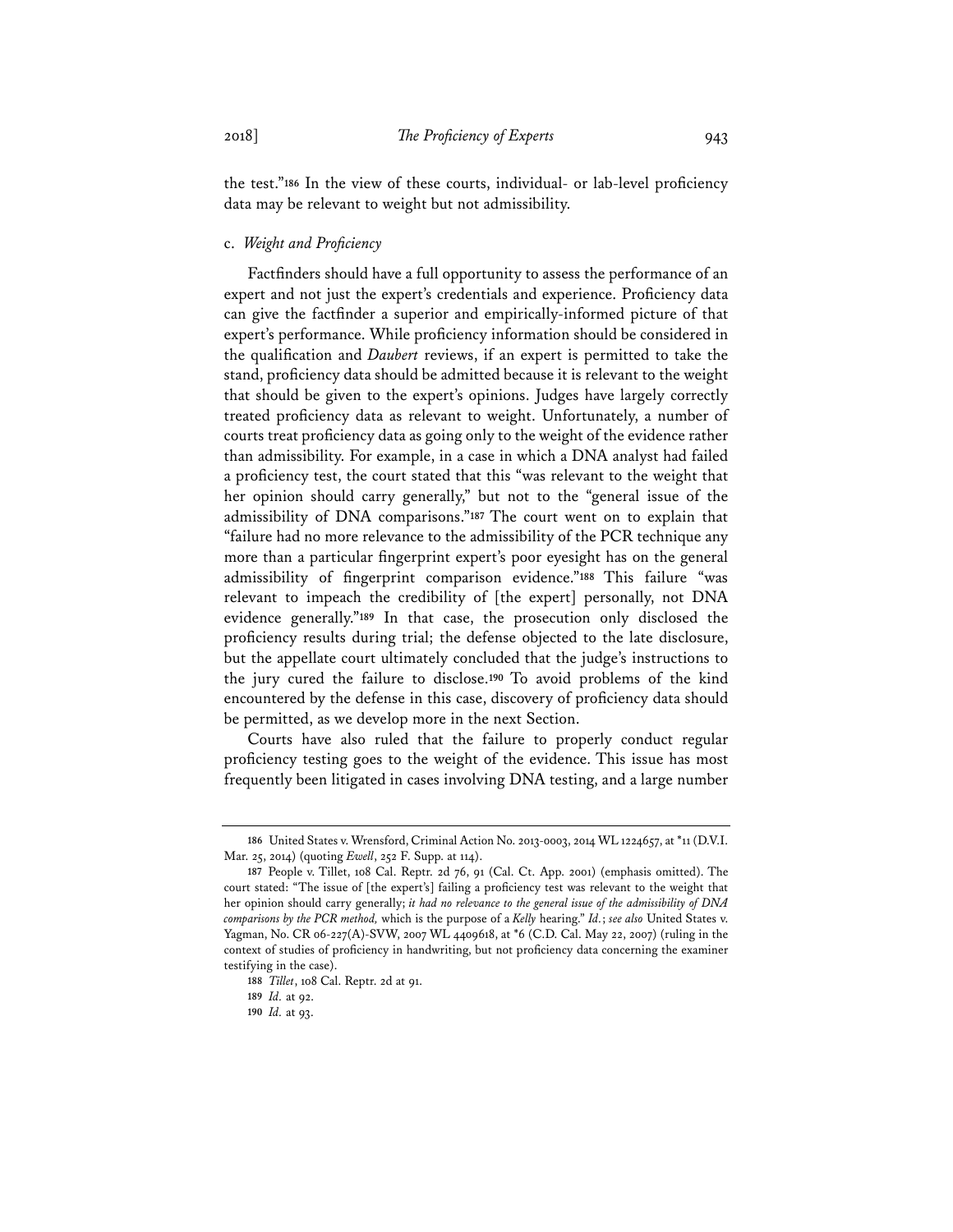the test."[186] In the view of these courts, individual- or lab-level proficiency data may be relevant to weight but not admissibility.

### c. *Weight and Proficiency*

Factfinders should have a full opportunity to assess the performance of an expert and not just the expert's credentials and experience. Proficiency data can give the factfinder a superior and empirically-informed picture of that expert's performance. While proficiency information should be considered in the qualification and *Daubert* reviews, if an expert is permitted to take the stand, proficiency data should be admitted because it is relevant to the weight that should be given to the expert's opinions. Judges have largely correctly treated proficiency data as relevant to weight. Unfortunately, a number of courts treat proficiency data as going only to the weight of the evidence rather than admissibility. For example, in a case in which a DNA analyst had failed a proficiency test, the court stated that this "was relevant to the weight that her opinion should carry generally," but not to the "general issue of the admissibility of DNA comparisons."[187] The court went on to explain that "failure had no more relevance to the admissibility of the PCR technique any more than a particular fingerprint expert's poor eyesight has on the general admissibility of fingerprint comparison evidence."[188] This failure "was relevant to impeach the credibility of [the expert] personally, not DNA evidence generally."[189] In that case, the prosecution only disclosed the proficiency results during trial; the defense objected to the late disclosure, but the appellate court ultimately concluded that the judge's instructions to the jury cured the failure to disclose.[190] To avoid problems of the kind encountered by the defense in this case, discovery of proficiency data should be permitted, as we develop more in the next Section.

Courts have also ruled that the failure to properly conduct regular proficiency testing goes to the weight of the evidence. This issue has most frequently been litigated in cases involving DNA testing, and a large number

---

186 United States v. Wrensford, Criminal Action No. 2013-0003, 2014 WL 1224657, at *11 (D.V.I. Mar. 25, 2014) (quoting *Ewell*, 252 F. Supp. at 114).

187 People v. Tillet, 108 Cal. Reptr. 2d 76, 91 (Cal. Ct. App. 2001) (emphasis omitted). The court stated: "The issue of [the expert's] failing a proficiency test was relevant to the weight that her opinion should carry generally; *it had no relevance to the general issue of the admissibility of DNA comparisons by the PCR method,* which is the purpose of a *Kelly* hearing." *Id.*; *see also* United States v. Yagman, No. CR 06-227(A)-SVW, 2007 WL 4409618, at *6 (C.D. Cal. May 22, 2007) (ruling in the context of studies of proficiency in handwriting, but not proficiency data concerning the examiner testifying in the case).

188 *Tillet*, 108 Cal. Reptr. 2d at 91.

189 *Id.* at 92.

190 *Id.* at 93.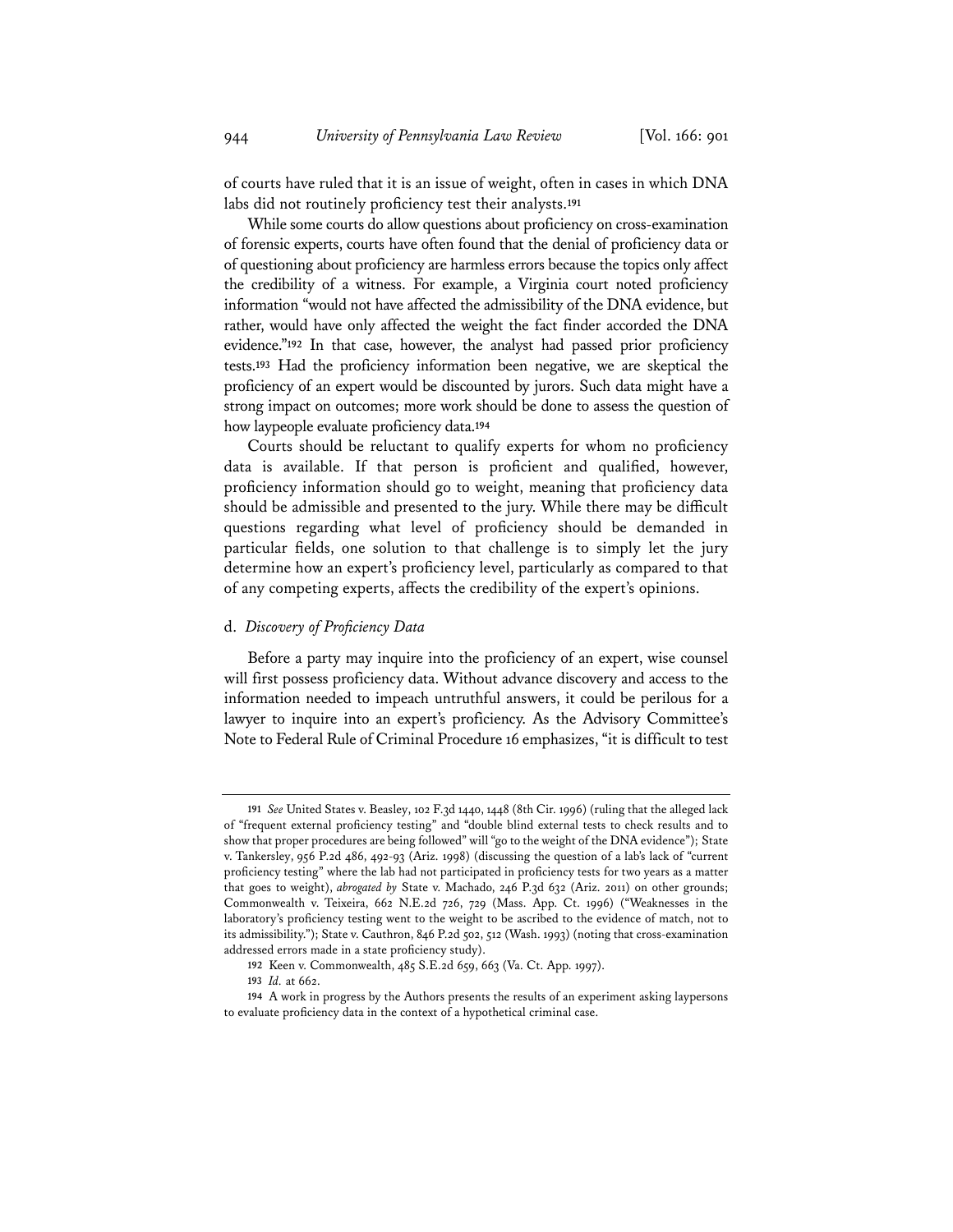of courts have ruled that it is an issue of weight, often in cases in which DNA labs did not routinely proficiency test their analysts.[191]

While some courts do allow questions about proficiency on cross-examination of forensic experts, courts have often found that the denial of proficiency data or of questioning about proficiency are harmless errors because the topics only affect the credibility of a witness. For example, a Virginia court noted proficiency information "would not have affected the admissibility of the DNA evidence, but rather, would have only affected the weight the fact finder accorded the DNA evidence."[192] In that case, however, the analyst had passed prior proficiency tests.[193] Had the proficiency information been negative, we are skeptical the proficiency of an expert would be discounted by jurors. Such data might have a strong impact on outcomes; more work should be done to assess the question of how laypeople evaluate proficiency data.[194]

Courts should be reluctant to qualify experts for whom no proficiency data is available. If that person is proficient and qualified, however, proficiency information should go to weight, meaning that proficiency data should be admissible and presented to the jury. While there may be difficult questions regarding what level of proficiency should be demanded in particular fields, one solution to that challenge is to simply let the jury determine how an expert's proficiency level, particularly as compared to that of any competing experts, affects the credibility of the expert's opinions.

#### d. *Discovery of Proficiency Data*

Before a party may inquire into the proficiency of an expert, wise counsel will first possess proficiency data. Without advance discovery and access to the information needed to impeach untruthful answers, it could be perilous for a lawyer to inquire into an expert's proficiency. As the Advisory Committee's Note to Federal Rule of Criminal Procedure 16 emphasizes, "it is difficult to test

---

[191] *See* United States v. Beasley, 102 F.3d 1440, 1448 (8th Cir. 1996) (ruling that the alleged lack of "frequent external proficiency testing" and "double blind external tests to check results and to show that proper procedures are being followed" will "go to the weight of the DNA evidence"); State v. Tankersley, 956 P.2d 486, 492-93 (Ariz. 1998) (discussing the question of a lab's lack of "current proficiency testing" where the lab had not participated in proficiency tests for two years as a matter that goes to weight), *abrogated by* State v. Machado, 246 P.3d 632 (Ariz. 2011) on other grounds; Commonwealth v. Teixeira, 662 N.E.2d 726, 729 (Mass. App. Ct. 1996) ("Weaknesses in the laboratory's proficiency testing went to the weight to be ascribed to the evidence of match, not to its admissibility."); State v. Cauthron, 846 P.2d 502, 512 (Wash. 1993) (noting that cross-examination addressed errors made in a state proficiency study).

[192] Keen v. Commonwealth, 485 S.E.2d 659, 663 (Va. Ct. App. 1997).

[193] *Id.* at 662.

[194] A work in progress by the Authors presents the results of an experiment asking laypersons to evaluate proficiency data in the context of a hypothetical criminal case.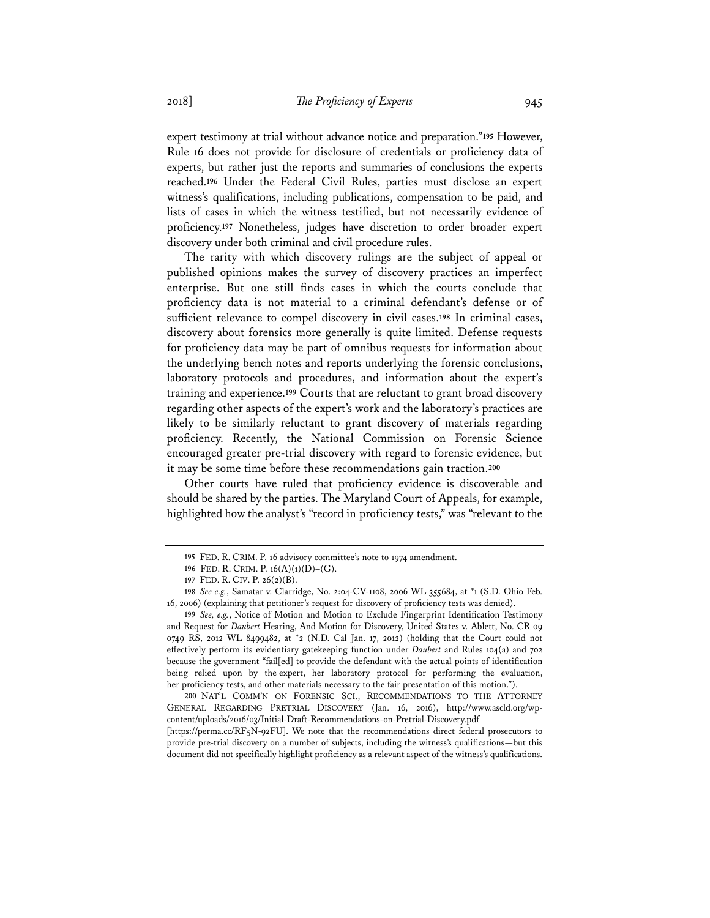expert testimony at trial without advance notice and preparation."[195] However, Rule 16 does not provide for disclosure of credentials or proficiency data of experts, but rather just the reports and summaries of conclusions the experts reached.[196] Under the Federal Civil Rules, parties must disclose an expert witness's qualifications, including publications, compensation to be paid, and lists of cases in which the witness testified, but not necessarily evidence of proficiency.[197] Nonetheless, judges have discretion to order broader expert discovery under both criminal and civil procedure rules.

The rarity with which discovery rulings are the subject of appeal or published opinions makes the survey of discovery practices an imperfect enterprise. But one still finds cases in which the courts conclude that proficiency data is not material to a criminal defendant's defense or of sufficient relevance to compel discovery in civil cases.[198] In criminal cases, discovery about forensics more generally is quite limited. Defense requests for proficiency data may be part of omnibus requests for information about the underlying bench notes and reports underlying the forensic conclusions, laboratory protocols and procedures, and information about the expert's training and experience.[199] Courts that are reluctant to grant broad discovery regarding other aspects of the expert's work and the laboratory's practices are likely to be similarly reluctant to grant discovery of materials regarding proficiency. Recently, the National Commission on Forensic Science encouraged greater pre-trial discovery with regard to forensic evidence, but it may be some time before these recommendations gain traction.[200]

Other courts have ruled that proficiency evidence is discoverable and should be shared by the parties. The Maryland Court of Appeals, for example, highlighted how the analyst's "record in proficiency tests," was "relevant to the

---

[195] FED. R. CRIM. P. 16 advisory committee's note to 1974 amendment.

[196] FED. R. CRIM. P. 16(A)(1)(D)–(G).

[197] FED. R. CIV. P. 26(2)(B).

[198] *See e.g.*, Samatar v. Clarridge, No. 2:04-CV-1108, 2006 WL 355684, at *1 (S.D. Ohio Feb. 16, 2006) (explaining that petitioner's request for discovery of proficiency tests was denied).

[199] *See, e.g.*, Notice of Motion and Motion to Exclude Fingerprint Identification Testimony and Request for *Daubert* Hearing, And Motion for Discovery, United States v. Ablett, No. CR 09 0749 RS, 2012 WL 8499482, at *2 (N.D. Cal Jan. 17, 2012) (holding that the Court could not effectively perform its evidentiary gatekeeping function under *Daubert* and Rules 104(a) and 702 because the government "fail[ed] to provide the defendant with the actual points of identification being relied upon by the expert, her laboratory protocol for performing the evaluation, her proficiency tests, and other materials necessary to the fair presentation of this motion.").

[200] NAT'L COMM'N ON FORENSIC SCI., RECOMMENDATIONS TO THE ATTORNEY GENERAL REGARDING PRETRIAL DISCOVERY (Jan. 16, 2016), http://www.ascld.org/wp-content/uploads/2016/03/Initial-Draft-Recommendations-on-Pretrial-Discovery.pdf [https://perma.cc/RF5N-92FU]. We note that the recommendations direct federal prosecutors to provide pre-trial discovery on a number of subjects, including the witness's qualifications—but this document did not specifically highlight proficiency as a relevant aspect of the witness's qualifications.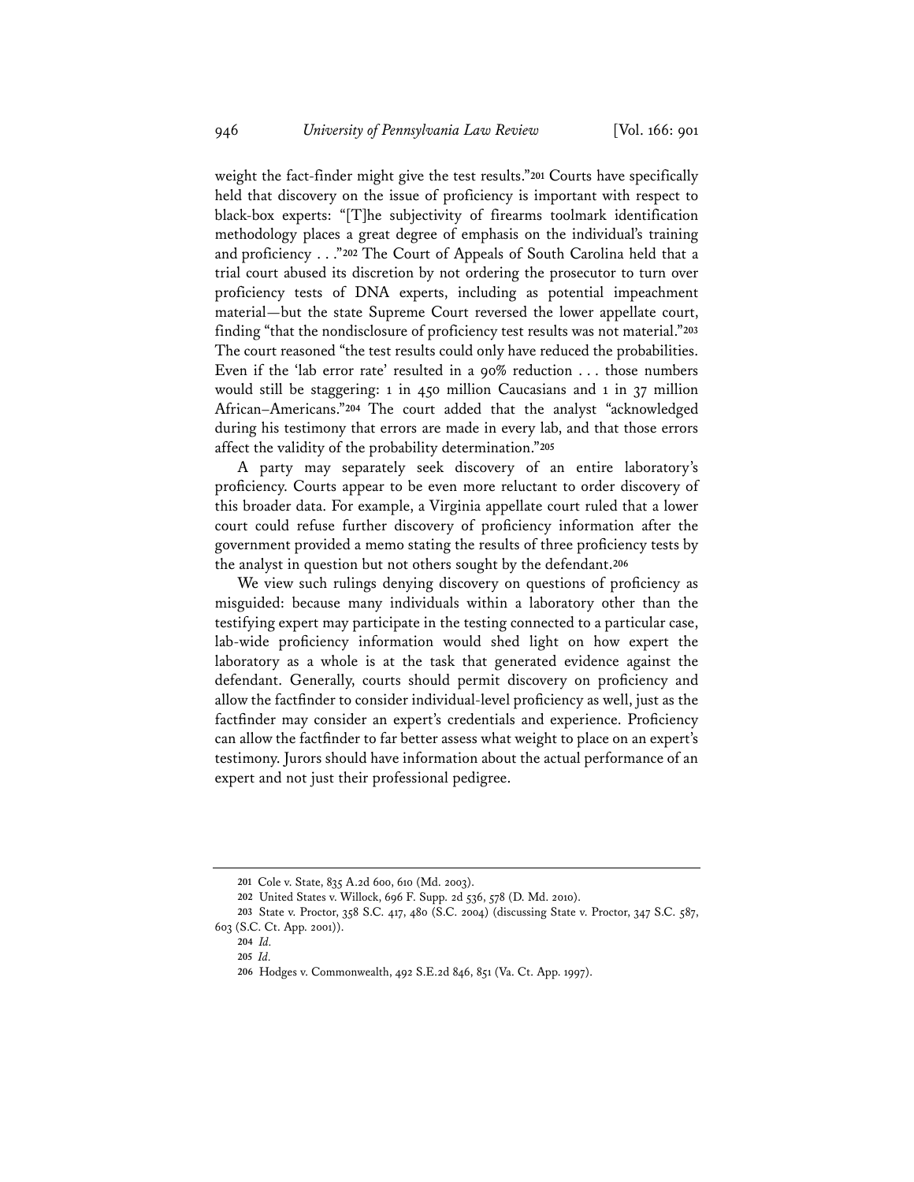weight the fact-finder might give the test results."[201] Courts have specifically held that discovery on the issue of proficiency is important with respect to black-box experts: "[T]he subjectivity of firearms toolmark identification methodology places a great degree of emphasis on the individual's training and proficiency . . . ."[202] The Court of Appeals of South Carolina held that a trial court abused its discretion by not ordering the prosecutor to turn over proficiency tests of DNA experts, including as potential impeachment material—but the state Supreme Court reversed the lower appellate court, finding "that the nondisclosure of proficiency test results was not material."[203] The court reasoned "the test results could only have reduced the probabilities. Even if the 'lab error rate' resulted in a 90% reduction . . . those numbers would still be staggering: 1 in 450 million Caucasians and 1 in 37 million African–Americans."[204] The court added that the analyst "acknowledged during his testimony that errors are made in every lab, and that those errors affect the validity of the probability determination."[205]

A party may separately seek discovery of an entire laboratory's proficiency. Courts appear to be even more reluctant to order discovery of this broader data. For example, a Virginia appellate court ruled that a lower court could refuse further discovery of proficiency information after the government provided a memo stating the results of three proficiency tests by the analyst in question but not others sought by the defendant.[206]

We view such rulings denying discovery on questions of proficiency as misguided: because many individuals within a laboratory other than the testifying expert may participate in the testing connected to a particular case, lab-wide proficiency information would shed light on how expert the laboratory as a whole is at the task that generated evidence against the defendant. Generally, courts should permit discovery on proficiency and allow the factfinder to consider individual-level proficiency as well, just as the factfinder may consider an expert's credentials and experience. Proficiency can allow the factfinder to far better assess what weight to place on an expert's testimony. Jurors should have information about the actual performance of an expert and not just their professional pedigree.

---

201 Cole v. State, 835 A.2d 600, 610 (Md. 2003).

202 United States v. Willock, 696 F. Supp. 2d 536, 578 (D. Md. 2010).

203 State v. Proctor, 358 S.C. 417, 480 (S.C. 2004) (discussing State v. Proctor, 347 S.C. 587, 603 (S.C. Ct. App. 2001)).

204 *Id.*

205 *Id.*

206 Hodges v. Commonwealth, 492 S.E.2d 846, 851 (Va. Ct. App. 1997).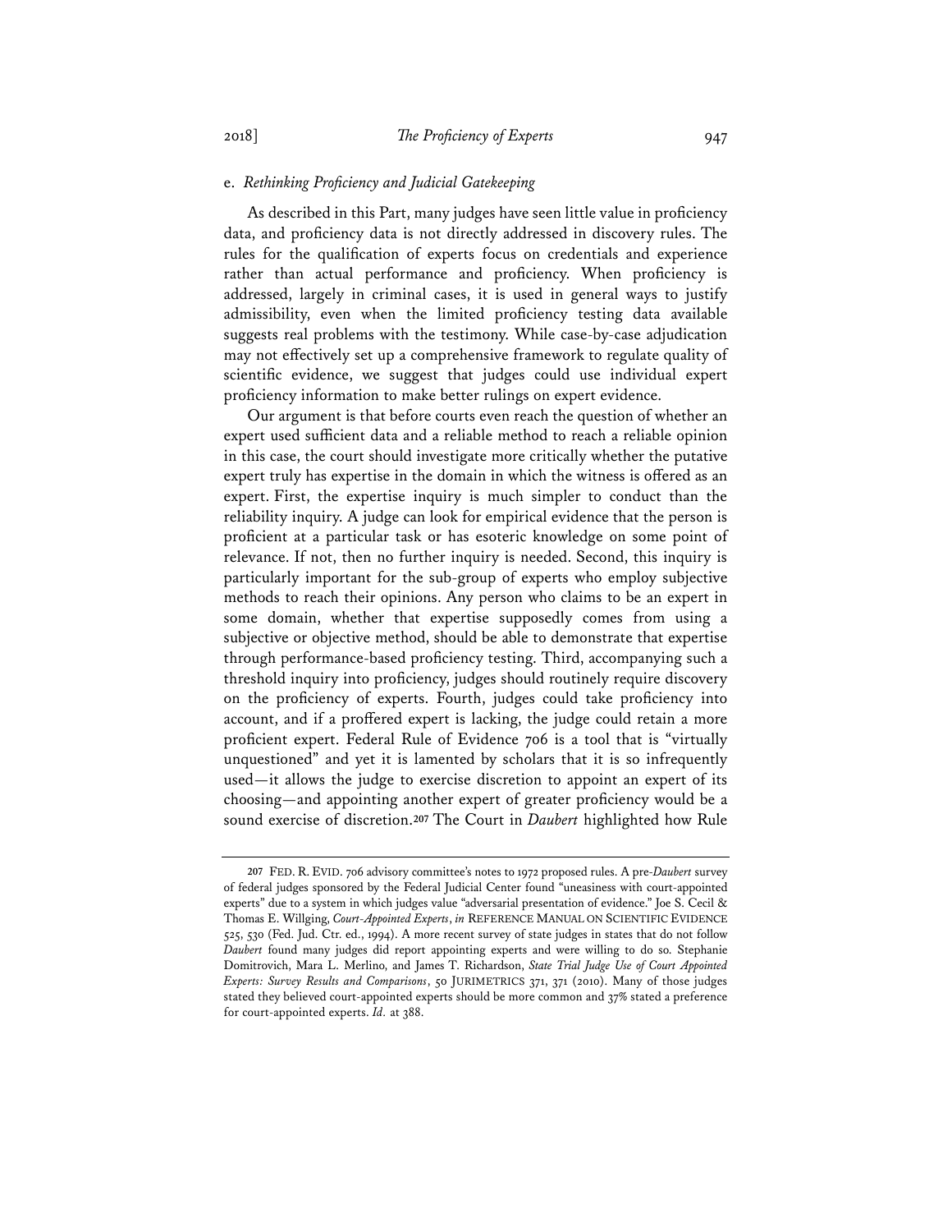### e. *Rethinking Proficiency and Judicial Gatekeeping*

As described in this Part, many judges have seen little value in proficiency data, and proficiency data is not directly addressed in discovery rules. The rules for the qualification of experts focus on credentials and experience rather than actual performance and proficiency. When proficiency is addressed, largely in criminal cases, it is used in general ways to justify admissibility, even when the limited proficiency testing data available suggests real problems with the testimony. While case-by-case adjudication may not effectively set up a comprehensive framework to regulate quality of scientific evidence, we suggest that judges could use individual expert proficiency information to make better rulings on expert evidence.

Our argument is that before courts even reach the question of whether an expert used sufficient data and a reliable method to reach a reliable opinion in this case, the court should investigate more critically whether the putative expert truly has expertise in the domain in which the witness is offered as an expert. First, the expertise inquiry is much simpler to conduct than the reliability inquiry. A judge can look for empirical evidence that the person is proficient at a particular task or has esoteric knowledge on some point of relevance. If not, then no further inquiry is needed. Second, this inquiry is particularly important for the sub-group of experts who employ subjective methods to reach their opinions. Any person who claims to be an expert in some domain, whether that expertise supposedly comes from using a subjective or objective method, should be able to demonstrate that expertise through performance-based proficiency testing. Third, accompanying such a threshold inquiry into proficiency, judges should routinely require discovery on the proficiency of experts. Fourth, judges could take proficiency into account, and if a proffered expert is lacking, the judge could retain a more proficient expert. Federal Rule of Evidence 706 is a tool that is "virtually unquestioned" and yet it is lamented by scholars that it is so infrequently used—it allows the judge to exercise discretion to appoint an expert of its choosing—and appointing another expert of greater proficiency would be a sound exercise of discretion.[207] The Court in *Daubert* highlighted how Rule

---

[207] FED. R. EVID. 706 advisory committee's notes to 1972 proposed rules. A pre-*Daubert* survey of federal judges sponsored by the Federal Judicial Center found "uneasiness with court-appointed experts" due to a system in which judges value "adversarial presentation of evidence." Joe S. Cecil & Thomas E. Willging, *Court-Appointed Experts*, *in* REFERENCE MANUAL ON SCIENTIFIC EVIDENCE 525, 530 (Fed. Jud. Ctr. ed., 1994). A more recent survey of state judges in states that do not follow *Daubert* found many judges did report appointing experts and were willing to do so. Stephanie Domitrovich, Mara L. Merlino, and James T. Richardson, *State Trial Judge Use of Court Appointed Experts: Survey Results and Comparisons*, 50 JURIMETRICS 371, 371 (2010). Many of those judges stated they believed court-appointed experts should be more common and 37% stated a preference for court-appointed experts. *Id.* at 388.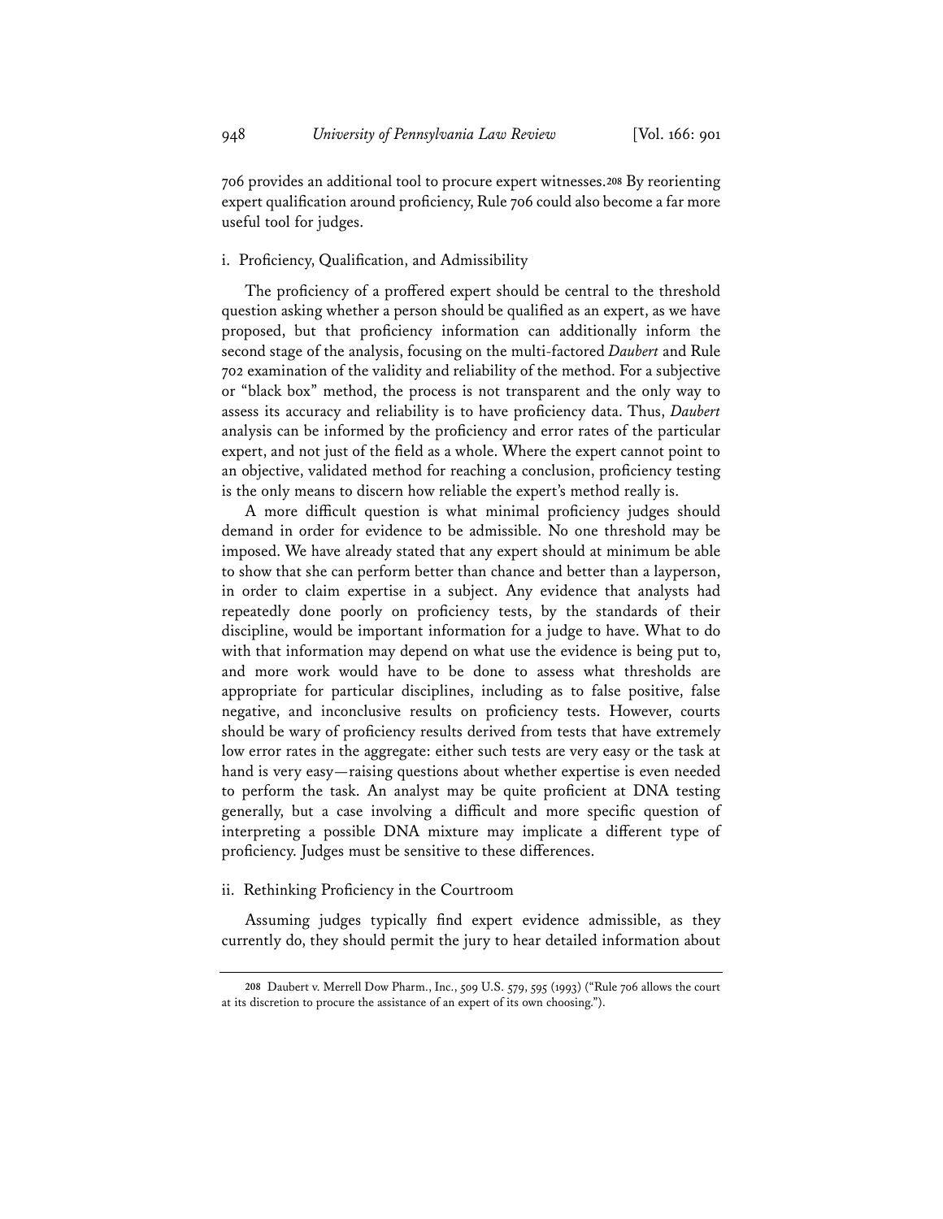706 provides an additional tool to procure expert witnesses.[208] By reorienting expert qualification around proficiency, Rule 706 could also become a far more useful tool for judges.

#### i. Proficiency, Qualification, and Admissibility

The proficiency of a proffered expert should be central to the threshold question asking whether a person should be qualified as an expert, as we have proposed, but that proficiency information can additionally inform the second stage of the analysis, focusing on the multi-factored *Daubert* and Rule 702 examination of the validity and reliability of the method. For a subjective or "black box" method, the process is not transparent and the only way to assess its accuracy and reliability is to have proficiency data. Thus, *Daubert* analysis can be informed by the proficiency and error rates of the particular expert, and not just of the field as a whole. Where the expert cannot point to an objective, validated method for reaching a conclusion, proficiency testing is the only means to discern how reliable the expert's method really is.

A more difficult question is what minimal proficiency judges should demand in order for evidence to be admissible. No one threshold may be imposed. We have already stated that any expert should at minimum be able to show that she can perform better than chance and better than a layperson, in order to claim expertise in a subject. Any evidence that analysts had repeatedly done poorly on proficiency tests, by the standards of their discipline, would be important information for a judge to have. What to do with that information may depend on what use the evidence is being put to, and more work would have to be done to assess what thresholds are appropriate for particular disciplines, including as to false positive, false negative, and inconclusive results on proficiency tests. However, courts should be wary of proficiency results derived from tests that have extremely low error rates in the aggregate: either such tests are very easy or the task at hand is very easy—raising questions about whether expertise is even needed to perform the task. An analyst may be quite proficient at DNA testing generally, but a case involving a difficult and more specific question of interpreting a possible DNA mixture may implicate a different type of proficiency. Judges must be sensitive to these differences.

#### ii. Rethinking Proficiency in the Courtroom

Assuming judges typically find expert evidence admissible, as they currently do, they should permit the jury to hear detailed information about

---

[208] Daubert v. Merrell Dow Pharm., Inc., 509 U.S. 579, 595 (1993) ("Rule 706 allows the court at its discretion to procure the assistance of an expert of its own choosing.").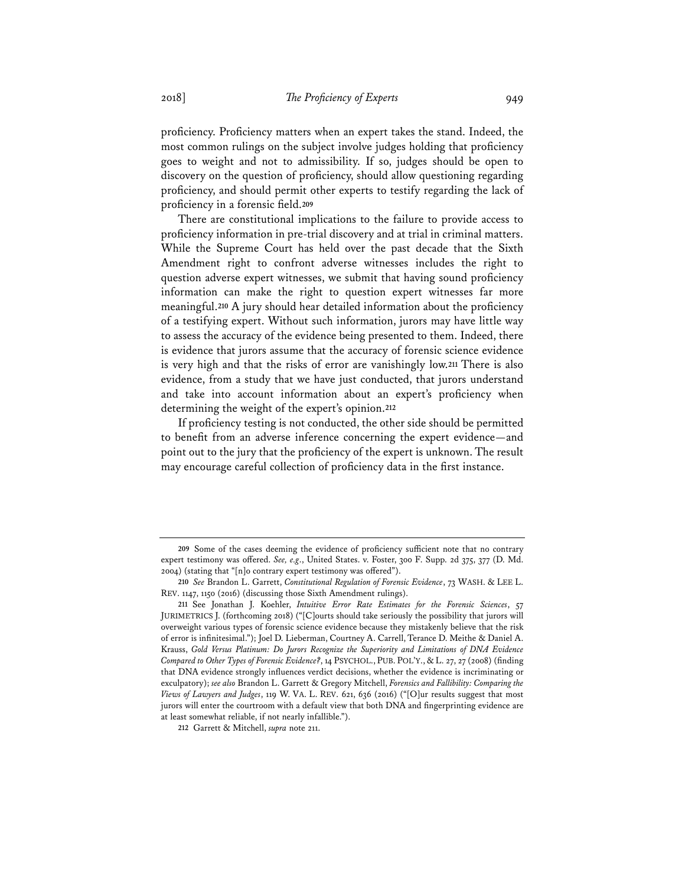proficiency. Proficiency matters when an expert takes the stand. Indeed, the most common rulings on the subject involve judges holding that proficiency goes to weight and not to admissibility. If so, judges should be open to discovery on the question of proficiency, should allow questioning regarding proficiency, and should permit other experts to testify regarding the lack of proficiency in a forensic field.[209]

There are constitutional implications to the failure to provide access to proficiency information in pre-trial discovery and at trial in criminal matters. While the Supreme Court has held over the past decade that the Sixth Amendment right to confront adverse witnesses includes the right to question adverse expert witnesses, we submit that having sound proficiency information can make the right to question expert witnesses far more meaningful.[210] A jury should hear detailed information about the proficiency of a testifying expert. Without such information, jurors may have little way to assess the accuracy of the evidence being presented to them. Indeed, there is evidence that jurors assume that the accuracy of forensic science evidence is very high and that the risks of error are vanishingly low.[211] There is also evidence, from a study that we have just conducted, that jurors understand and take into account information about an expert's proficiency when determining the weight of the expert's opinion.[212]

If proficiency testing is not conducted, the other side should be permitted to benefit from an adverse inference concerning the expert evidence—and point out to the jury that the proficiency of the expert is unknown. The result may encourage careful collection of proficiency data in the first instance.

---

209 Some of the cases deeming the evidence of proficiency sufficient note that no contrary expert testimony was offered. *See, e.g.*, United States. v. Foster, 300 F. Supp. 2d 375, 377 (D. Md. 2004) (stating that "[n]o contrary expert testimony was offered").

210 *See* Brandon L. Garrett, *Constitutional Regulation of Forensic Evidence*, 73 WASH. & LEE L. REV. 1147, 1150 (2016) (discussing those Sixth Amendment rulings).

211 See Jonathan J. Koehler, *Intuitive Error Rate Estimates for the Forensic Sciences*, 57 JURIMETRICS J. (forthcoming 2018) ("[C]ourts should take seriously the possibility that jurors will overweight various types of forensic science evidence because they mistakenly believe that the risk of error is infinitesimal."); Joel D. Lieberman, Courtney A. Carrell, Terance D. Meithe & Daniel A. Krauss, *Gold Versus Platinum: Do Jurors Recognize the Superiority and Limitations of DNA Evidence Compared to Other Types of Forensic Evidence?*, 14 PSYCHOL., PUB. POL'Y., & L. 27, 27 (2008) (finding that DNA evidence strongly influences verdict decisions, whether the evidence is incriminating or exculpatory); *see also* Brandon L. Garrett & Gregory Mitchell, *Forensics and Fallibility: Comparing the Views of Lawyers and Judges*, 119 W. VA. L. REV. 621, 636 (2016) ("[O]ur results suggest that most jurors will enter the courtroom with a default view that both DNA and fingerprinting evidence are at least somewhat reliable, if not nearly infallible.").

212 Garrett & Mitchell, *supra* note 211.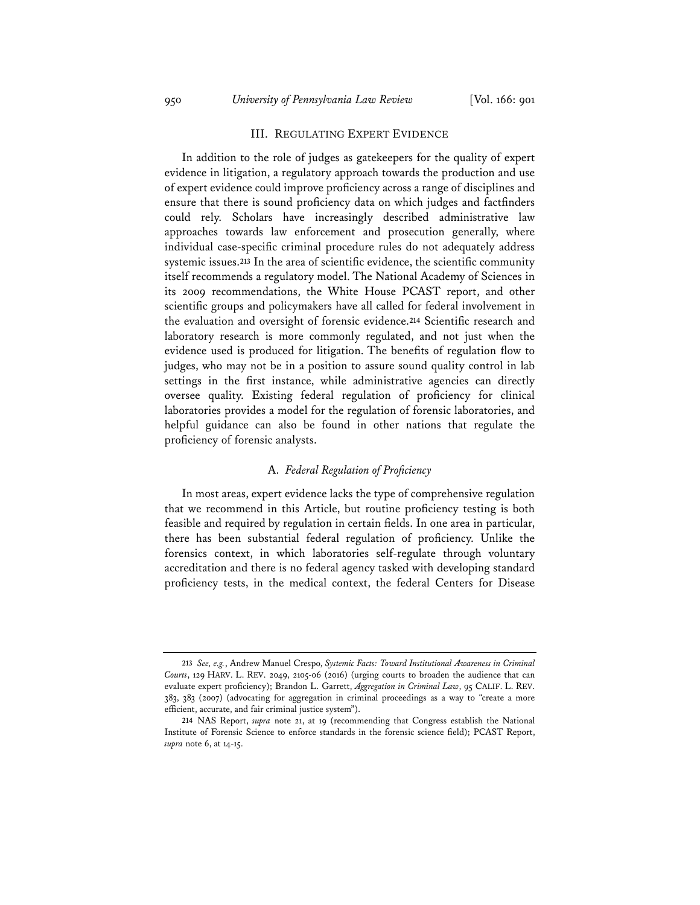## III. REGULATING EXPERT EVIDENCE

In addition to the role of judges as gatekeepers for the quality of expert evidence in litigation, a regulatory approach towards the production and use of expert evidence could improve proficiency across a range of disciplines and ensure that there is sound proficiency data on which judges and factfinders could rely. Scholars have increasingly described administrative law approaches towards law enforcement and prosecution generally, where individual case-specific criminal procedure rules do not adequately address systemic issues.[213] In the area of scientific evidence, the scientific community itself recommends a regulatory model. The National Academy of Sciences in its 2009 recommendations, the White House PCAST report, and other scientific groups and policymakers have all called for federal involvement in the evaluation and oversight of forensic evidence.[214] Scientific research and laboratory research is more commonly regulated, and not just when the evidence used is produced for litigation. The benefits of regulation flow to judges, who may not be in a position to assure sound quality control in lab settings in the first instance, while administrative agencies can directly oversee quality. Existing federal regulation of proficiency for clinical laboratories provides a model for the regulation of forensic laboratories, and helpful guidance can also be found in other nations that regulate the proficiency of forensic analysts.

### A. *Federal Regulation of Proficiency*

In most areas, expert evidence lacks the type of comprehensive regulation that we recommend in this Article, but routine proficiency testing is both feasible and required by regulation in certain fields. In one area in particular, there has been substantial federal regulation of proficiency. Unlike the forensics context, in which laboratories self-regulate through voluntary accreditation and there is no federal agency tasked with developing standard proficiency tests, in the medical context, the federal Centers for Disease

---

213 *See, e.g.*, Andrew Manuel Crespo, *Systemic Facts: Toward Institutional Awareness in Criminal Courts*, 129 HARV. L. REV. 2049, 2105-06 (2016) (urging courts to broaden the audience that can evaluate expert proficiency); Brandon L. Garrett, *Aggregation in Criminal Law*, 95 CALIF. L. REV. 383, 383 (2007) (advocating for aggregation in criminal proceedings as a way to "create a more efficient, accurate, and fair criminal justice system").

214 NAS Report, *supra* note 21, at 19 (recommending that Congress establish the National Institute of Forensic Science to enforce standards in the forensic science field); PCAST Report, *supra* note 6, at 14-15.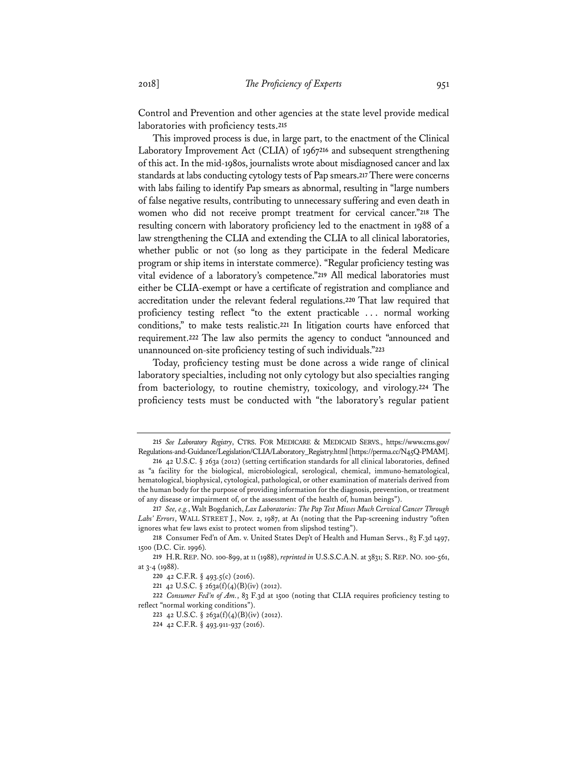Control and Prevention and other agencies at the state level provide medical laboratories with proficiency tests.[215]

This improved process is due, in large part, to the enactment of the Clinical Laboratory Improvement Act (CLIA) of 1967[216] and subsequent strengthening of this act. In the mid-1980s, journalists wrote about misdiagnosed cancer and lax standards at labs conducting cytology tests of Pap smears.[217] There were concerns with labs failing to identify Pap smears as abnormal, resulting in "large numbers of false negative results, contributing to unnecessary suffering and even death in women who did not receive prompt treatment for cervical cancer."[218] The resulting concern with laboratory proficiency led to the enactment in 1988 of a law strengthening the CLIA and extending the CLIA to all clinical laboratories, whether public or not (so long as they participate in the federal Medicare program or ship items in interstate commerce). "Regular proficiency testing was vital evidence of a laboratory's competence."[219] All medical laboratories must either be CLIA-exempt or have a certificate of registration and compliance and accreditation under the relevant federal regulations.[220] That law required that proficiency testing reflect "to the extent practicable . . . normal working conditions," to make tests realistic.[221] In litigation courts have enforced that requirement.[222] The law also permits the agency to conduct "announced and unannounced on-site proficiency testing of such individuals."[223]

Today, proficiency testing must be done across a wide range of clinical laboratory specialties, including not only cytology but also specialties ranging from bacteriology, to routine chemistry, toxicology, and virology.[224] The proficiency tests must be conducted with "the laboratory's regular patient

---

215 *See Laboratory Registry*, CTRS. FOR MEDICARE & MEDICAID SERVS., https://www.cms.gov/Regulations-and-Guidance/Legislation/CLIA/Laboratory_Registry.html [https://perma.cc/N45Q-PMAM].

216 42 U.S.C. § 263a (2012) (setting certification standards for all clinical laboratories, defined as "a facility for the biological, microbiological, serological, chemical, immuno-hematological, hematological, biophysical, cytological, pathological, or other examination of materials derived from the human body for the purpose of providing information for the diagnosis, prevention, or treatment of any disease or impairment of, or the assessment of the health of, human beings").

217 *See, e.g.*, Walt Bogdanich, *Lax Laboratories: The Pap Test Misses Much Cervical Cancer Through Labs' Errors*, WALL STREET J., Nov. 2, 1987, at A1 (noting that the Pap-screening industry "often ignores what few laws exist to protect women from slipshod testing").

218 Consumer Fed'n of Am. v. United States Dep't of Health and Human Servs., 83 F.3d 1497, 1500 (D.C. Cir. 1996).

219 H.R. REP. NO. 100-899, at 11 (1988), *reprinted in* U.S.S.C.A.N. at 3831; S. REP. NO. 100-561, at 3-4 (1988).

220 42 C.F.R. § 493.5(c) (2016).

221 42 U.S.C. § 263a(f)(4)(B)(iv) (2012).

222 *Consumer Fed'n of Am.*, 83 F.3d at 1500 (noting that CLIA requires proficiency testing to reflect "normal working conditions").

223 42 U.S.C. § 263a(f)(4)(B)(iv) (2012).

224 42 C.F.R. § 493.911-937 (2016).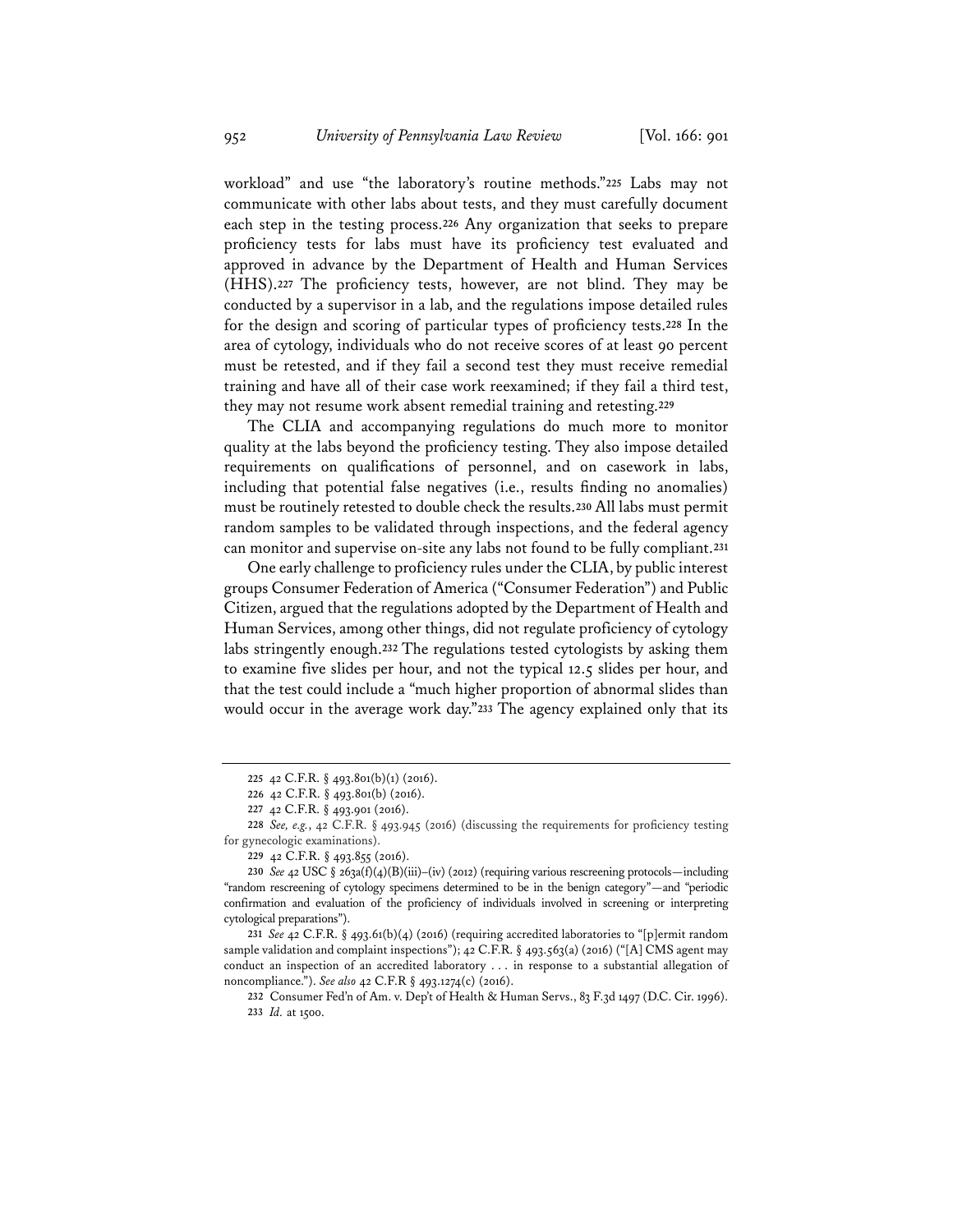workload" and use "the laboratory's routine methods."[225] Labs may not communicate with other labs about tests, and they must carefully document each step in the testing process.[226] Any organization that seeks to prepare proficiency tests for labs must have its proficiency test evaluated and approved in advance by the Department of Health and Human Services (HHS).[227] The proficiency tests, however, are not blind. They may be conducted by a supervisor in a lab, and the regulations impose detailed rules for the design and scoring of particular types of proficiency tests.[228] In the area of cytology, individuals who do not receive scores of at least 90 percent must be retested, and if they fail a second test they must receive remedial training and have all of their case work reexamined; if they fail a third test, they may not resume work absent remedial training and retesting.[229]

The CLIA and accompanying regulations do much more to monitor quality at the labs beyond the proficiency testing. They also impose detailed requirements on qualifications of personnel, and on casework in labs, including that potential false negatives (i.e., results finding no anomalies) must be routinely retested to double check the results.[230] All labs must permit random samples to be validated through inspections, and the federal agency can monitor and supervise on-site any labs not found to be fully compliant.[231]

One early challenge to proficiency rules under the CLIA, by public interest groups Consumer Federation of America ("Consumer Federation") and Public Citizen, argued that the regulations adopted by the Department of Health and Human Services, among other things, did not regulate proficiency of cytology labs stringently enough.[232] The regulations tested cytologists by asking them to examine five slides per hour, and not the typical 12.5 slides per hour, and that the test could include a "much higher proportion of abnormal slides than would occur in the average work day."[233] The agency explained only that its

---

225 42 C.F.R. § 493.801(b)(1) (2016).

226 42 C.F.R. § 493.801(b) (2016).

227 42 C.F.R. § 493.901 (2016).

228 *See, e.g.*, 42 C.F.R. § 493.945 (2016) (discussing the requirements for proficiency testing for gynecologic examinations).

229 42 C.F.R. § 493.855 (2016).

230 *See* 42 USC § 263a(f)(4)(B)(iii)–(iv) (2012) (requiring various rescreening protocols—including "random rescreening of cytology specimens determined to be in the benign category"—and "periodic confirmation and evaluation of the proficiency of individuals involved in screening or interpreting cytological preparations").

231 *See* 42 C.F.R. § 493.61(b)(4) (2016) (requiring accredited laboratories to "[p]ermit random sample validation and complaint inspections"); 42 C.F.R. § 493.563(a) (2016) ("[A] CMS agent may conduct an inspection of an accredited laboratory . . . in response to a substantial allegation of noncompliance."). *See also* 42 C.F.R § 493.1274(c) (2016).

232 Consumer Fed'n of Am. v. Dep't of Health & Human Servs., 83 F.3d 1497 (D.C. Cir. 1996).

233 *Id.* at 1500.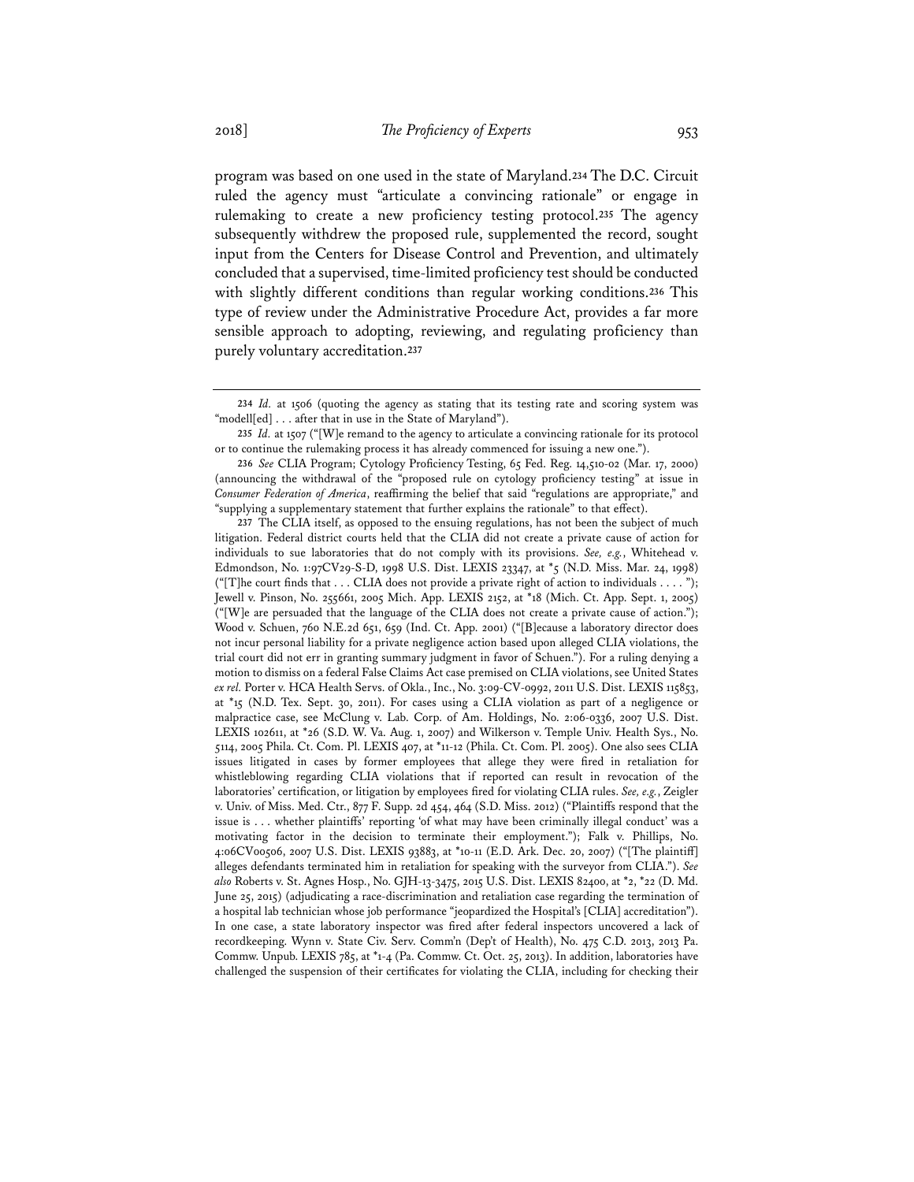program was based on one used in the state of Maryland.[234] The D.C. Circuit ruled the agency must "articulate a convincing rationale" or engage in rulemaking to create a new proficiency testing protocol.[235] The agency subsequently withdrew the proposed rule, supplemented the record, sought input from the Centers for Disease Control and Prevention, and ultimately concluded that a supervised, time-limited proficiency test should be conducted with slightly different conditions than regular working conditions.[236] This type of review under the Administrative Procedure Act, provides a far more sensible approach to adopting, reviewing, and regulating proficiency than purely voluntary accreditation.[237]

---

234 *Id.* at 1506 (quoting the agency as stating that its testing rate and scoring system was "modell[ed] . . . after that in use in the State of Maryland").

235 *Id.* at 1507 ("[W]e remand to the agency to articulate a convincing rationale for its protocol or to continue the rulemaking process it has already commenced for issuing a new one.").

236 *See* CLIA Program; Cytology Proficiency Testing, 65 Fed. Reg. 14,510-02 (Mar. 17, 2000) (announcing the withdrawal of the "proposed rule on cytology proficiency testing" at issue in *Consumer Federation of America*, reaffirming the belief that said "regulations are appropriate," and "supplying a supplementary statement that further explains the rationale" to that effect).

237 The CLIA itself, as opposed to the ensuing regulations, has not been the subject of much litigation. Federal district courts held that the CLIA did not create a private cause of action for individuals to sue laboratories that do not comply with its provisions. *See, e.g.*, Whitehead v. Edmondson, No. 1:97CV29-S-D, 1998 U.S. Dist. LEXIS 23347, at *5 (N.D. Miss. Mar. 24, 1998) ("[T]he court finds that . . . CLIA does not provide a private right of action to individuals . . . . "); Jewell v. Pinson, No. 255661, 2005 Mich. App. LEXIS 2152, at *18 (Mich. Ct. App. Sept. 1, 2005) ("[W]e are persuaded that the language of the CLIA does not create a private cause of action."); Wood v. Schuen, 760 N.E.2d 651, 659 (Ind. Ct. App. 2001) ("[B]ecause a laboratory director does not incur personal liability for a private negligence action based upon alleged CLIA violations, the trial court did not err in granting summary judgment in favor of Schuen."). For a ruling denying a motion to dismiss on a federal False Claims Act case premised on CLIA violations, see United States *ex rel.* Porter v. HCA Health Servs. of Okla., Inc., No. 3:09-CV-0992, 2011 U.S. Dist. LEXIS 115853, at *15 (N.D. Tex. Sept. 30, 2011). For cases using a CLIA violation as part of a negligence or malpractice case, see McClung v. Lab. Corp. of Am. Holdings, No. 2:06-0336, 2007 U.S. Dist. LEXIS 102611, at *26 (S.D. W. Va. Aug. 1, 2007) and Wilkerson v. Temple Univ. Health Sys., No. 5114, 2005 Phila. Ct. Com. Pl. LEXIS 407, at *11-12 (Phila. Ct. Com. Pl. 2005). One also sees CLIA issues litigated in cases by former employees that allege they were fired in retaliation for whistleblowing regarding CLIA violations that if reported can result in revocation of the laboratories' certification, or litigation by employees fired for violating CLIA rules. *See, e.g.*, Zeigler v. Univ. of Miss. Med. Ctr., 877 F. Supp. 2d 454, 464 (S.D. Miss. 2012) ("Plaintiffs respond that the issue is . . . whether plaintiffs' reporting 'of what may have been criminally illegal conduct' was a motivating factor in the decision to terminate their employment."); Falk v. Phillips, No. 4:06CV00506, 2007 U.S. Dist. LEXIS 93883, at *10-11 (E.D. Ark. Dec. 20, 2007) ("[The plaintiff] alleges defendants terminated him in retaliation for speaking with the surveyor from CLIA."). *See also* Roberts v. St. Agnes Hosp., No. GJH-13-3475, 2015 U.S. Dist. LEXIS 82400, at *2, *22 (D. Md. June 25, 2015) (adjudicating a race-discrimination and retaliation case regarding the termination of a hospital lab technician whose job performance "jeopardized the Hospital's [CLIA] accreditation"). In one case, a state laboratory inspector was fired after federal inspectors uncovered a lack of recordkeeping. Wynn v. State Civ. Serv. Comm'n (Dep't of Health), No. 475 C.D. 2013, 2013 Pa. Commw. Unpub. LEXIS 785, at *1-4 (Pa. Commw. Ct. Oct. 25, 2013). In addition, laboratories have challenged the suspension of their certificates for violating the CLIA, including for checking their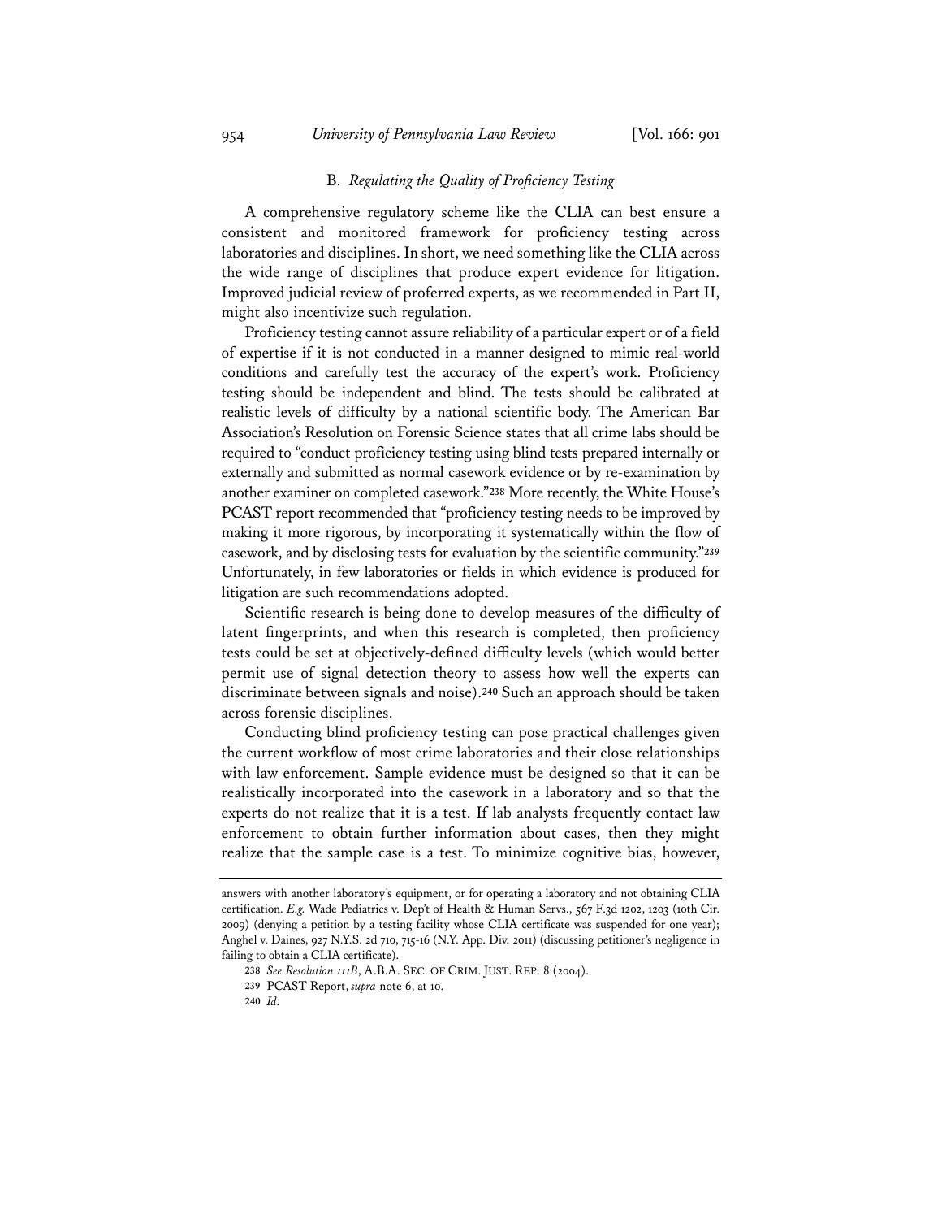### B. *Regulating the Quality of Proficiency Testing*

A comprehensive regulatory scheme like the CLIA can best ensure a consistent and monitored framework for proficiency testing across laboratories and disciplines. In short, we need something like the CLIA across the wide range of disciplines that produce expert evidence for litigation. Improved judicial review of proferred experts, as we recommended in Part II, might also incentivize such regulation.

Proficiency testing cannot assure reliability of a particular expert or of a field of expertise if it is not conducted in a manner designed to mimic real-world conditions and carefully test the accuracy of the expert's work. Proficiency testing should be independent and blind. The tests should be calibrated at realistic levels of difficulty by a national scientific body. The American Bar Association's Resolution on Forensic Science states that all crime labs should be required to "conduct proficiency testing using blind tests prepared internally or externally and submitted as normal casework evidence or by re-examination by another examiner on completed casework."[238] More recently, the White House's PCAST report recommended that "proficiency testing needs to be improved by making it more rigorous, by incorporating it systematically within the flow of casework, and by disclosing tests for evaluation by the scientific community."[239] Unfortunately, in few laboratories or fields in which evidence is produced for litigation are such recommendations adopted.

Scientific research is being done to develop measures of the difficulty of latent fingerprints, and when this research is completed, then proficiency tests could be set at objectively-defined difficulty levels (which would better permit use of signal detection theory to assess how well the experts can discriminate between signals and noise).[240] Such an approach should be taken across forensic disciplines.

Conducting blind proficiency testing can pose practical challenges given the current workflow of most crime laboratories and their close relationships with law enforcement. Sample evidence must be designed so that it can be realistically incorporated into the casework in a laboratory and so that the experts do not realize that it is a test. If lab analysts frequently contact law enforcement to obtain further information about cases, then they might realize that the sample case is a test. To minimize cognitive bias, however,

---

answers with another laboratory's equipment, or for operating a laboratory and not obtaining CLIA certification. *E.g.* Wade Pediatrics v. Dep't of Health & Human Servs., 567 F.3d 1202, 1203 (10th Cir. 2009) (denying a petition by a testing facility whose CLIA certificate was suspended for one year); Anghel v. Daines, 927 N.Y.S. 2d 710, 715-16 (N.Y. App. Div. 2011) (discussing petitioner's negligence in failing to obtain a CLIA certificate).

238 *See Resolution 111B*, A.B.A. SEC. OF CRIM. JUST. REP. 8 (2004).

239 PCAST Report, *supra* note 6, at 10.

240 *Id.*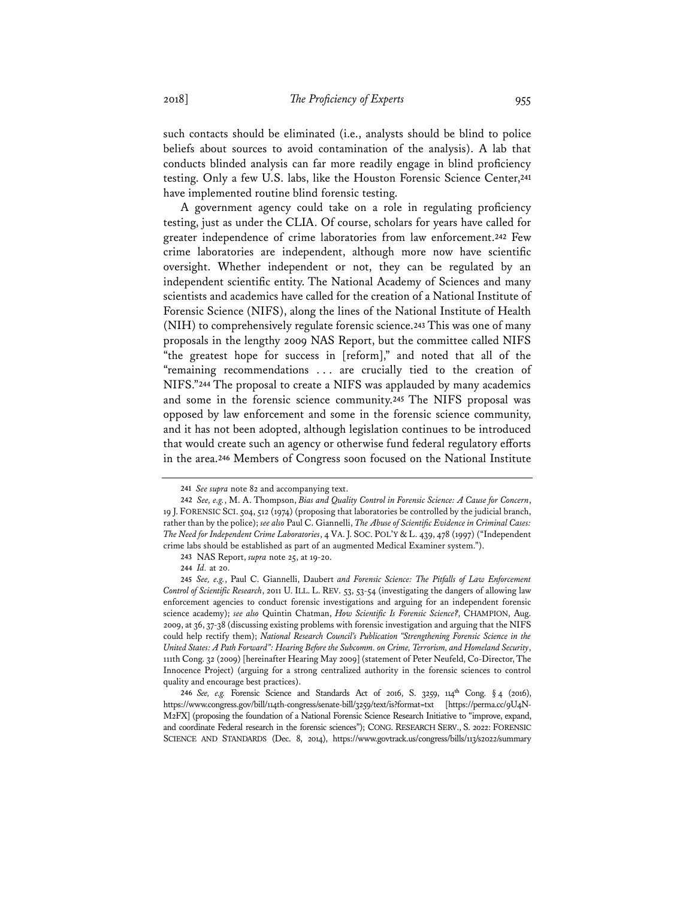such contacts should be eliminated (i.e., analysts should be blind to police beliefs about sources to avoid contamination of the analysis). A lab that conducts blinded analysis can far more readily engage in blind proficiency testing. Only a few U.S. labs, like the Houston Forensic Science Center,[241] have implemented routine blind forensic testing.

A government agency could take on a role in regulating proficiency testing, just as under the CLIA. Of course, scholars for years have called for greater independence of crime laboratories from law enforcement.[242] Few crime laboratories are independent, although more now have scientific oversight. Whether independent or not, they can be regulated by an independent scientific entity. The National Academy of Sciences and many scientists and academics have called for the creation of a National Institute of Forensic Science (NIFS), along the lines of the National Institute of Health (NIH) to comprehensively regulate forensic science.[243] This was one of many proposals in the lengthy 2009 NAS Report, but the committee called NIFS "the greatest hope for success in [reform]," and noted that all of the "remaining recommendations . . . are crucially tied to the creation of NIFS."[244] The proposal to create a NIFS was applauded by many academics and some in the forensic science community.[245] The NIFS proposal was opposed by law enforcement and some in the forensic science community, and it has not been adopted, although legislation continues to be introduced that would create such an agency or otherwise fund federal regulatory efforts in the area.[246] Members of Congress soon focused on the National Institute

---

241 *See supra* note 82 and accompanying text.

242 *See, e.g.*, M. A. Thompson, *Bias and Quality Control in Forensic Science: A Cause for Concern*, 19 J. FORENSIC SCI. 504, 512 (1974) (proposing that laboratories be controlled by the judicial branch, rather than by the police); *see also* Paul C. Giannelli, *The Abuse of Scientific Evidence in Criminal Cases: The Need for Independent Crime Laboratories*, 4 VA. J. SOC. POL'Y & L. 439, 478 (1997) ("Independent crime labs should be established as part of an augmented Medical Examiner system.").

243 NAS Report, *supra* note 25, at 19-20.

244 *Id.* at 20.

245 *See, e.g.*, Paul C. Giannelli, Daubert *and Forensic Science: The Pitfalls of Law Enforcement Control of Scientific Research*, 2011 U. ILL. L. REV. 53, 53-54 (investigating the dangers of allowing law enforcement agencies to conduct forensic investigations and arguing for an independent forensic science academy); *see also* Quintin Chatman, *How Scientific Is Forensic Science?*, CHAMPION, Aug. 2009, at 36, 37-38 (discussing existing problems with forensic investigation and arguing that the NIFS could help rectify them); *National Research Council's Publication "Strengthening Forensic Science in the United States: A Path Forward": Hearing Before the Subcomm. on Crime, Terrorism, and Homeland Security*, 111th Cong. 32 (2009) [hereinafter Hearing May 2009] (statement of Peter Neufeld, Co-Director, The Innocence Project) (arguing for a strong centralized authority in the forensic sciences to control quality and encourage best practices).

246 *See, e.g.* Forensic Science and Standards Act of 2016, S. 3259, 114th Cong. § 4 (2016), https://www.congress.gov/bill/114th-congress/senate-bill/3259/text/is?format=txt [https://perma.cc/9U4N-M2FX] (proposing the foundation of a National Forensic Science Research Initiative to "improve, expand, and coordinate Federal research in the forensic sciences"); CONG. RESEARCH SERV., S. 2022: FORENSIC SCIENCE AND STANDARDS (Dec. 8, 2014), https://www.govtrack.us/congress/bills/113/s2022/summary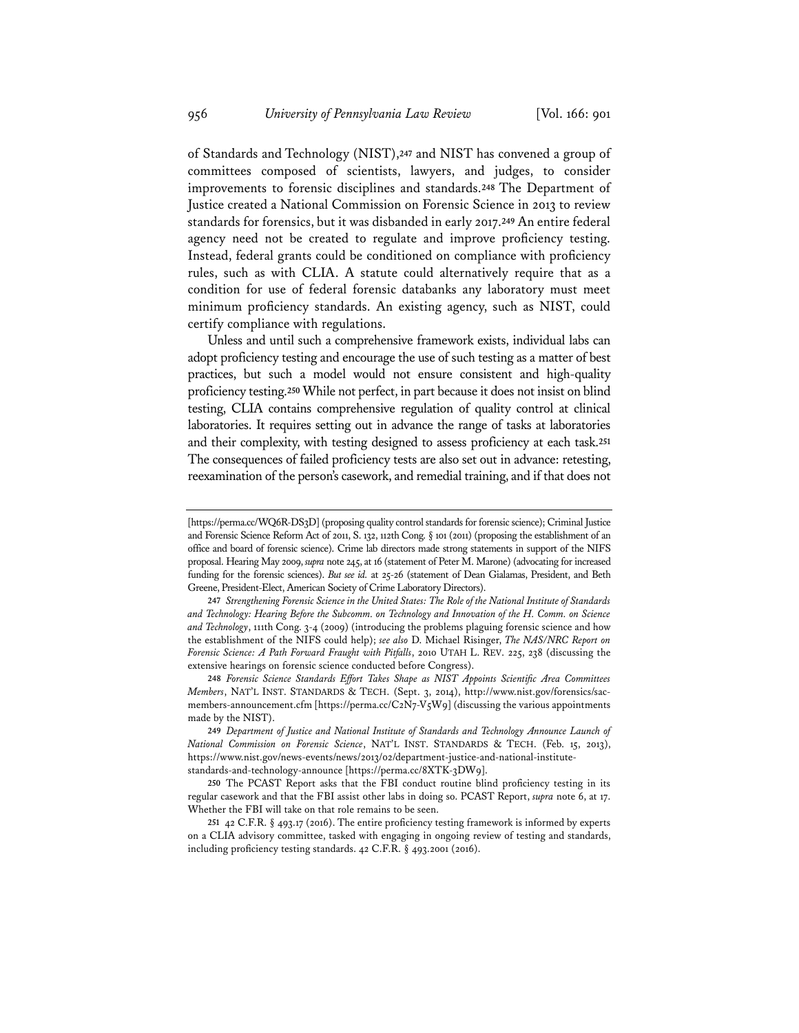of Standards and Technology (NIST),[247] and NIST has convened a group of committees composed of scientists, lawyers, and judges, to consider improvements to forensic disciplines and standards.[248] The Department of Justice created a National Commission on Forensic Science in 2013 to review standards for forensics, but it was disbanded in early 2017.[249] An entire federal agency need not be created to regulate and improve proficiency testing. Instead, federal grants could be conditioned on compliance with proficiency rules, such as with CLIA. A statute could alternatively require that as a condition for use of federal forensic databanks any laboratory must meet minimum proficiency standards. An existing agency, such as NIST, could certify compliance with regulations.

Unless and until such a comprehensive framework exists, individual labs can adopt proficiency testing and encourage the use of such testing as a matter of best practices, but such a model would not ensure consistent and high-quality proficiency testing.[250] While not perfect, in part because it does not insist on blind testing, CLIA contains comprehensive regulation of quality control at clinical laboratories. It requires setting out in advance the range of tasks at laboratories and their complexity, with testing designed to assess proficiency at each task.[251] The consequences of failed proficiency tests are also set out in advance: retesting, reexamination of the person's casework, and remedial training, and if that does not

---

[https://perma.cc/WQ6R-DS3D] (proposing quality control standards for forensic science); Criminal Justice and Forensic Science Reform Act of 2011, S. 132, 112th Cong. § 101 (2011) (proposing the establishment of an office and board of forensic science). Crime lab directors made strong statements in support of the NIFS proposal. Hearing May 2009, *supra* note 245, at 16 (statement of Peter M. Marone) (advocating for increased funding for the forensic sciences). *But see id.* at 25-26 (statement of Dean Gialamas, President, and Beth Greene, President-Elect, American Society of Crime Laboratory Directors).

247 *Strengthening Forensic Science in the United States: The Role of the National Institute of Standards and Technology: Hearing Before the Subcomm. on Technology and Innovation of the H. Comm. on Science and Technology*, 111th Cong. 3-4 (2009) (introducing the problems plaguing forensic science and how the establishment of the NIFS could help); *see also* D. Michael Risinger, *The NAS/NRC Report on Forensic Science: A Path Forward Fraught with Pitfalls*, 2010 UTAH L. REV. 225, 238 (discussing the extensive hearings on forensic science conducted before Congress).

248 *Forensic Science Standards Effort Takes Shape as NIST Appoints Scientific Area Committees Members*, NAT'L INST. STANDARDS & TECH. (Sept. 3, 2014), http://www.nist.gov/forensics/sac-members-announcement.cfm [https://perma.cc/C2N7-V5W9] (discussing the various appointments made by the NIST).

249 *Department of Justice and National Institute of Standards and Technology Announce Launch of National Commission on Forensic Science*, NAT'L INST. STANDARDS & TECH. (Feb. 15, 2013), https://www.nist.gov/news-events/news/2013/02/department-justice-and-national-institute-standards-and-technology-announce [https://perma.cc/8XTK-3DW9].

250 The PCAST Report asks that the FBI conduct routine blind proficiency testing in its regular casework and that the FBI assist other labs in doing so. PCAST Report, *supra* note 6, at 17. Whether the FBI will take on that role remains to be seen.

251 42 C.F.R. § 493.17 (2016). The entire proficiency testing framework is informed by experts on a CLIA advisory committee, tasked with engaging in ongoing review of testing and standards, including proficiency testing standards. 42 C.F.R. § 493.2001 (2016).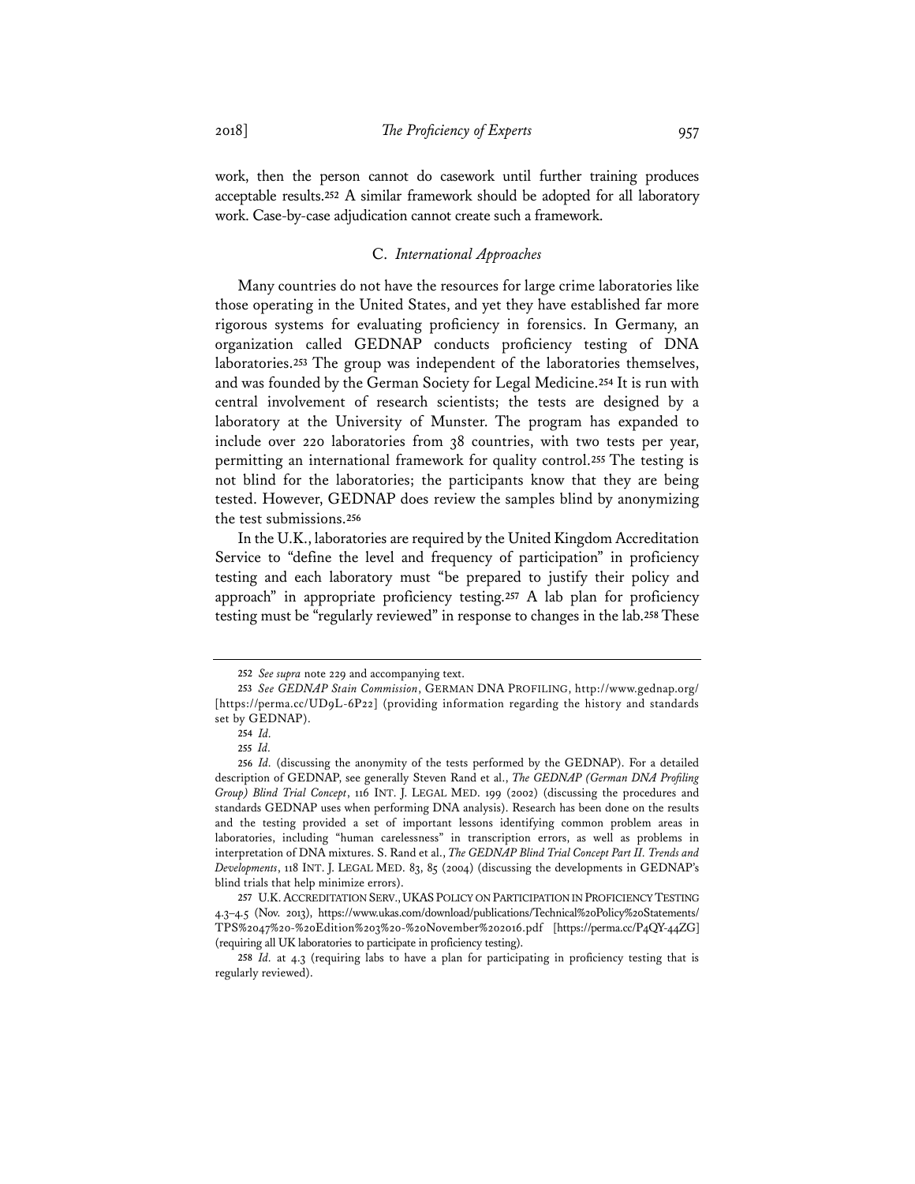work, then the person cannot do casework until further training produces acceptable results.[252] A similar framework should be adopted for all laboratory work. Case-by-case adjudication cannot create such a framework.

### C. *International Approaches*

Many countries do not have the resources for large crime laboratories like those operating in the United States, and yet they have established far more rigorous systems for evaluating proficiency in forensics. In Germany, an organization called GEDNAP conducts proficiency testing of DNA laboratories.[253] The group was independent of the laboratories themselves, and was founded by the German Society for Legal Medicine.[254] It is run with central involvement of research scientists; the tests are designed by a laboratory at the University of Munster. The program has expanded to include over 220 laboratories from 38 countries, with two tests per year, permitting an international framework for quality control.[255] The testing is not blind for the laboratories; the participants know that they are being tested. However, GEDNAP does review the samples blind by anonymizing the test submissions.[256]

In the U.K., laboratories are required by the United Kingdom Accreditation Service to "define the level and frequency of participation" in proficiency testing and each laboratory must "be prepared to justify their policy and approach" in appropriate proficiency testing.[257] A lab plan for proficiency testing must be "regularly reviewed" in response to changes in the lab.[258] These

---

252 *See supra* note 229 and accompanying text.

253 *See GEDNAP Stain Commission*, GERMAN DNA PROFILING, http://www.gednap.org/ [https://perma.cc/UD9L-6P22] (providing information regarding the history and standards set by GEDNAP).

254 *Id.*

255 *Id.*

256 *Id.* (discussing the anonymity of the tests performed by the GEDNAP). For a detailed description of GEDNAP, see generally Steven Rand et al., *The GEDNAP (German DNA Profiling Group) Blind Trial Concept*, 116 INT. J. LEGAL MED. 199 (2002) (discussing the procedures and standards GEDNAP uses when performing DNA analysis). Research has been done on the results and the testing provided a set of important lessons identifying common problem areas in laboratories, including "human carelessness" in transcription errors, as well as problems in interpretation of DNA mixtures. S. Rand et al., *The GEDNAP Blind Trial Concept Part II. Trends and Developments*, 118 INT. J. LEGAL MED. 83, 85 (2004) (discussing the developments in GEDNAP's blind trials that help minimize errors).

257 U.K. ACCREDITATION SERV., UKAS POLICY ON PARTICIPATION IN PROFICIENCY TESTING 4.3–4.5 (Nov. 2013), https://www.ukas.com/download/publications/Technical%20Policy%20Statements/TPS%2047%20-%20Edition%203%20-%20November%202016.pdf [https://perma.cc/P4QY-44ZG] (requiring all UK laboratories to participate in proficiency testing).

258 *Id.* at 4.3 (requiring labs to have a plan for participating in proficiency testing that is regularly reviewed).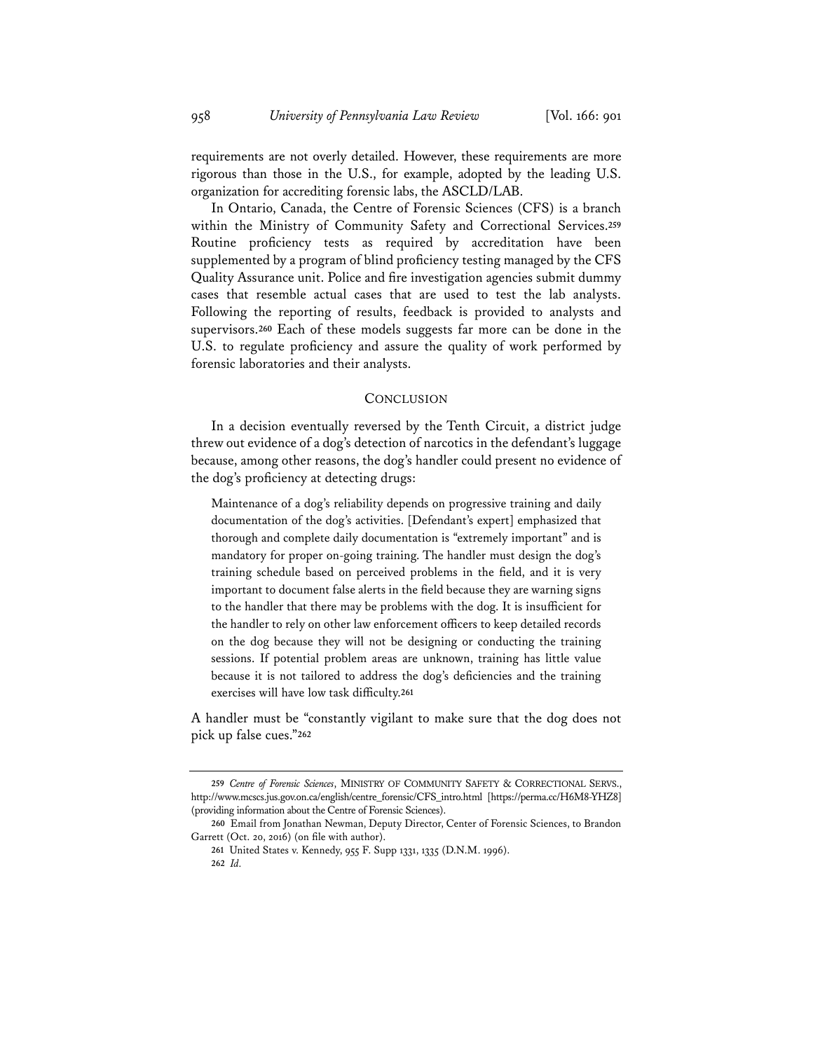requirements are not overly detailed. However, these requirements are more rigorous than those in the U.S., for example, adopted by the leading U.S. organization for accrediting forensic labs, the ASCLD/LAB.

In Ontario, Canada, the Centre of Forensic Sciences (CFS) is a branch within the Ministry of Community Safety and Correctional Services.[259] Routine proficiency tests as required by accreditation have been supplemented by a program of blind proficiency testing managed by the CFS Quality Assurance unit. Police and fire investigation agencies submit dummy cases that resemble actual cases that are used to test the lab analysts. Following the reporting of results, feedback is provided to analysts and supervisors.[260] Each of these models suggests far more can be done in the U.S. to regulate proficiency and assure the quality of work performed by forensic laboratories and their analysts.

## CONCLUSION

In a decision eventually reversed by the Tenth Circuit, a district judge threw out evidence of a dog's detection of narcotics in the defendant's luggage because, among other reasons, the dog's handler could present no evidence of the dog's proficiency at detecting drugs:

> Maintenance of a dog's reliability depends on progressive training and daily documentation of the dog's activities. [Defendant's expert] emphasized that thorough and complete daily documentation is "extremely important" and is mandatory for proper on-going training. The handler must design the dog's training schedule based on perceived problems in the field, and it is very important to document false alerts in the field because they are warning signs to the handler that there may be problems with the dog. It is insufficient for the handler to rely on other law enforcement officers to keep detailed records on the dog because they will not be designing or conducting the training sessions. If potential problem areas are unknown, training has little value because it is not tailored to address the dog's deficiencies and the training exercises will have low task difficulty.[261]

A handler must be "constantly vigilant to make sure that the dog does not pick up false cues."[262]

---

[259] *Centre of Forensic Sciences*, MINISTRY OF COMMUNITY SAFETY & CORRECTIONAL SERVS., http://www.mcscs.jus.gov.on.ca/english/centre_forensic/CFS_intro.html [https://perma.cc/H6M8-YHZ8] (providing information about the Centre of Forensic Sciences).

[260] Email from Jonathan Newman, Deputy Director, Center of Forensic Sciences, to Brandon Garrett (Oct. 20, 2016) (on file with author).

[261] United States v. Kennedy, 955 F. Supp 1331, 1335 (D.N.M. 1996).

[262] *Id.*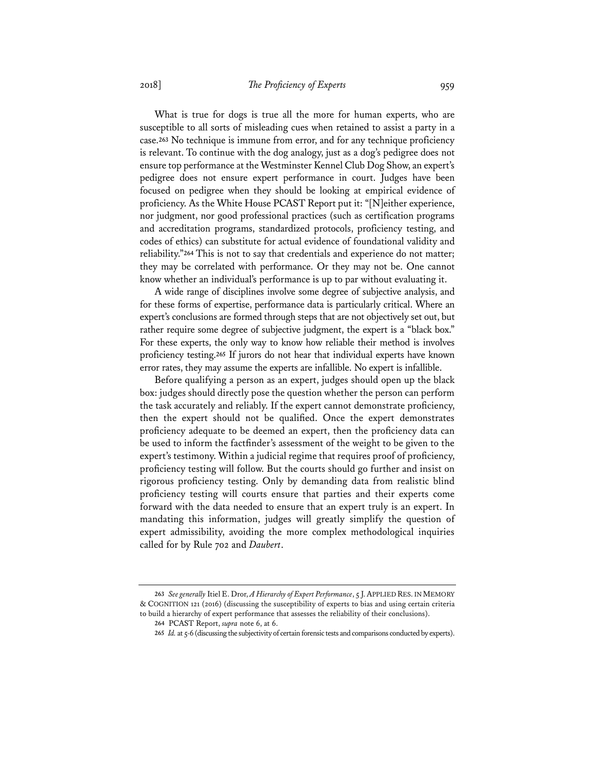What is true for dogs is true all the more for human experts, who are susceptible to all sorts of misleading cues when retained to assist a party in a case.[263] No technique is immune from error, and for any technique proficiency is relevant. To continue with the dog analogy, just as a dog's pedigree does not ensure top performance at the Westminster Kennel Club Dog Show, an expert's pedigree does not ensure expert performance in court. Judges have been focused on pedigree when they should be looking at empirical evidence of proficiency. As the White House PCAST Report put it: "[N]either experience, nor judgment, nor good professional practices (such as certification programs and accreditation programs, standardized protocols, proficiency testing, and codes of ethics) can substitute for actual evidence of foundational validity and reliability."[264] This is not to say that credentials and experience do not matter; they may be correlated with performance. Or they may not be. One cannot know whether an individual's performance is up to par without evaluating it.

A wide range of disciplines involve some degree of subjective analysis, and for these forms of expertise, performance data is particularly critical. Where an expert's conclusions are formed through steps that are not objectively set out, but rather require some degree of subjective judgment, the expert is a "black box." For these experts, the only way to know how reliable their method is involves proficiency testing.[265] If jurors do not hear that individual experts have known error rates, they may assume the experts are infallible. No expert is infallible.

Before qualifying a person as an expert, judges should open up the black box: judges should directly pose the question whether the person can perform the task accurately and reliably. If the expert cannot demonstrate proficiency, then the expert should not be qualified. Once the expert demonstrates proficiency adequate to be deemed an expert, then the proficiency data can be used to inform the factfinder's assessment of the weight to be given to the expert's testimony. Within a judicial regime that requires proof of proficiency, proficiency testing will follow. But the courts should go further and insist on rigorous proficiency testing. Only by demanding data from realistic blind proficiency testing will courts ensure that parties and their experts come forward with the data needed to ensure that an expert truly is an expert. In mandating this information, judges will greatly simplify the question of expert admissibility, avoiding the more complex methodological inquiries called for by Rule 702 and *Daubert*.

---

263 *See generally* Itiel E. Dror, *A Hierarchy of Expert Performance*, 5 J. APPLIED RES. IN MEMORY & COGNITION 121 (2016) (discussing the susceptibility of experts to bias and using certain criteria to build a hierarchy of expert performance that assesses the reliability of their conclusions).

264 PCAST Report, *supra* note 6, at 6.

265 *Id.* at 5-6 (discussing the subjectivity of certain forensic tests and comparisons conducted by experts).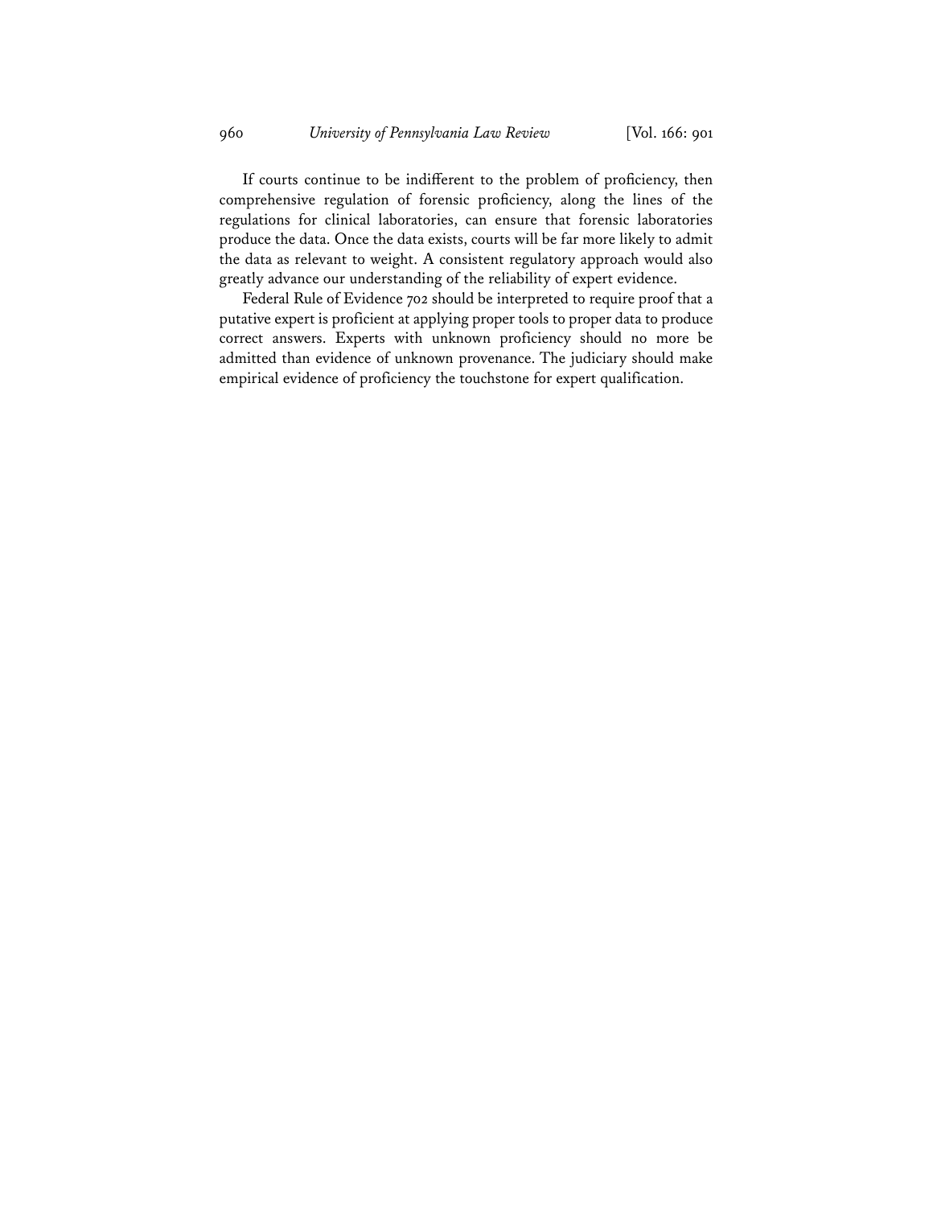If courts continue to be indifferent to the problem of proficiency, then comprehensive regulation of forensic proficiency, along the lines of the regulations for clinical laboratories, can ensure that forensic laboratories produce the data. Once the data exists, courts will be far more likely to admit the data as relevant to weight. A consistent regulatory approach would also greatly advance our understanding of the reliability of expert evidence.

Federal Rule of Evidence 702 should be interpreted to require proof that a putative expert is proficient at applying proper tools to proper data to produce correct answers. Experts with unknown proficiency should no more be admitted than evidence of unknown provenance. The judiciary should make empirical evidence of proficiency the touchstone for expert qualification.